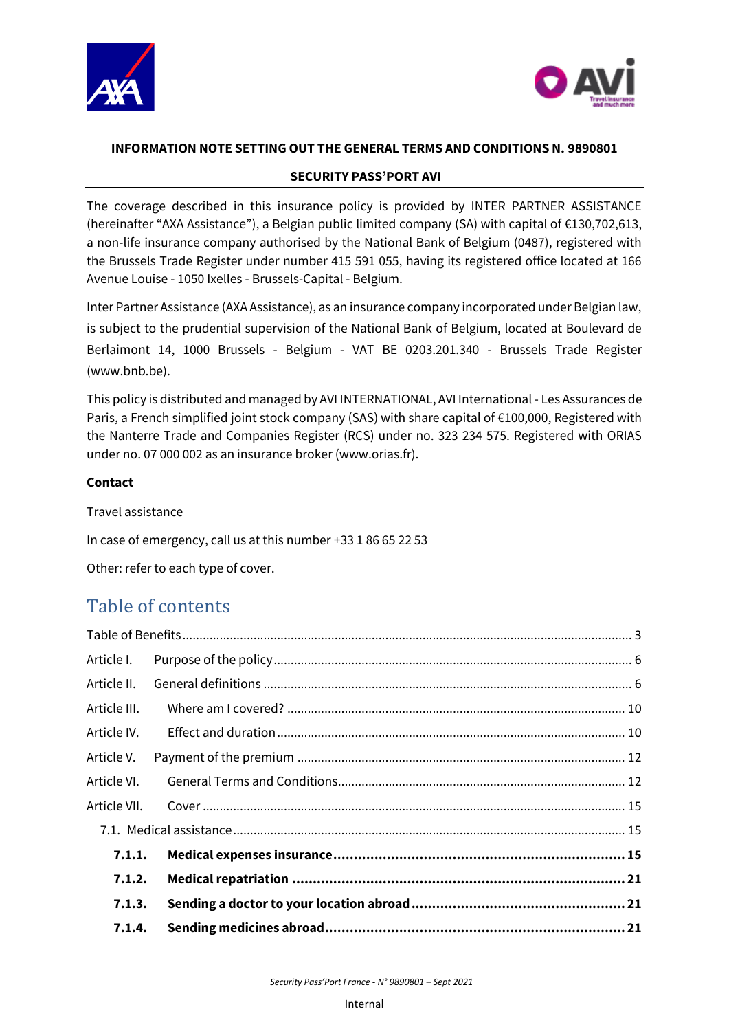**INFORMATION NOTE SETTING OUT THE GENERAL TERMS AND CONDITIONS N. 9890801**

**SECURITY PASS'PORT AVI**

The coverage described in this insurance policy is provided by INTER PARTNER ASSISTANCE (hereinafter "AXA Assistance"), a Belgian public limited company (SA) with capital of €130,702,613, a non-life insurance company authorised by the National Bank of Belgium (0487), registered with the Brussels Trade Register under number 415 591 055, having its registered office located at 166 Avenue Louise - 1050 Ixelles - Brussels-Capital - Belgium.

Inter Partner Assistance (AXA Assistance), as an insurance company incorporated under Belgian law, is subject to the prudential supervision of the National Bank of Belgium, located at Boulevard de Berlaimont 14, 1000 Brussels - Belgium - VAT BE 0203.201.340 - Brussels Trade Register (www.bnb.be).

This policy is distributed and managed by AVI INTERNATIONAL, AVI International - Les Assurances de Paris, a French simplified joint stock company (SAS) with share capital of €100,000, Registered with the Nanterre Trade and Companies Register (RCS) under no. 323 234 575. Registered with ORIAS under no. 07 000 002 as an insurance broker (www.orias.fr).

**Contact**

| Travel assistance |
|---|
| In case of emergency, call us at this number +33 1 86 65 22 53 |
| Other: refer to each type of cover. |

# Table of contents

Table of Benefits ........ 3

Article I. Purpose of the policy ........ 6

Article II. General definitions ........ 6

Article III. Where am I covered? ........ 10

Article IV. Effect and duration ........ 10

Article V. Payment of the premium ........ 12

Article VI. General Terms and Conditions ........ 12

Article VII. Cover ........ 15

7.1. Medical assistance ........ 15

**7.1.1. Medical expenses insurance ........ 15**

**7.1.2. Medical repatriation ........ 21**

**7.1.3. Sending a doctor to your location abroad ........ 21**

**7.1.4. Sending medicines abroad ........ 21**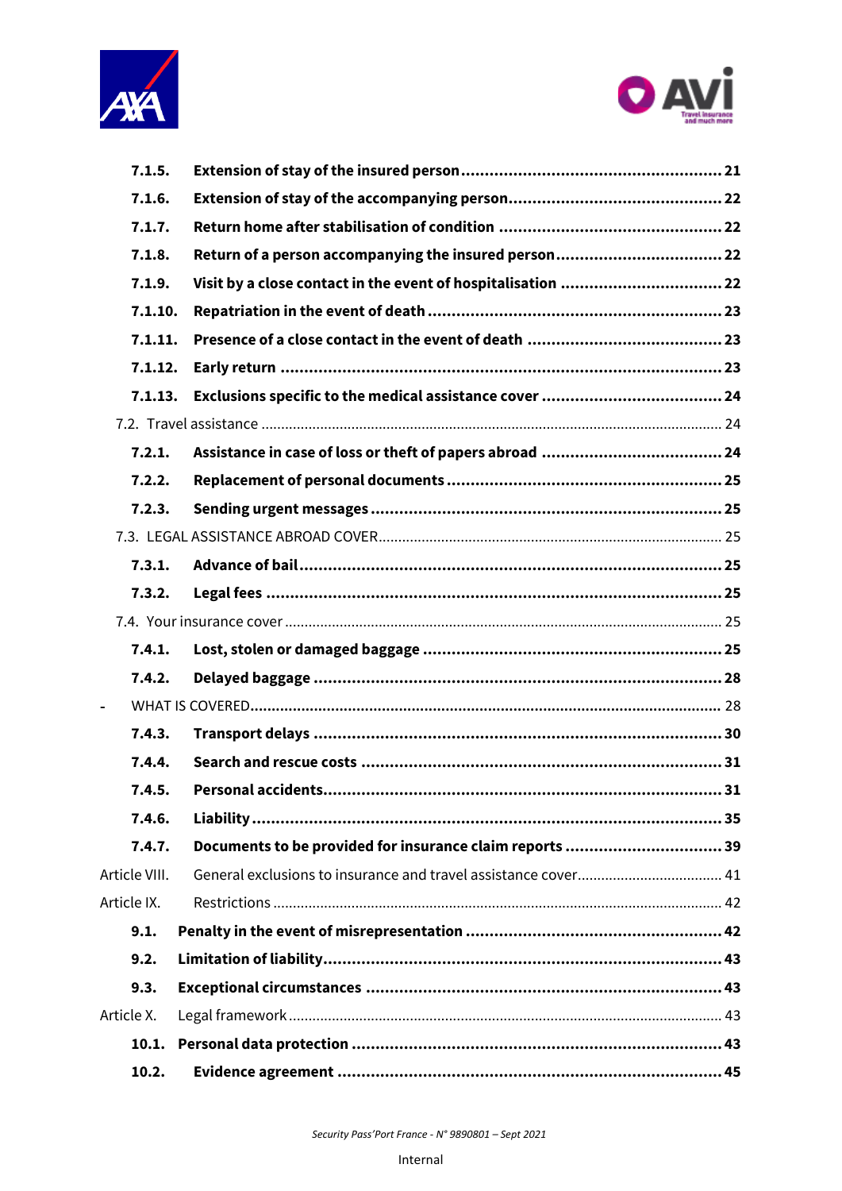**7.1.5. Extension of stay of the insured person 21**

**7.1.6. Extension of stay of the accompanying person 22**

**7.1.7. Return home after stabilisation of condition 22**

**7.1.8. Return of a person accompanying the insured person 22**

**7.1.9. Visit by a close contact in the event of hospitalisation 22**

**7.1.10. Repatriation in the event of death 23**

**7.1.11. Presence of a close contact in the event of death 23**

**7.1.12. Early return 23**

**7.1.13. Exclusions specific to the medical assistance cover 24**

7.2. Travel assistance 24

**7.2.1. Assistance in case of loss or theft of papers abroad 24**

**7.2.2. Replacement of personal documents 25**

**7.2.3. Sending urgent messages 25**

7.3. LEGAL ASSISTANCE ABROAD COVER 25

**7.3.1. Advance of bail 25**

**7.3.2. Legal fees 25**

7.4. Your insurance cover 25

**7.4.1. Lost, stolen or damaged baggage 25**

**7.4.2. Delayed baggage 28**

- WHAT IS COVERED 28

**7.4.3. Transport delays 30**

**7.4.4. Search and rescue costs 31**

**7.4.5. Personal accidents 31**

**7.4.6. Liability 35**

**7.4.7. Documents to be provided for insurance claim reports 39**

Article VIII. General exclusions to insurance and travel assistance cover 41

Article IX. Restrictions 42

**9.1. Penalty in the event of misrepresentation 42**

**9.2. Limitation of liability 43**

**9.3. Exceptional circumstances 43**

Article X. Legal framework 43

**10.1. Personal data protection 43**

**10.2. Evidence agreement 45**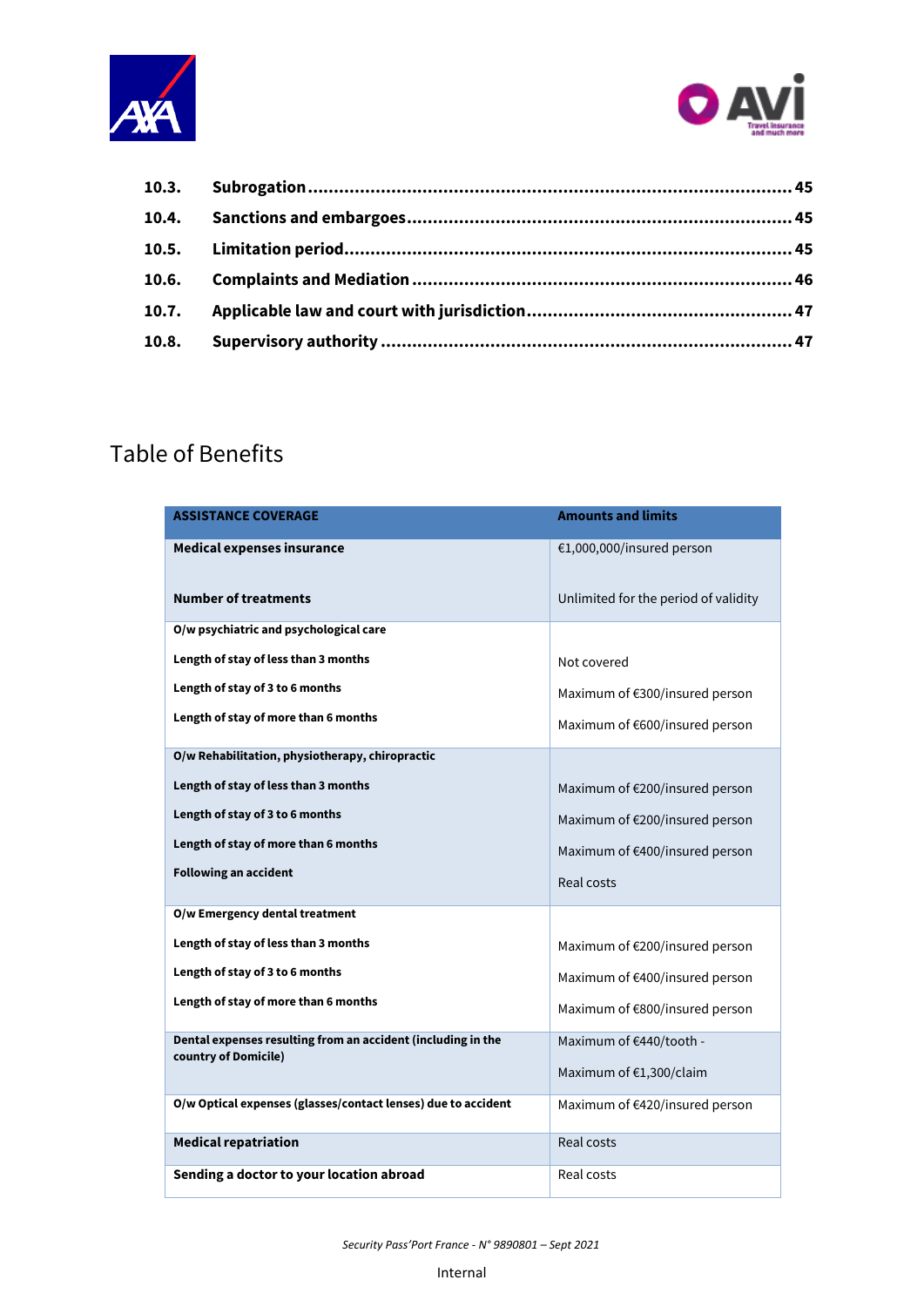| | | |
|---|---|---|
| **10.3.** | **Subrogation** | **45** |
| **10.4.** | **Sanctions and embargoes** | **45** |
| **10.5.** | **Limitation period** | **45** |
| **10.6.** | **Complaints and Mediation** | **46** |
| **10.7.** | **Applicable law and court with jurisdiction** | **47** |
| **10.8.** | **Supervisory authority** | **47** |

# Table of Benefits

| ASSISTANCE COVERAGE | Amounts and limits |
|---|---|
| **Medical expenses insurance**<br><br>**Number of treatments** | €1,000,000/insured person<br><br>Unlimited for the period of validity |
| **O/w psychiatric and psychological care**<br>**Length of stay of less than 3 months**<br>**Length of stay of 3 to 6 months**<br>**Length of stay of more than 6 months** | <br>Not covered<br>Maximum of €300/insured person<br>Maximum of €600/insured person |
| **O/w Rehabilitation, physiotherapy, chiropractic**<br>**Length of stay of less than 3 months**<br>**Length of stay of 3 to 6 months**<br>**Length of stay of more than 6 months**<br>**Following an accident** | <br>Maximum of €200/insured person<br>Maximum of €200/insured person<br>Maximum of €400/insured person<br>Real costs |
| **O/w Emergency dental treatment**<br>**Length of stay of less than 3 months**<br>**Length of stay of 3 to 6 months**<br>**Length of stay of more than 6 months** | <br>Maximum of €200/insured person<br>Maximum of €400/insured person<br>Maximum of €800/insured person |
| **Dental expenses resulting from an accident (including in the country of Domicile)** | Maximum of €440/tooth -<br>Maximum of €1,300/claim |
| **O/w Optical expenses (glasses/contact lenses) due to accident** | Maximum of €420/insured person |
| **Medical repatriation** | Real costs |
| **Sending a doctor to your location abroad** | Real costs |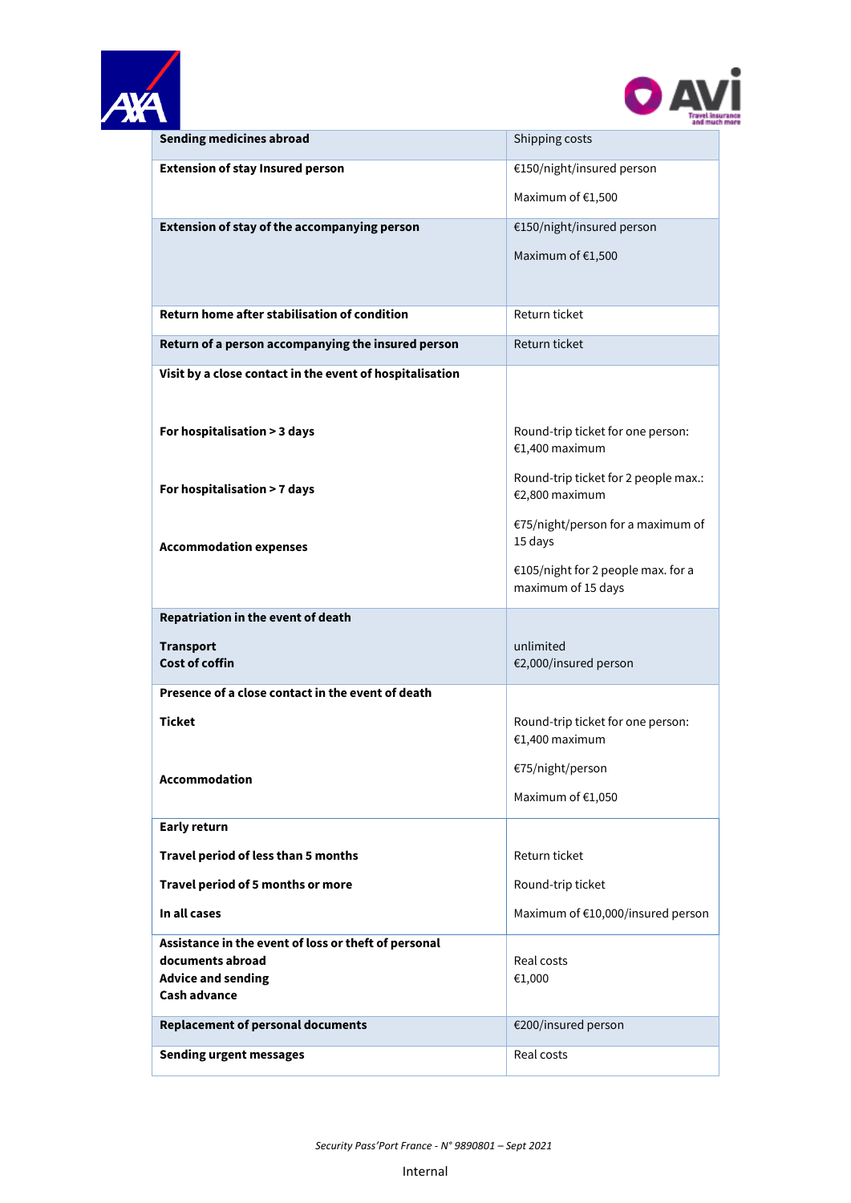| **Sending medicines abroad** | Shipping costs |
|---|---|
| **Extension of stay Insured person** | €150/night/insured person<br><br>Maximum of €1,500 |
| **Extension of stay of the accompanying person** | €150/night/insured person<br><br>Maximum of €1,500 |
| **Return home after stabilisation of condition** | Return ticket |
| **Return of a person accompanying the insured person** | Return ticket |
| **Visit by a close contact in the event of hospitalisation**<br><br>**For hospitalisation > 3 days**<br><br>**For hospitalisation > 7 days**<br><br>**Accommodation expenses** | Round-trip ticket for one person: €1,400 maximum<br><br>Round-trip ticket for 2 people max.: €2,800 maximum<br><br>€75/night/person for a maximum of 15 days<br><br>€105/night for 2 people max. for a maximum of 15 days |
| **Repatriation in the event of death**<br><br>**Transport**<br>**Cost of coffin** | unlimited<br>€2,000/insured person |
| **Presence of a close contact in the event of death**<br><br>**Ticket**<br><br>**Accommodation** | Round-trip ticket for one person: €1,400 maximum<br><br>€75/night/person<br><br>Maximum of €1,050 |
| **Early return**<br><br>**Travel period of less than 5 months**<br><br>**Travel period of 5 months or more**<br><br>**In all cases** | Return ticket<br><br>Round-trip ticket<br><br>Maximum of €10,000/insured person |
| **Assistance in the event of loss or theft of personal documents abroad**<br>**Advice and sending**<br>**Cash advance** | Real costs<br>€1,000 |
| **Replacement of personal documents** | €200/insured person |
| **Sending urgent messages** | Real costs |

*Security Pass'Port France - N° 9890801 – Sept 2021*

Internal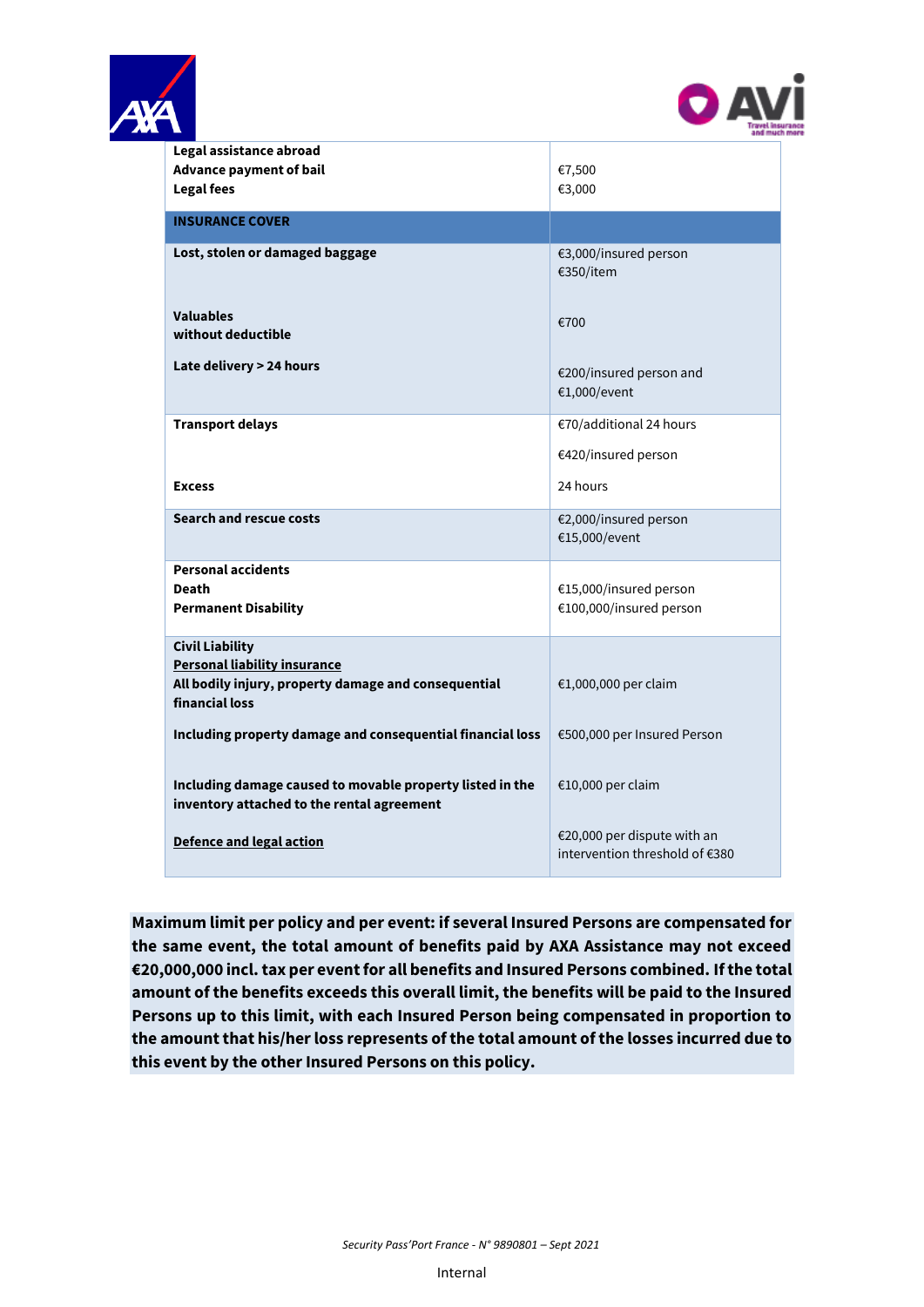| | |
|---|---|
| **Legal assistance abroad**<br>**Advance payment of bail**<br>**Legal fees** | €7,500<br>€3,000 |
| **INSURANCE COVER** | |
| **Lost, stolen or damaged baggage**<br><br>**Valuables**<br>**without deductible**<br><br>**Late delivery > 24 hours** | €3,000/insured person<br>€350/item<br><br>€700<br><br>€200/insured person and<br>€1,000/event |
| **Transport delays**<br><br>**Excess** | €70/additional 24 hours<br>€420/insured person<br>24 hours |
| **Search and rescue costs** | €2,000/insured person<br>€15,000/event |
| **Personal accidents**<br>**Death**<br>**Permanent Disability** | €15,000/insured person<br>€100,000/insured person |
| **Civil Liability**<br>**Personal liability insurance**<br>**All bodily injury, property damage and consequential financial loss**<br><br>**Including property damage and consequential financial loss**<br><br>**Including damage caused to movable property listed in the inventory attached to the rental agreement**<br><br>**Defence and legal action** | €1,000,000 per claim<br><br>€500,000 per Insured Person<br><br>€10,000 per claim<br><br>€20,000 per dispute with an intervention threshold of €380 |

**Maximum limit per policy and per event: if several Insured Persons are compensated for the same event, the total amount of benefits paid by AXA Assistance may not exceed €20,000,000 incl. tax per event for all benefits and Insured Persons combined. If the total amount of the benefits exceeds this overall limit, the benefits will be paid to the Insured Persons up to this limit, with each Insured Person being compensated in proportion to the amount that his/her loss represents of the total amount of the losses incurred due to this event by the other Insured Persons on this policy.**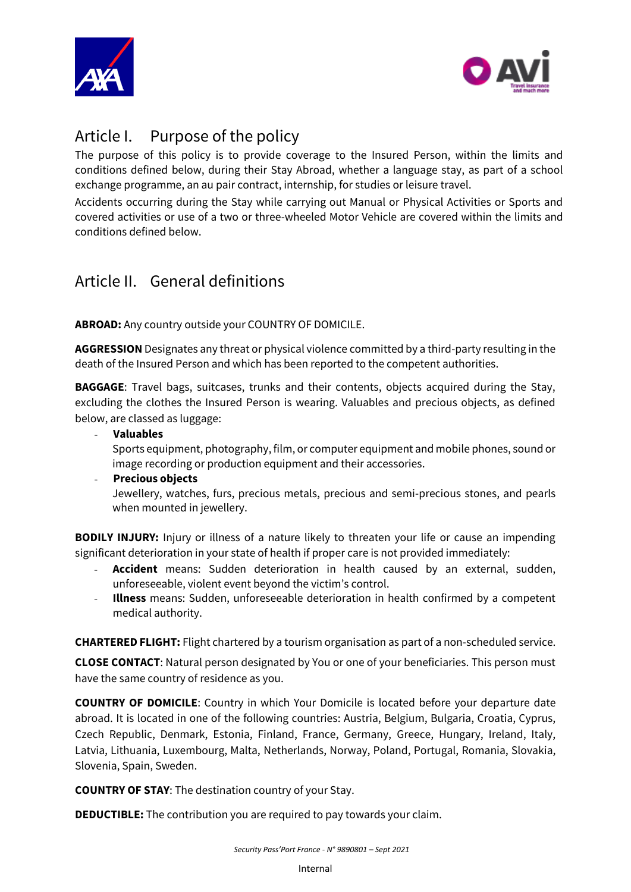## Article I. Purpose of the policy

The purpose of this policy is to provide coverage to the Insured Person, within the limits and conditions defined below, during their Stay Abroad, whether a language stay, as part of a school exchange programme, an au pair contract, internship, for studies or leisure travel.

Accidents occurring during the Stay while carrying out Manual or Physical Activities or Sports and covered activities or use of a two or three-wheeled Motor Vehicle are covered within the limits and conditions defined below.

## Article II. General definitions

**ABROAD:** Any country outside your COUNTRY OF DOMICILE.

**AGGRESSION** Designates any threat or physical violence committed by a third-party resulting in the death of the Insured Person and which has been reported to the competent authorities.

**BAGGAGE**: Travel bags, suitcases, trunks and their contents, objects acquired during the Stay, excluding the clothes the Insured Person is wearing. Valuables and precious objects, as defined below, are classed as luggage:

- **Valuables**
  Sports equipment, photography, film, or computer equipment and mobile phones, sound or image recording or production equipment and their accessories.
- **Precious objects**
  Jewellery, watches, furs, precious metals, precious and semi-precious stones, and pearls when mounted in jewellery.

**BODILY INJURY:** Injury or illness of a nature likely to threaten your life or cause an impending significant deterioration in your state of health if proper care is not provided immediately:

- **Accident** means: Sudden deterioration in health caused by an external, sudden, unforeseeable, violent event beyond the victim's control.
- **Illness** means: Sudden, unforeseeable deterioration in health confirmed by a competent medical authority.

**CHARTERED FLIGHT:** Flight chartered by a tourism organisation as part of a non-scheduled service.

**CLOSE CONTACT**: Natural person designated by You or one of your beneficiaries. This person must have the same country of residence as you.

**COUNTRY OF DOMICILE**: Country in which Your Domicile is located before your departure date abroad. It is located in one of the following countries: Austria, Belgium, Bulgaria, Croatia, Cyprus, Czech Republic, Denmark, Estonia, Finland, France, Germany, Greece, Hungary, Ireland, Italy, Latvia, Lithuania, Luxembourg, Malta, Netherlands, Norway, Poland, Portugal, Romania, Slovakia, Slovenia, Spain, Sweden.

**COUNTRY OF STAY**: The destination country of your Stay.

**DEDUCTIBLE:** The contribution you are required to pay towards your claim.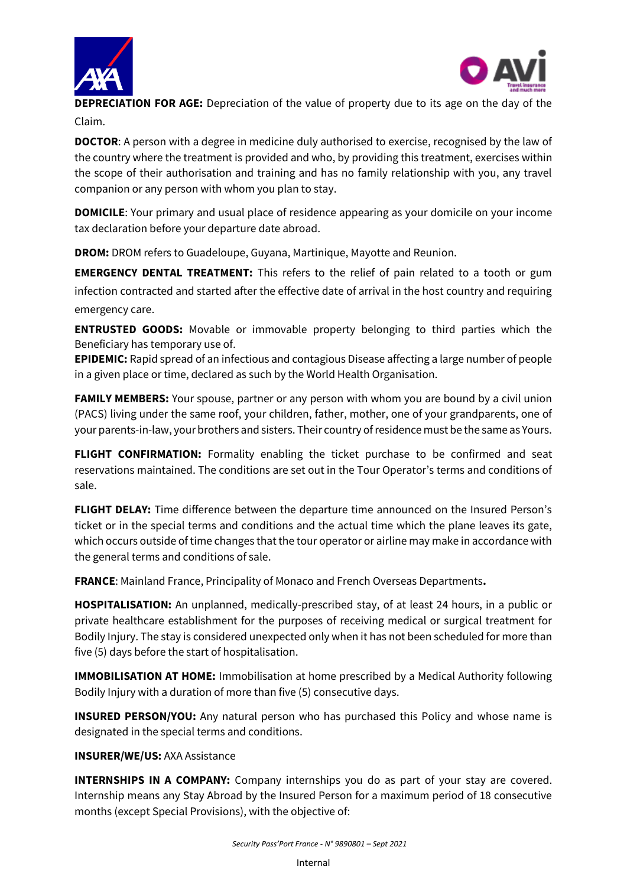**DEPRECIATION FOR AGE:** Depreciation of the value of property due to its age on the day of the Claim.

**DOCTOR**: A person with a degree in medicine duly authorised to exercise, recognised by the law of the country where the treatment is provided and who, by providing this treatment, exercises within the scope of their authorisation and training and has no family relationship with you, any travel companion or any person with whom you plan to stay.

**DOMICILE**: Your primary and usual place of residence appearing as your domicile on your income tax declaration before your departure date abroad.

**DROM:** DROM refers to Guadeloupe, Guyana, Martinique, Mayotte and Reunion.

**EMERGENCY DENTAL TREATMENT:** This refers to the relief of pain related to a tooth or gum infection contracted and started after the effective date of arrival in the host country and requiring emergency care.

**ENTRUSTED GOODS:** Movable or immovable property belonging to third parties which the Beneficiary has temporary use of.

**EPIDEMIC:** Rapid spread of an infectious and contagious Disease affecting a large number of people in a given place or time, declared as such by the World Health Organisation.

**FAMILY MEMBERS:** Your spouse, partner or any person with whom you are bound by a civil union (PACS) living under the same roof, your children, father, mother, one of your grandparents, one of your parents-in-law, your brothers and sisters. Their country of residence must be the same as Yours.

**FLIGHT CONFIRMATION:** Formality enabling the ticket purchase to be confirmed and seat reservations maintained. The conditions are set out in the Tour Operator's terms and conditions of sale.

**FLIGHT DELAY:** Time difference between the departure time announced on the Insured Person's ticket or in the special terms and conditions and the actual time which the plane leaves its gate, which occurs outside of time changes that the tour operator or airline may make in accordance with the general terms and conditions of sale.

**FRANCE**: Mainland France, Principality of Monaco and French Overseas Departments**.**

**HOSPITALISATION:** An unplanned, medically-prescribed stay, of at least 24 hours, in a public or private healthcare establishment for the purposes of receiving medical or surgical treatment for Bodily Injury. The stay is considered unexpected only when it has not been scheduled for more than five (5) days before the start of hospitalisation.

**IMMOBILISATION AT HOME:** Immobilisation at home prescribed by a Medical Authority following Bodily Injury with a duration of more than five (5) consecutive days.

**INSURED PERSON/YOU:** Any natural person who has purchased this Policy and whose name is designated in the special terms and conditions.

**INSURER/WE/US:** AXA Assistance

**INTERNSHIPS IN A COMPANY:** Company internships you do as part of your stay are covered. Internship means any Stay Abroad by the Insured Person for a maximum period of 18 consecutive months (except Special Provisions), with the objective of: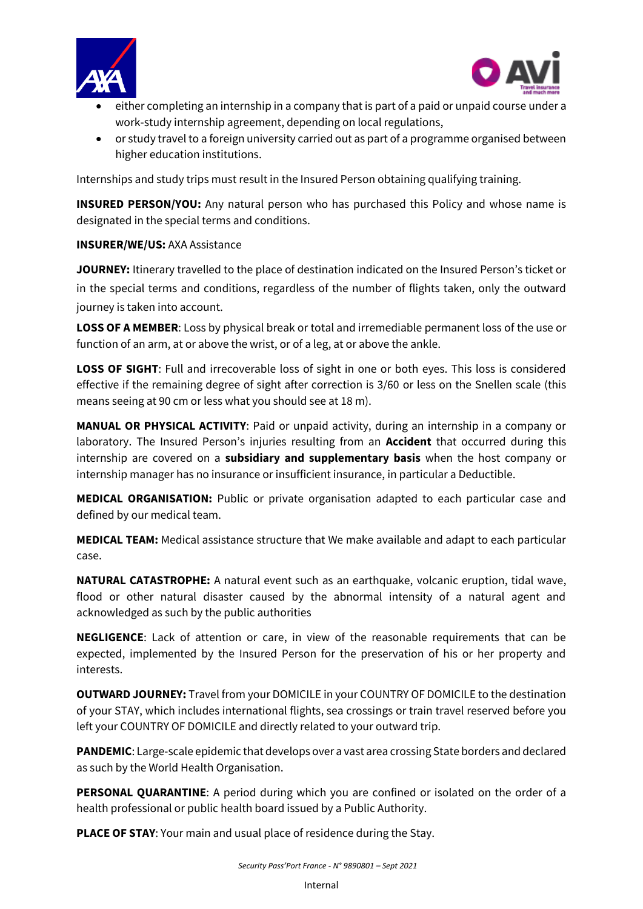- either completing an internship in a company that is part of a paid or unpaid course under a work-study internship agreement, depending on local regulations,
- or study travel to a foreign university carried out as part of a programme organised between higher education institutions.

Internships and study trips must result in the Insured Person obtaining qualifying training.

**INSURED PERSON/YOU:** Any natural person who has purchased this Policy and whose name is designated in the special terms and conditions.

**INSURER/WE/US:** AXA Assistance

**JOURNEY:** Itinerary travelled to the place of destination indicated on the Insured Person's ticket or in the special terms and conditions, regardless of the number of flights taken, only the outward journey is taken into account.

**LOSS OF A MEMBER**: Loss by physical break or total and irremediable permanent loss of the use or function of an arm, at or above the wrist, or of a leg, at or above the ankle.

**LOSS OF SIGHT**: Full and irrecoverable loss of sight in one or both eyes. This loss is considered effective if the remaining degree of sight after correction is 3/60 or less on the Snellen scale (this means seeing at 90 cm or less what you should see at 18 m).

**MANUAL OR PHYSICAL ACTIVITY**: Paid or unpaid activity, during an internship in a company or laboratory. The Insured Person's injuries resulting from an **Accident** that occurred during this internship are covered on a **subsidiary and supplementary basis** when the host company or internship manager has no insurance or insufficient insurance, in particular a Deductible.

**MEDICAL ORGANISATION:** Public or private organisation adapted to each particular case and defined by our medical team.

**MEDICAL TEAM:** Medical assistance structure that We make available and adapt to each particular case.

**NATURAL CATASTROPHE:** A natural event such as an earthquake, volcanic eruption, tidal wave, flood or other natural disaster caused by the abnormal intensity of a natural agent and acknowledged as such by the public authorities

**NEGLIGENCE**: Lack of attention or care, in view of the reasonable requirements that can be expected, implemented by the Insured Person for the preservation of his or her property and interests.

**OUTWARD JOURNEY:** Travel from your DOMICILE in your COUNTRY OF DOMICILE to the destination of your STAY, which includes international flights, sea crossings or train travel reserved before you left your COUNTRY OF DOMICILE and directly related to your outward trip.

**PANDEMIC**: Large-scale epidemic that develops over a vast area crossing State borders and declared as such by the World Health Organisation.

**PERSONAL QUARANTINE**: A period during which you are confined or isolated on the order of a health professional or public health board issued by a Public Authority.

**PLACE OF STAY**: Your main and usual place of residence during the Stay.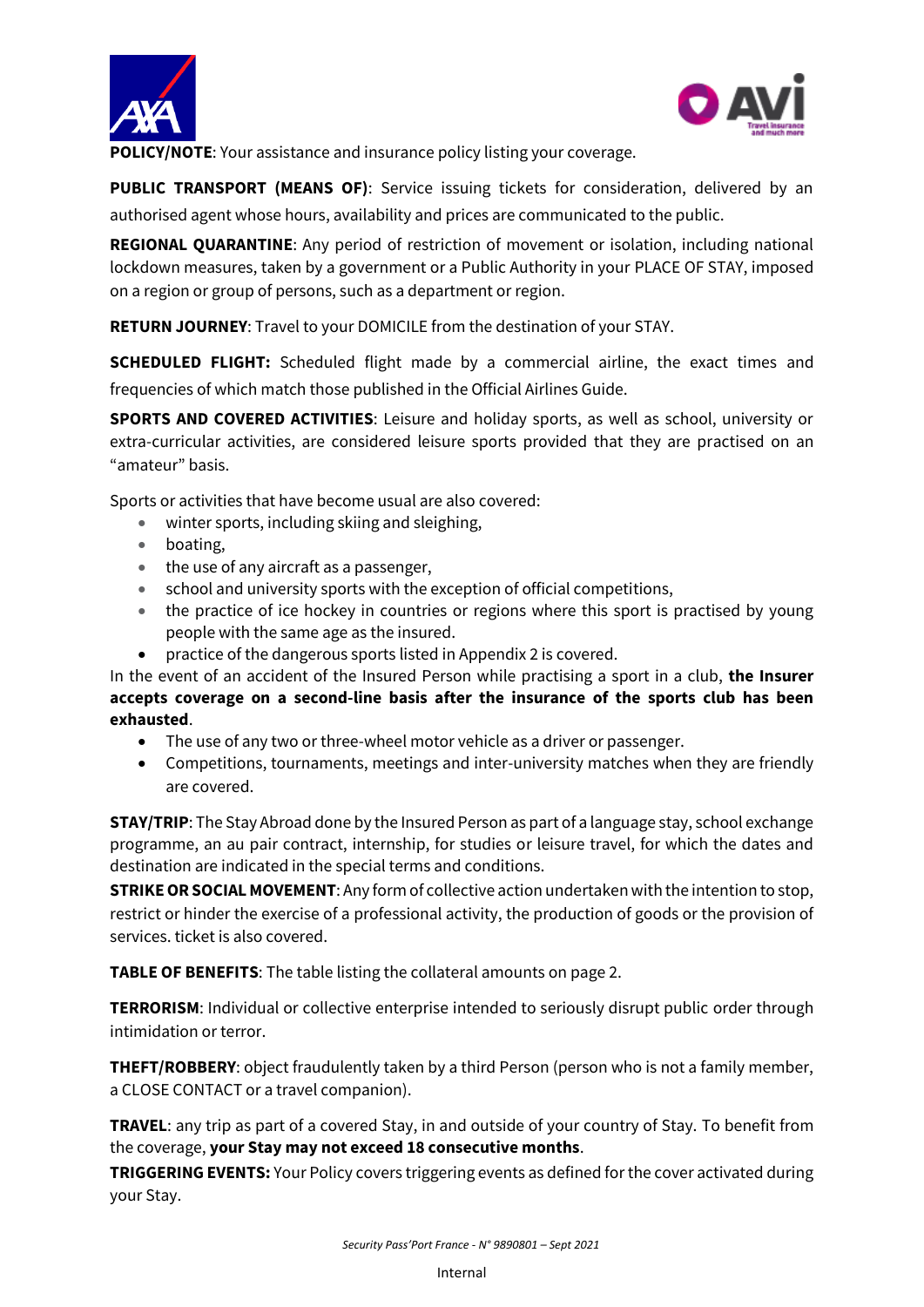**POLICY/NOTE**: Your assistance and insurance policy listing your coverage.

**PUBLIC TRANSPORT (MEANS OF)**: Service issuing tickets for consideration, delivered by an authorised agent whose hours, availability and prices are communicated to the public.

**REGIONAL QUARANTINE**: Any period of restriction of movement or isolation, including national lockdown measures, taken by a government or a Public Authority in your PLACE OF STAY, imposed on a region or group of persons, such as a department or region.

**RETURN JOURNEY**: Travel to your DOMICILE from the destination of your STAY.

**SCHEDULED FLIGHT:** Scheduled flight made by a commercial airline, the exact times and frequencies of which match those published in the Official Airlines Guide.

**SPORTS AND COVERED ACTIVITIES**: Leisure and holiday sports, as well as school, university or extra-curricular activities, are considered leisure sports provided that they are practised on an "amateur" basis.

Sports or activities that have become usual are also covered:

- winter sports, including skiing and sleighing,
- boating,
- the use of any aircraft as a passenger,
- school and university sports with the exception of official competitions,
- the practice of ice hockey in countries or regions where this sport is practised by young people with the same age as the insured.
- practice of the dangerous sports listed in Appendix 2 is covered.

In the event of an accident of the Insured Person while practising a sport in a club, **the Insurer accepts coverage on a second-line basis after the insurance of the sports club has been exhausted**.

- The use of any two or three-wheel motor vehicle as a driver or passenger.
- Competitions, tournaments, meetings and inter-university matches when they are friendly are covered.

**STAY/TRIP**: The Stay Abroad done by the Insured Person as part of a language stay, school exchange programme, an au pair contract, internship, for studies or leisure travel, for which the dates and destination are indicated in the special terms and conditions.

**STRIKE OR SOCIAL MOVEMENT**: Any form of collective action undertaken with the intention to stop, restrict or hinder the exercise of a professional activity, the production of goods or the provision of services. ticket is also covered.

**TABLE OF BENEFITS**: The table listing the collateral amounts on page 2.

**TERRORISM**: Individual or collective enterprise intended to seriously disrupt public order through intimidation or terror.

**THEFT/ROBBERY**: object fraudulently taken by a third Person (person who is not a family member, a CLOSE CONTACT or a travel companion).

**TRAVEL**: any trip as part of a covered Stay, in and outside of your country of Stay. To benefit from the coverage, **your Stay may not exceed 18 consecutive months**.

**TRIGGERING EVENTS:** Your Policy covers triggering events as defined for the cover activated during your Stay.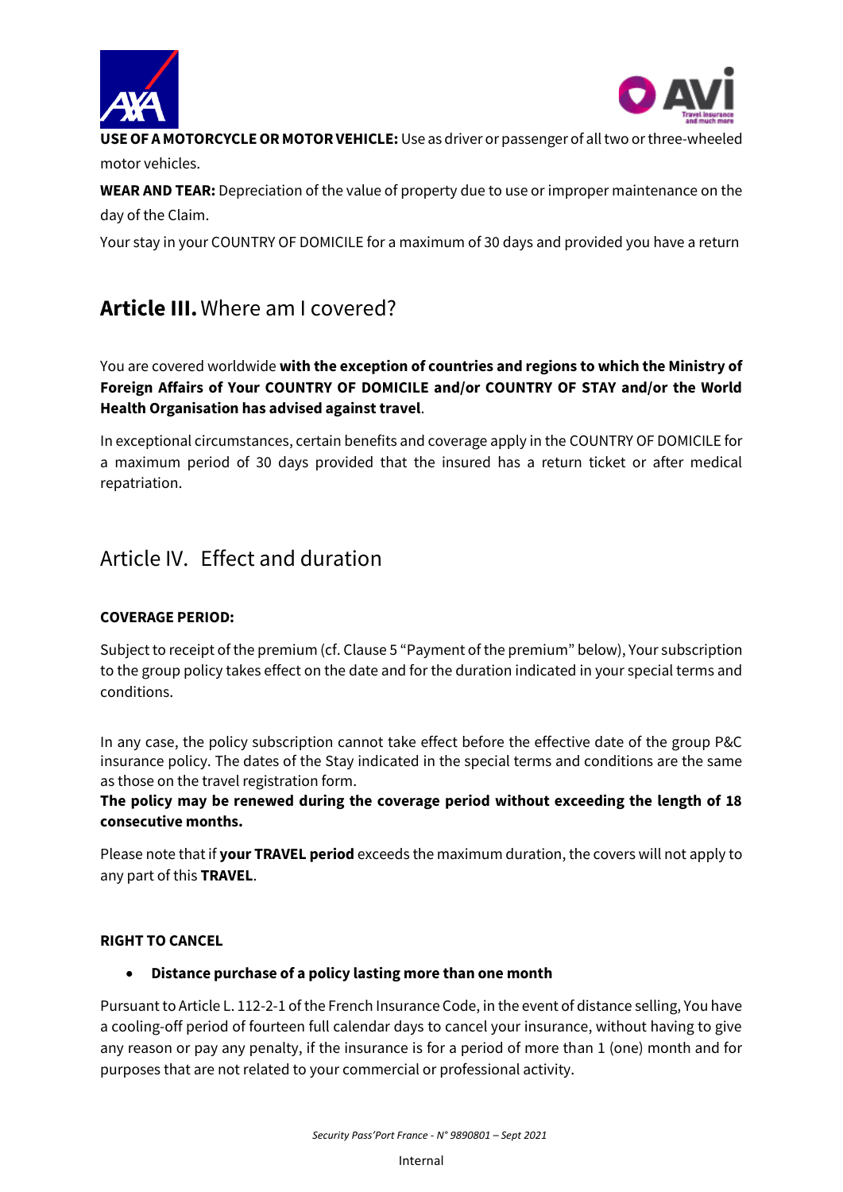**USE OF A MOTORCYCLE OR MOTOR VEHICLE:** Use as driver or passenger of all two or three-wheeled motor vehicles.

**WEAR AND TEAR:** Depreciation of the value of property due to use or improper maintenance on the day of the Claim.

Your stay in your COUNTRY OF DOMICILE for a maximum of 30 days and provided you have a return

## **Article III.** Where am I covered?

You are covered worldwide **with the exception of countries and regions to which the Ministry of Foreign Affairs of Your COUNTRY OF DOMICILE and/or COUNTRY OF STAY and/or the World Health Organisation has advised against travel**.

In exceptional circumstances, certain benefits and coverage apply in the COUNTRY OF DOMICILE for a maximum period of 30 days provided that the insured has a return ticket or after medical repatriation.

## Article IV. Effect and duration

**COVERAGE PERIOD:**

Subject to receipt of the premium (cf. Clause 5 "Payment of the premium" below), Your subscription to the group policy takes effect on the date and for the duration indicated in your special terms and conditions.

In any case, the policy subscription cannot take effect before the effective date of the group P&C insurance policy. The dates of the Stay indicated in the special terms and conditions are the same as those on the travel registration form.
**The policy may be renewed during the coverage period without exceeding the length of 18 consecutive months.**

Please note that if **your TRAVEL period** exceeds the maximum duration, the covers will not apply to any part of this **TRAVEL**.

**RIGHT TO CANCEL**

- **Distance purchase of a policy lasting more than one month**

Pursuant to Article L. 112-2-1 of the French Insurance Code, in the event of distance selling, You have a cooling-off period of fourteen full calendar days to cancel your insurance, without having to give any reason or pay any penalty, if the insurance is for a period of more than 1 (one) month and for purposes that are not related to your commercial or professional activity.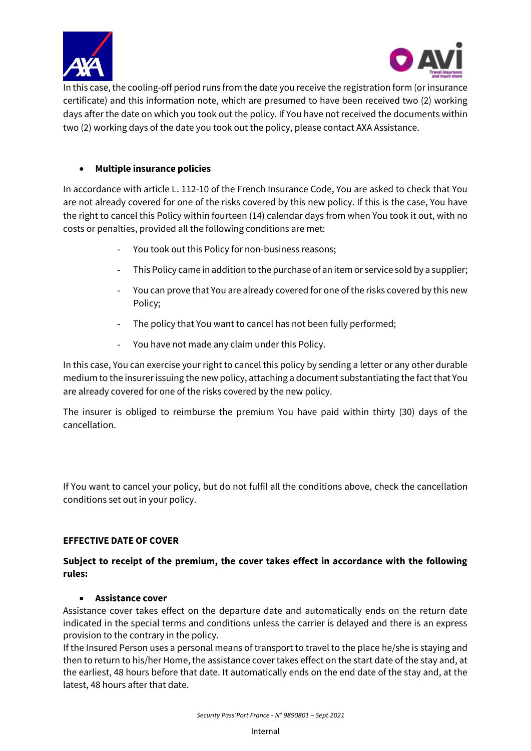In this case, the cooling-off period runs from the date you receive the registration form (or insurance certificate) and this information note, which are presumed to have been received two (2) working days after the date on which you took out the policy. If You have not received the documents within two (2) working days of the date you took out the policy, please contact AXA Assistance.

- **Multiple insurance policies**

In accordance with article L. 112-10 of the French Insurance Code, You are asked to check that You are not already covered for one of the risks covered by this new policy. If this is the case, You have the right to cancel this Policy within fourteen (14) calendar days from when You took it out, with no costs or penalties, provided all the following conditions are met:

- You took out this Policy for non-business reasons;
- This Policy came in addition to the purchase of an item or service sold by a supplier;
- You can prove that You are already covered for one of the risks covered by this new Policy;
- The policy that You want to cancel has not been fully performed;
- You have not made any claim under this Policy.

In this case, You can exercise your right to cancel this policy by sending a letter or any other durable medium to the insurer issuing the new policy, attaching a document substantiating the fact that You are already covered for one of the risks covered by the new policy.

The insurer is obliged to reimburse the premium You have paid within thirty (30) days of the cancellation.

If You want to cancel your policy, but do not fulfil all the conditions above, check the cancellation conditions set out in your policy.

**EFFECTIVE DATE OF COVER**

**Subject to receipt of the premium, the cover takes effect in accordance with the following rules:**

- **Assistance cover**

Assistance cover takes effect on the departure date and automatically ends on the return date indicated in the special terms and conditions unless the carrier is delayed and there is an express provision to the contrary in the policy.
If the Insured Person uses a personal means of transport to travel to the place he/she is staying and then to return to his/her Home, the assistance cover takes effect on the start date of the stay and, at the earliest, 48 hours before that date. It automatically ends on the end date of the stay and, at the latest, 48 hours after that date.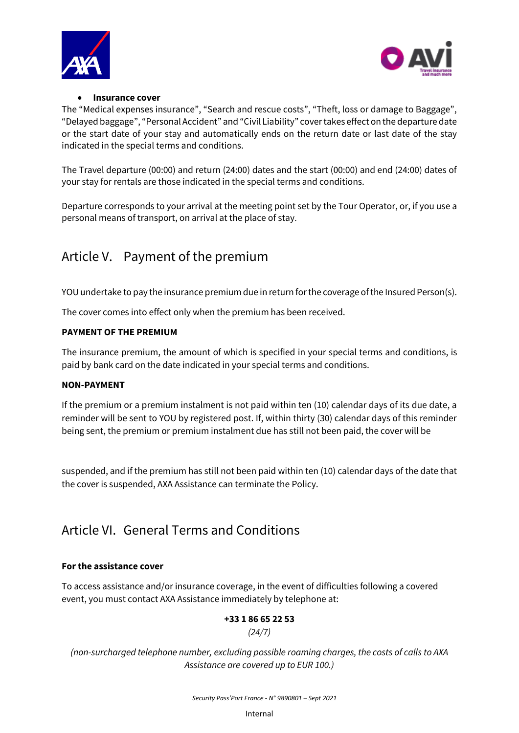- **Insurance cover**

The "Medical expenses insurance", "Search and rescue costs", "Theft, loss or damage to Baggage", "Delayed baggage", "Personal Accident" and "Civil Liability" cover takes effect on the departure date or the start date of your stay and automatically ends on the return date or last date of the stay indicated in the special terms and conditions.

The Travel departure (00:00) and return (24:00) dates and the start (00:00) and end (24:00) dates of your stay for rentals are those indicated in the special terms and conditions.

Departure corresponds to your arrival at the meeting point set by the Tour Operator, or, if you use a personal means of transport, on arrival at the place of stay.

# Article V. Payment of the premium

YOU undertake to pay the insurance premium due in return for the coverage of the Insured Person(s).

The cover comes into effect only when the premium has been received.

**PAYMENT OF THE PREMIUM**

The insurance premium, the amount of which is specified in your special terms and conditions, is paid by bank card on the date indicated in your special terms and conditions.

**NON-PAYMENT**

If the premium or a premium instalment is not paid within ten (10) calendar days of its due date, a reminder will be sent to YOU by registered post. If, within thirty (30) calendar days of this reminder being sent, the premium or premium instalment due has still not been paid, the cover will be suspended, and if the premium has still not been paid within ten (10) calendar days of the date that the cover is suspended, AXA Assistance can terminate the Policy.

# Article VI. General Terms and Conditions

**For the assistance cover**

To access assistance and/or insurance coverage, in the event of difficulties following a covered event, you must contact AXA Assistance immediately by telephone at:

**+33 1 86 65 22 53**

*(24/7)*

*(non-surcharged telephone number, excluding possible roaming charges, the costs of calls to AXA Assistance are covered up to EUR 100.)*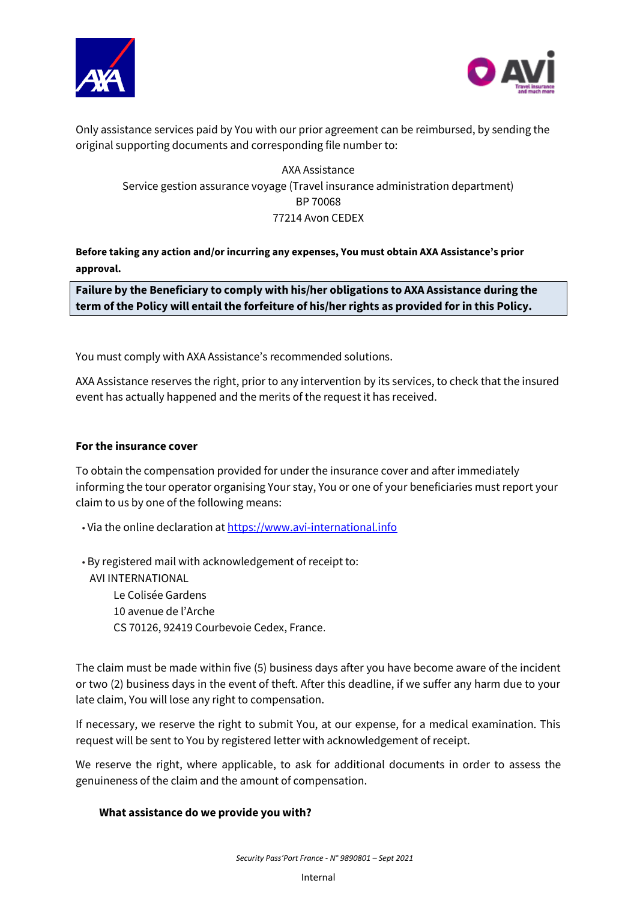Only assistance services paid by You with our prior agreement can be reimbursed, by sending the original supporting documents and corresponding file number to:

AXA Assistance
Service gestion assurance voyage (Travel insurance administration department)
BP 70068
77214 Avon CEDEX

**Before taking any action and/or incurring any expenses, You must obtain AXA Assistance's prior approval.**

**Failure by the Beneficiary to comply with his/her obligations to AXA Assistance during the term of the Policy will entail the forfeiture of his/her rights as provided for in this Policy.**

You must comply with AXA Assistance's recommended solutions.

AXA Assistance reserves the right, prior to any intervention by its services, to check that the insured event has actually happened and the merits of the request it has received.

**For the insurance cover**

To obtain the compensation provided for under the insurance cover and after immediately informing the tour operator organising Your stay, You or one of your beneficiaries must report your claim to us by one of the following means:

- Via the online declaration at https://www.avi-international.info

- By registered mail with acknowledgement of receipt to:
  AVI INTERNATIONAL
  Le Colisée Gardens
  10 avenue de l'Arche
  CS 70126, 92419 Courbevoie Cedex, France.

The claim must be made within five (5) business days after you have become aware of the incident or two (2) business days in the event of theft. After this deadline, if we suffer any harm due to your late claim, You will lose any right to compensation.

If necessary, we reserve the right to submit You, at our expense, for a medical examination. This request will be sent to You by registered letter with acknowledgement of receipt.

We reserve the right, where applicable, to ask for additional documents in order to assess the genuineness of the claim and the amount of compensation.

**What assistance do we provide you with?**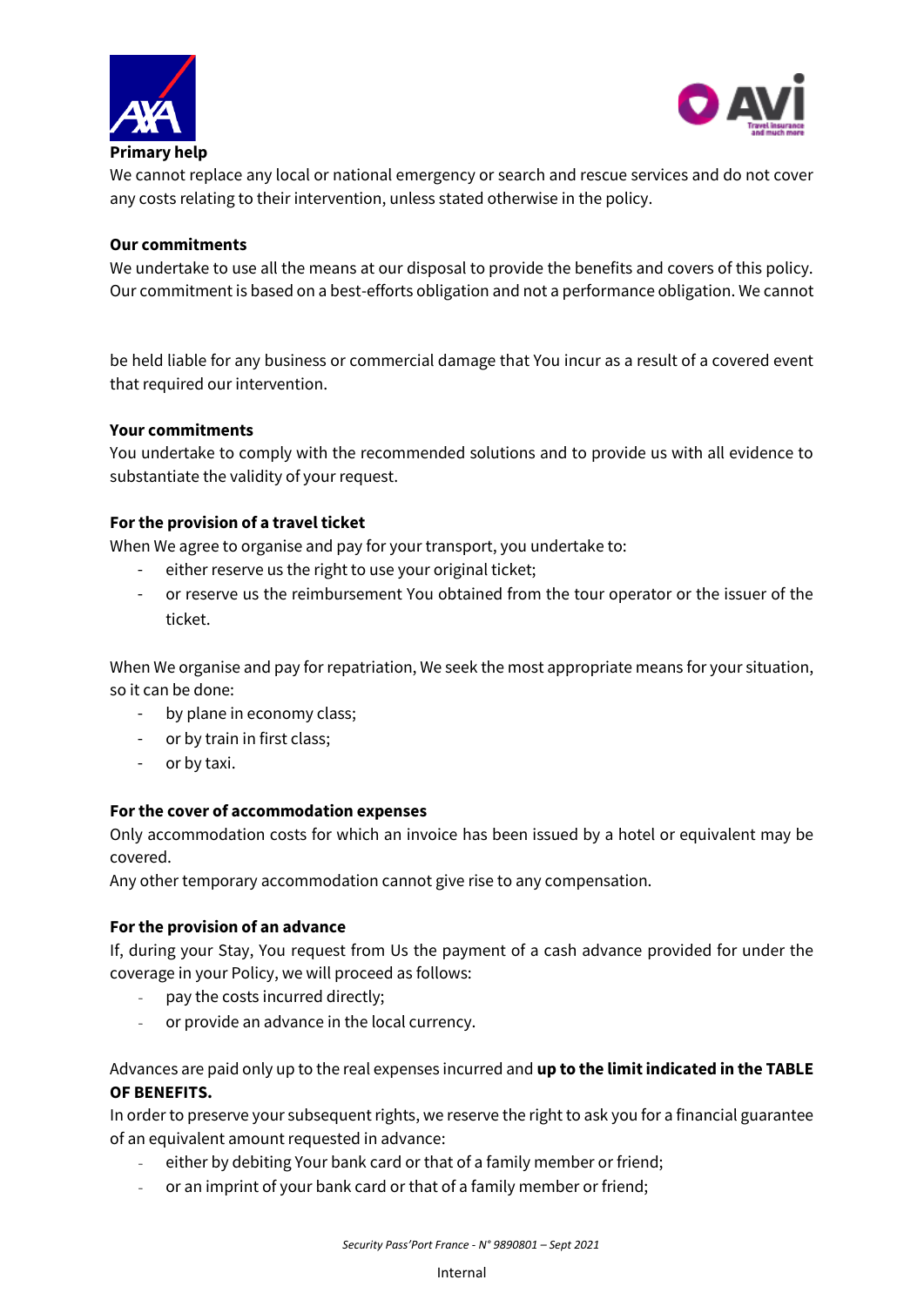**Primary help**

We cannot replace any local or national emergency or search and rescue services and do not cover any costs relating to their intervention, unless stated otherwise in the policy.

**Our commitments**

We undertake to use all the means at our disposal to provide the benefits and covers of this policy. Our commitment is based on a best-efforts obligation and not a performance obligation. We cannot be held liable for any business or commercial damage that You incur as a result of a covered event that required our intervention.

**Your commitments**

You undertake to comply with the recommended solutions and to provide us with all evidence to substantiate the validity of your request.

**For the provision of a travel ticket**

When We agree to organise and pay for your transport, you undertake to:

- either reserve us the right to use your original ticket;
- or reserve us the reimbursement You obtained from the tour operator or the issuer of the ticket.

When We organise and pay for repatriation, We seek the most appropriate means for your situation, so it can be done:

- by plane in economy class;
- or by train in first class;
- or by taxi.

**For the cover of accommodation expenses**

Only accommodation costs for which an invoice has been issued by a hotel or equivalent may be covered.

Any other temporary accommodation cannot give rise to any compensation.

**For the provision of an advance**

If, during your Stay, You request from Us the payment of a cash advance provided for under the coverage in your Policy, we will proceed as follows:

- pay the costs incurred directly;
- or provide an advance in the local currency.

Advances are paid only up to the real expenses incurred and **up to the limit indicated in the TABLE OF BENEFITS.**

In order to preserve your subsequent rights, we reserve the right to ask you for a financial guarantee of an equivalent amount requested in advance:

- either by debiting Your bank card or that of a family member or friend;
- or an imprint of your bank card or that of a family member or friend;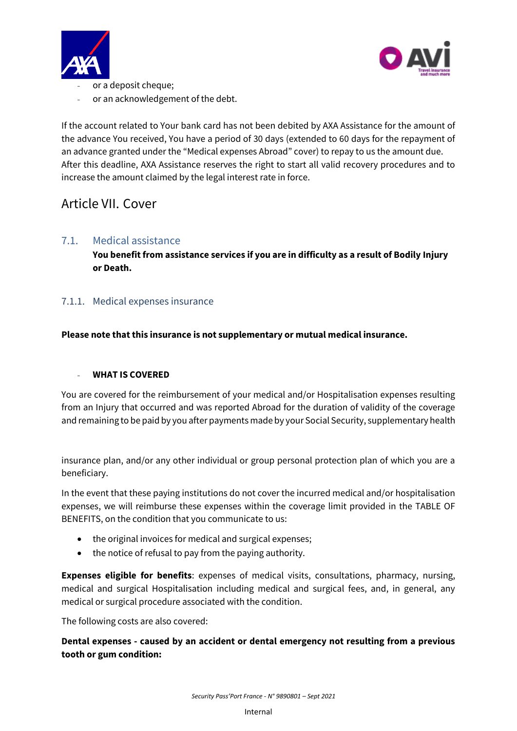- or a deposit cheque;
- or an acknowledgement of the debt.

If the account related to Your bank card has not been debited by AXA Assistance for the amount of the advance You received, You have a period of 30 days (extended to 60 days for the repayment of an advance granted under the "Medical expenses Abroad" cover) to repay to us the amount due. After this deadline, AXA Assistance reserves the right to start all valid recovery procedures and to increase the amount claimed by the legal interest rate in force.

# Article VII. Cover

## 7.1. Medical assistance

**You benefit from assistance services if you are in difficulty as a result of Bodily Injury or Death.**

### 7.1.1. Medical expenses insurance

**Please note that this insurance is not supplementary or mutual medical insurance.**

- **WHAT IS COVERED**

You are covered for the reimbursement of your medical and/or Hospitalisation expenses resulting from an Injury that occurred and was reported Abroad for the duration of validity of the coverage and remaining to be paid by you after payments made by your Social Security, supplementary health insurance plan, and/or any other individual or group personal protection plan of which you are a beneficiary.

In the event that these paying institutions do not cover the incurred medical and/or hospitalisation expenses, we will reimburse these expenses within the coverage limit provided in the TABLE OF BENEFITS, on the condition that you communicate to us:

- the original invoices for medical and surgical expenses;
- the notice of refusal to pay from the paying authority.

**Expenses eligible for benefits**: expenses of medical visits, consultations, pharmacy, nursing, medical and surgical Hospitalisation including medical and surgical fees, and, in general, any medical or surgical procedure associated with the condition.

The following costs are also covered:

**Dental expenses - caused by an accident or dental emergency not resulting from a previous tooth or gum condition:**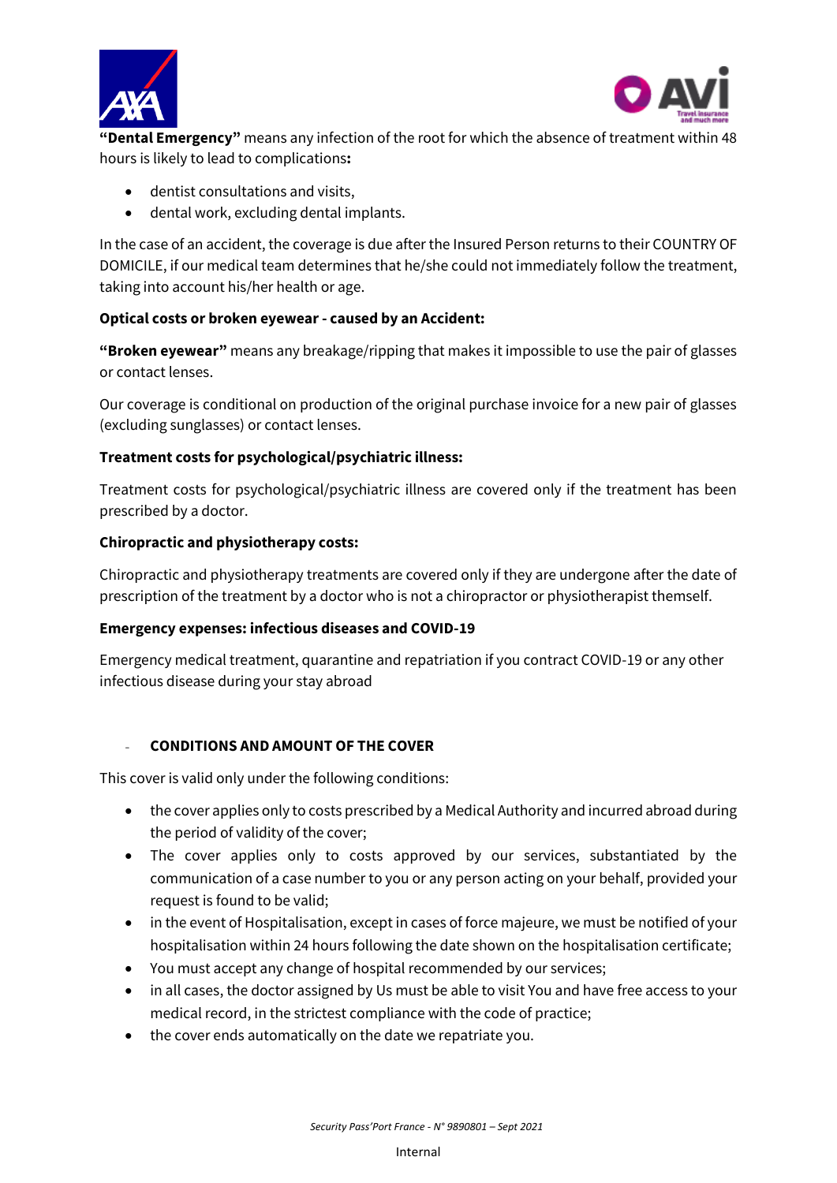**"Dental Emergency"** means any infection of the root for which the absence of treatment within 48 hours is likely to lead to complications**:**

- dentist consultations and visits,
- dental work, excluding dental implants.

In the case of an accident, the coverage is due after the Insured Person returns to their COUNTRY OF DOMICILE, if our medical team determines that he/she could not immediately follow the treatment, taking into account his/her health or age.

**Optical costs or broken eyewear - caused by an Accident:**

**"Broken eyewear"** means any breakage/ripping that makes it impossible to use the pair of glasses or contact lenses.

Our coverage is conditional on production of the original purchase invoice for a new pair of glasses (excluding sunglasses) or contact lenses.

**Treatment costs for psychological/psychiatric illness:**

Treatment costs for psychological/psychiatric illness are covered only if the treatment has been prescribed by a doctor.

**Chiropractic and physiotherapy costs:**

Chiropractic and physiotherapy treatments are covered only if they are undergone after the date of prescription of the treatment by a doctor who is not a chiropractor or physiotherapist themself.

**Emergency expenses: infectious diseases and COVID-19**

Emergency medical treatment, quarantine and repatriation if you contract COVID-19 or any other infectious disease during your stay abroad

- **CONDITIONS AND AMOUNT OF THE COVER**

This cover is valid only under the following conditions:

- the cover applies only to costs prescribed by a Medical Authority and incurred abroad during the period of validity of the cover;
- The cover applies only to costs approved by our services, substantiated by the communication of a case number to you or any person acting on your behalf, provided your request is found to be valid;
- in the event of Hospitalisation, except in cases of force majeure, we must be notified of your hospitalisation within 24 hours following the date shown on the hospitalisation certificate;
- You must accept any change of hospital recommended by our services;
- in all cases, the doctor assigned by Us must be able to visit You and have free access to your medical record, in the strictest compliance with the code of practice;
- the cover ends automatically on the date we repatriate you.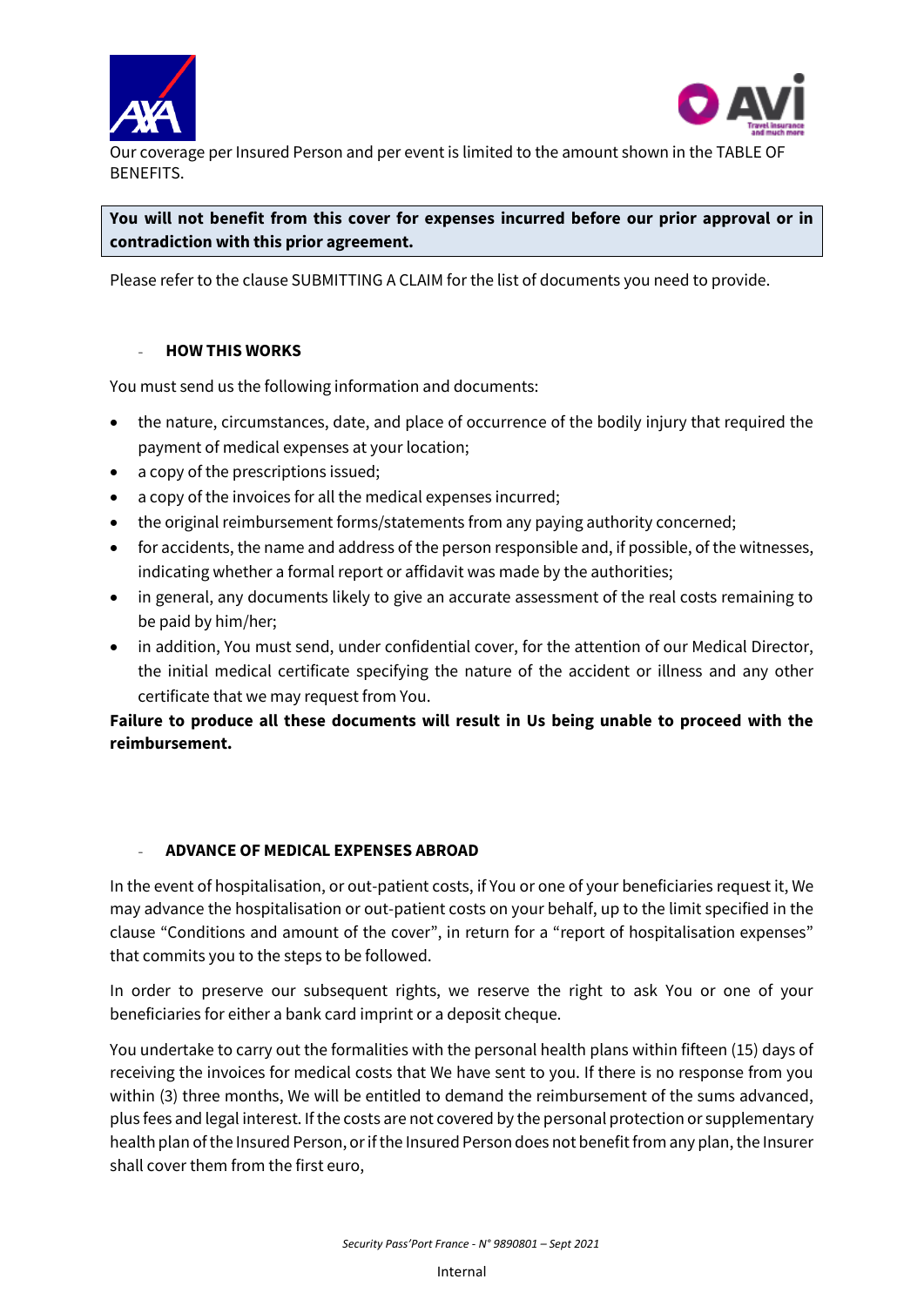Our coverage per Insured Person and per event is limited to the amount shown in the TABLE OF BENEFITS.

**You will not benefit from this cover for expenses incurred before our prior approval or in contradiction with this prior agreement.**

Please refer to the clause SUBMITTING A CLAIM for the list of documents you need to provide.

- **HOW THIS WORKS**

You must send us the following information and documents:

- the nature, circumstances, date, and place of occurrence of the bodily injury that required the payment of medical expenses at your location;
- a copy of the prescriptions issued;
- a copy of the invoices for all the medical expenses incurred;
- the original reimbursement forms/statements from any paying authority concerned;
- for accidents, the name and address of the person responsible and, if possible, of the witnesses, indicating whether a formal report or affidavit was made by the authorities;
- in general, any documents likely to give an accurate assessment of the real costs remaining to be paid by him/her;
- in addition, You must send, under confidential cover, for the attention of our Medical Director, the initial medical certificate specifying the nature of the accident or illness and any other certificate that we may request from You.

**Failure to produce all these documents will result in Us being unable to proceed with the reimbursement.**

- **ADVANCE OF MEDICAL EXPENSES ABROAD**

In the event of hospitalisation, or out-patient costs, if You or one of your beneficiaries request it, We may advance the hospitalisation or out-patient costs on your behalf, up to the limit specified in the clause "Conditions and amount of the cover", in return for a "report of hospitalisation expenses" that commits you to the steps to be followed.

In order to preserve our subsequent rights, we reserve the right to ask You or one of your beneficiaries for either a bank card imprint or a deposit cheque.

You undertake to carry out the formalities with the personal health plans within fifteen (15) days of receiving the invoices for medical costs that We have sent to you. If there is no response from you within (3) three months, We will be entitled to demand the reimbursement of the sums advanced, plus fees and legal interest. If the costs are not covered by the personal protection or supplementary health plan of the Insured Person, or if the Insured Person does not benefit from any plan, the Insurer shall cover them from the first euro,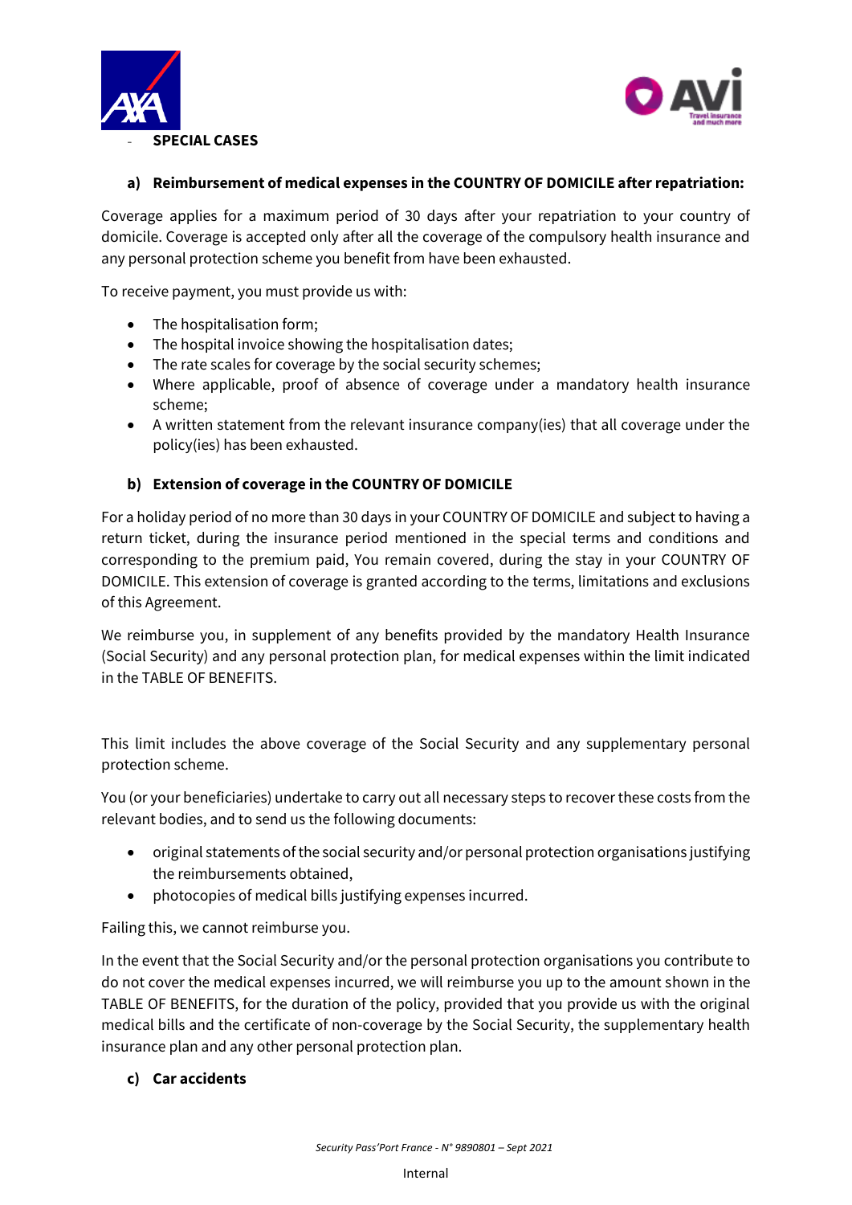- **SPECIAL CASES**

#### a) Reimbursement of medical expenses in the COUNTRY OF DOMICILE after repatriation:

Coverage applies for a maximum period of 30 days after your repatriation to your country of domicile. Coverage is accepted only after all the coverage of the compulsory health insurance and any personal protection scheme you benefit from have been exhausted.

To receive payment, you must provide us with:

- The hospitalisation form;
- The hospital invoice showing the hospitalisation dates;
- The rate scales for coverage by the social security schemes;
- Where applicable, proof of absence of coverage under a mandatory health insurance scheme;
- A written statement from the relevant insurance company(ies) that all coverage under the policy(ies) has been exhausted.

#### b) Extension of coverage in the COUNTRY OF DOMICILE

For a holiday period of no more than 30 days in your COUNTRY OF DOMICILE and subject to having a return ticket, during the insurance period mentioned in the special terms and conditions and corresponding to the premium paid, You remain covered, during the stay in your COUNTRY OF DOMICILE. This extension of coverage is granted according to the terms, limitations and exclusions of this Agreement.

We reimburse you, in supplement of any benefits provided by the mandatory Health Insurance (Social Security) and any personal protection plan, for medical expenses within the limit indicated in the TABLE OF BENEFITS.

This limit includes the above coverage of the Social Security and any supplementary personal protection scheme.

You (or your beneficiaries) undertake to carry out all necessary steps to recover these costs from the relevant bodies, and to send us the following documents:

- original statements of the social security and/or personal protection organisations justifying the reimbursements obtained,
- photocopies of medical bills justifying expenses incurred.

Failing this, we cannot reimburse you.

In the event that the Social Security and/or the personal protection organisations you contribute to do not cover the medical expenses incurred, we will reimburse you up to the amount shown in the TABLE OF BENEFITS, for the duration of the policy, provided that you provide us with the original medical bills and the certificate of non-coverage by the Social Security, the supplementary health insurance plan and any other personal protection plan.

#### c) Car accidents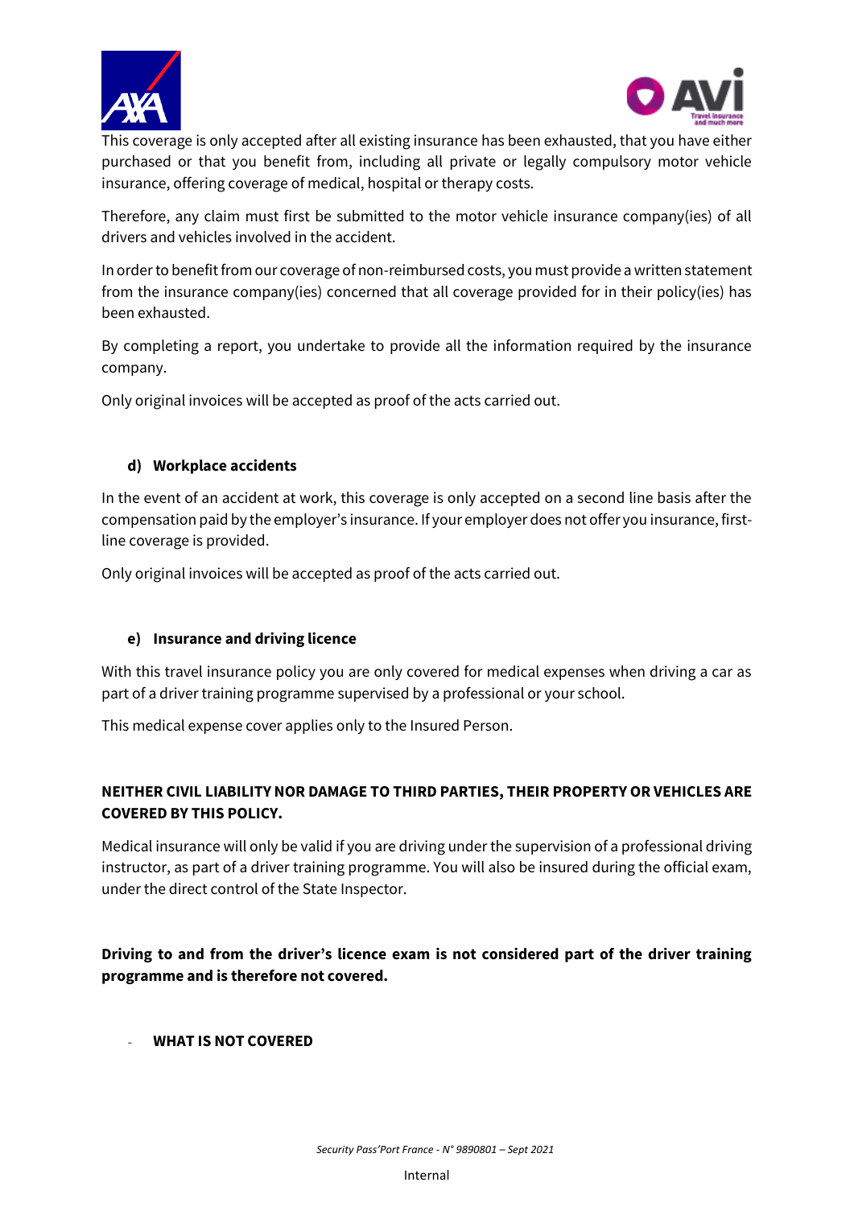This coverage is only accepted after all existing insurance has been exhausted, that you have either purchased or that you benefit from, including all private or legally compulsory motor vehicle insurance, offering coverage of medical, hospital or therapy costs.

Therefore, any claim must first be submitted to the motor vehicle insurance company(ies) of all drivers and vehicles involved in the accident.

In order to benefit from our coverage of non-reimbursed costs, you must provide a written statement from the insurance company(ies) concerned that all coverage provided for in their policy(ies) has been exhausted.

By completing a report, you undertake to provide all the information required by the insurance company.

Only original invoices will be accepted as proof of the acts carried out.

#### d) Workplace accidents

In the event of an accident at work, this coverage is only accepted on a second line basis after the compensation paid by the employer's insurance. If your employer does not offer you insurance, first-line coverage is provided.

Only original invoices will be accepted as proof of the acts carried out.

#### e) Insurance and driving licence

With this travel insurance policy you are only covered for medical expenses when driving a car as part of a driver training programme supervised by a professional or your school.

This medical expense cover applies only to the Insured Person.

**NEITHER CIVIL LIABILITY NOR DAMAGE TO THIRD PARTIES, THEIR PROPERTY OR VEHICLES ARE COVERED BY THIS POLICY.**

Medical insurance will only be valid if you are driving under the supervision of a professional driving instructor, as part of a driver training programme. You will also be insured during the official exam, under the direct control of the State Inspector.

**Driving to and from the driver's licence exam is not considered part of the driver training programme and is therefore not covered.**

- **WHAT IS NOT COVERED**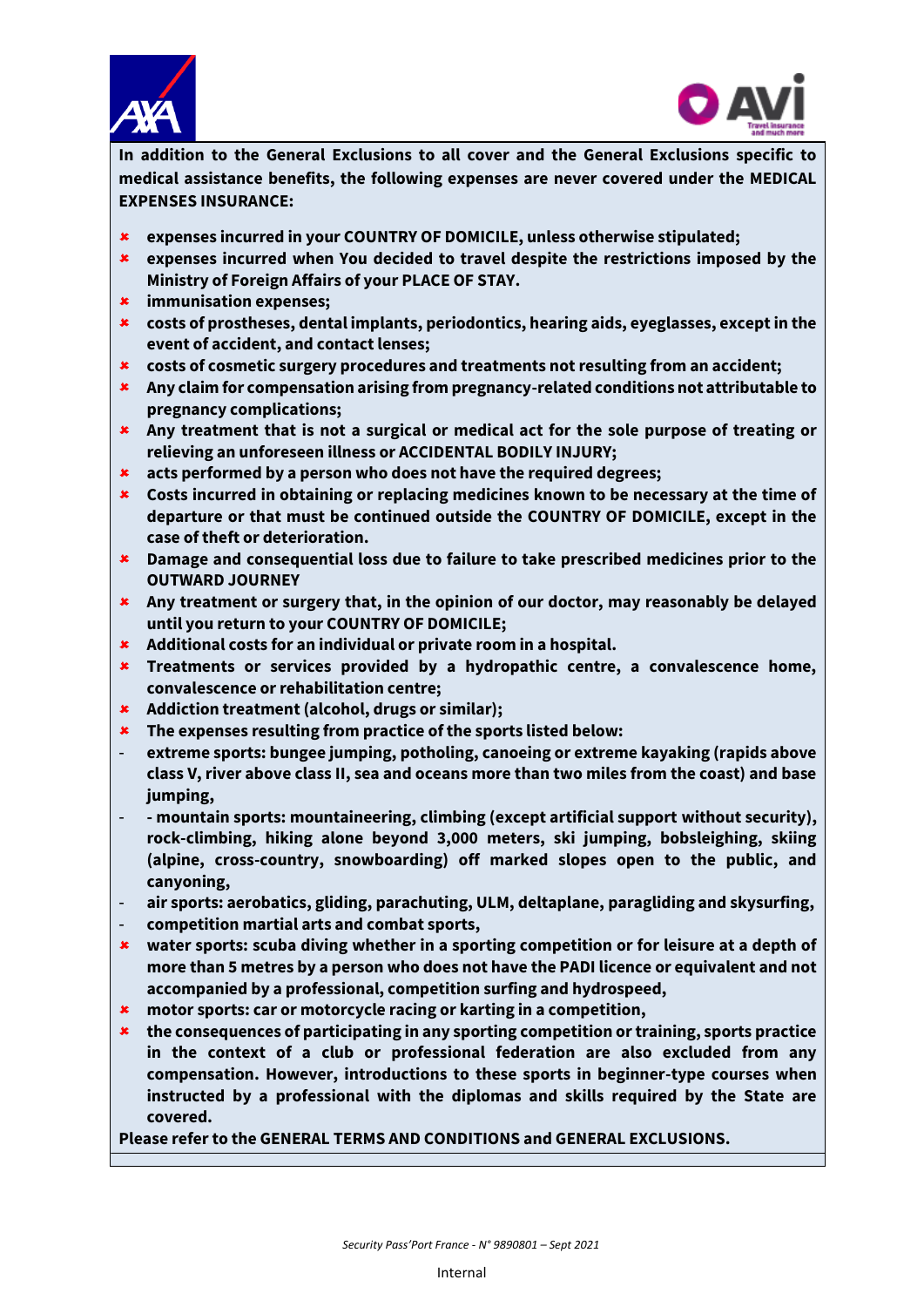**In addition to the General Exclusions to all cover and the General Exclusions specific to medical assistance benefits, the following expenses are never covered under the MEDICAL EXPENSES INSURANCE:**

- **expenses incurred in your COUNTRY OF DOMICILE, unless otherwise stipulated;**
- **expenses incurred when You decided to travel despite the restrictions imposed by the Ministry of Foreign Affairs of your PLACE OF STAY.**
- **immunisation expenses;**
- **costs of prostheses, dental implants, periodontics, hearing aids, eyeglasses, except in the event of accident, and contact lenses;**
- **costs of cosmetic surgery procedures and treatments not resulting from an accident;**
- **Any claim for compensation arising from pregnancy-related conditions not attributable to pregnancy complications;**
- **Any treatment that is not a surgical or medical act for the sole purpose of treating or relieving an unforeseen illness or ACCIDENTAL BODILY INJURY;**
- **acts performed by a person who does not have the required degrees;**
- **Costs incurred in obtaining or replacing medicines known to be necessary at the time of departure or that must be continued outside the COUNTRY OF DOMICILE, except in the case of theft or deterioration.**
- **Damage and consequential loss due to failure to take prescribed medicines prior to the OUTWARD JOURNEY**
- **Any treatment or surgery that, in the opinion of our doctor, may reasonably be delayed until you return to your COUNTRY OF DOMICILE;**
- **Additional costs for an individual or private room in a hospital.**
- **Treatments or services provided by a hydropathic centre, a convalescence home, convalescence or rehabilitation centre;**
- **Addiction treatment (alcohol, drugs or similar);**
- **The expenses resulting from practice of the sports listed below:**
  - **extreme sports: bungee jumping, potholing, canoeing or extreme kayaking (rapids above class V, river above class II, sea and oceans more than two miles from the coast) and base jumping,**
  - **- mountain sports: mountaineering, climbing (except artificial support without security), rock-climbing, hiking alone beyond 3,000 meters, ski jumping, bobsleighing, skiing (alpine, cross-country, snowboarding) off marked slopes open to the public, and canyoning,**
  - **air sports: aerobatics, gliding, parachuting, ULM, deltaplane, paragliding and skysurfing,**
  - **competition martial arts and combat sports,**
- **water sports: scuba diving whether in a sporting competition or for leisure at a depth of more than 5 metres by a person who does not have the PADI licence or equivalent and not accompanied by a professional, competition surfing and hydrospeed,**
- **motor sports: car or motorcycle racing or karting in a competition,**
- **the consequences of participating in any sporting competition or training, sports practice in the context of a club or professional federation are also excluded from any compensation. However, introductions to these sports in beginner-type courses when instructed by a professional with the diplomas and skills required by the State are covered.**

**Please refer to the GENERAL TERMS AND CONDITIONS and GENERAL EXCLUSIONS.**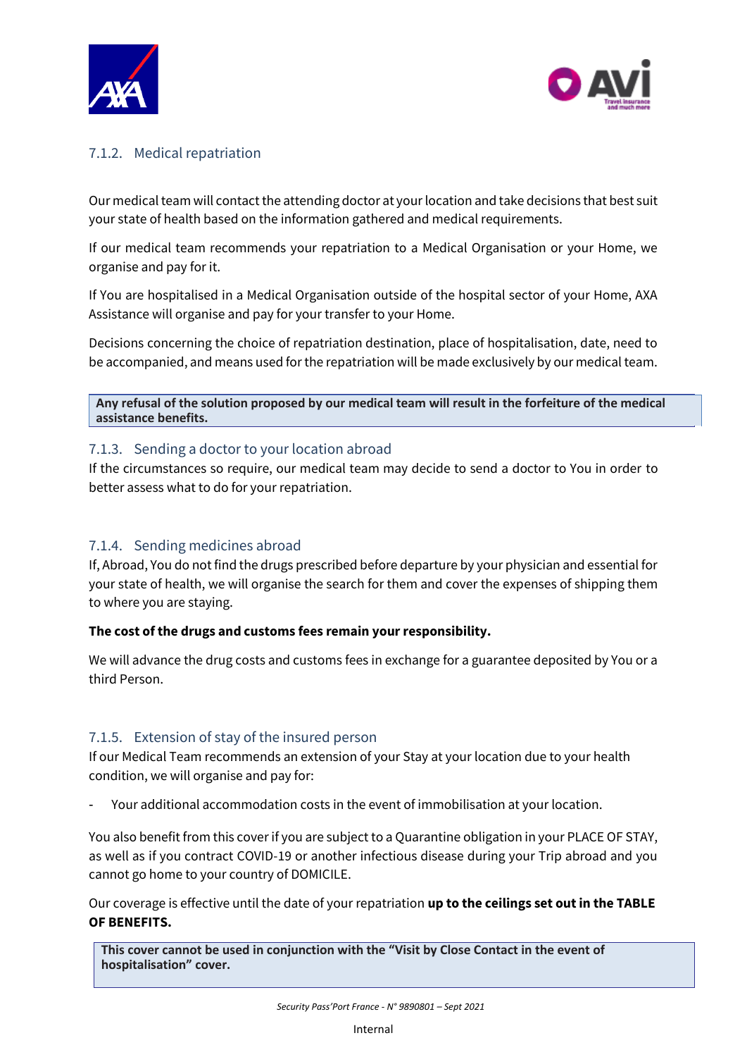### 7.1.2. Medical repatriation

Our medical team will contact the attending doctor at your location and take decisions that best suit your state of health based on the information gathered and medical requirements.

If our medical team recommends your repatriation to a Medical Organisation or your Home, we organise and pay for it.

If You are hospitalised in a Medical Organisation outside of the hospital sector of your Home, AXA Assistance will organise and pay for your transfer to your Home.

Decisions concerning the choice of repatriation destination, place of hospitalisation, date, need to be accompanied, and means used for the repatriation will be made exclusively by our medical team.

**Any refusal of the solution proposed by our medical team will result in the forfeiture of the medical assistance benefits.**

### 7.1.3. Sending a doctor to your location abroad

If the circumstances so require, our medical team may decide to send a doctor to You in order to better assess what to do for your repatriation.

### 7.1.4. Sending medicines abroad

If, Abroad, You do not find the drugs prescribed before departure by your physician and essential for your state of health, we will organise the search for them and cover the expenses of shipping them to where you are staying.

**The cost of the drugs and customs fees remain your responsibility.**

We will advance the drug costs and customs fees in exchange for a guarantee deposited by You or a third Person.

### 7.1.5. Extension of stay of the insured person

If our Medical Team recommends an extension of your Stay at your location due to your health condition, we will organise and pay for:

- Your additional accommodation costs in the event of immobilisation at your location.

You also benefit from this cover if you are subject to a Quarantine obligation in your PLACE OF STAY, as well as if you contract COVID-19 or another infectious disease during your Trip abroad and you cannot go home to your country of DOMICILE.

Our coverage is effective until the date of your repatriation **up to the ceilings set out in the TABLE OF BENEFITS.**

**This cover cannot be used in conjunction with the "Visit by Close Contact in the event of hospitalisation" cover.**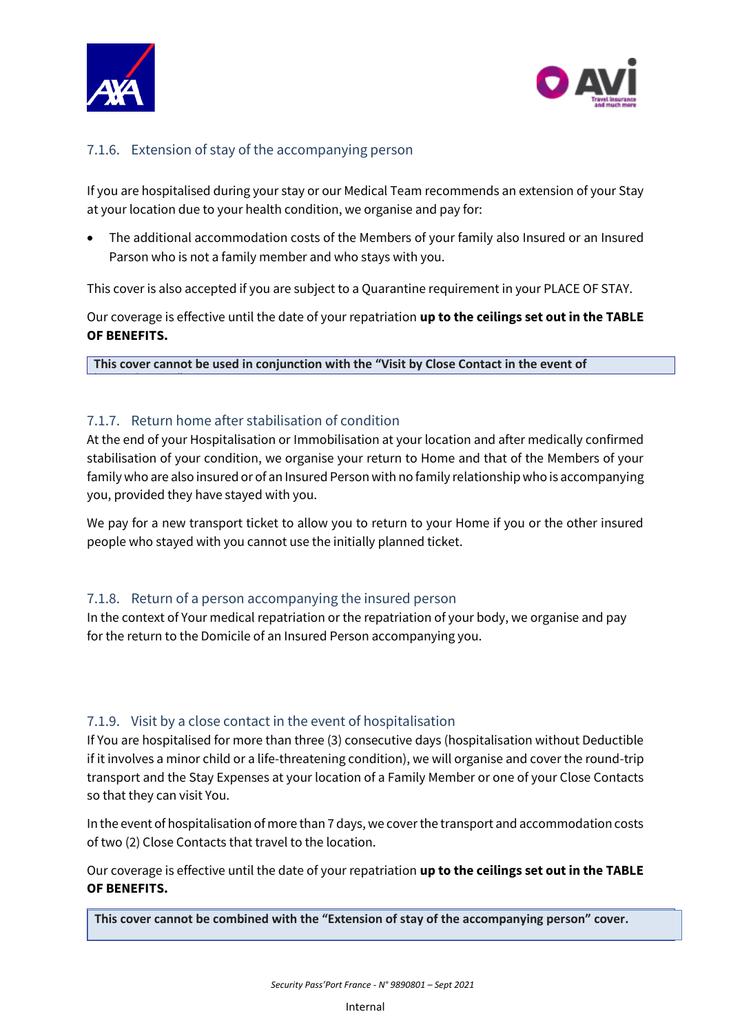### 7.1.6. Extension of stay of the accompanying person

If you are hospitalised during your stay or our Medical Team recommends an extension of your Stay at your location due to your health condition, we organise and pay for:

- The additional accommodation costs of the Members of your family also Insured or an Insured Parson who is not a family member and who stays with you.

This cover is also accepted if you are subject to a Quarantine requirement in your PLACE OF STAY.

Our coverage is effective until the date of your repatriation **up to the ceilings set out in the TABLE OF BENEFITS.**

**This cover cannot be used in conjunction with the "Visit by Close Contact in the event of**

### 7.1.7. Return home after stabilisation of condition

At the end of your Hospitalisation or Immobilisation at your location and after medically confirmed stabilisation of your condition, we organise your return to Home and that of the Members of your family who are also insured or of an Insured Person with no family relationship who is accompanying you, provided they have stayed with you.

We pay for a new transport ticket to allow you to return to your Home if you or the other insured people who stayed with you cannot use the initially planned ticket.

### 7.1.8. Return of a person accompanying the insured person

In the context of Your medical repatriation or the repatriation of your body, we organise and pay for the return to the Domicile of an Insured Person accompanying you.

### 7.1.9. Visit by a close contact in the event of hospitalisation

If You are hospitalised for more than three (3) consecutive days (hospitalisation without Deductible if it involves a minor child or a life-threatening condition), we will organise and cover the round-trip transport and the Stay Expenses at your location of a Family Member or one of your Close Contacts so that they can visit You.

In the event of hospitalisation of more than 7 days, we cover the transport and accommodation costs of two (2) Close Contacts that travel to the location.

Our coverage is effective until the date of your repatriation **up to the ceilings set out in the TABLE OF BENEFITS.**

**This cover cannot be combined with the "Extension of stay of the accompanying person" cover.**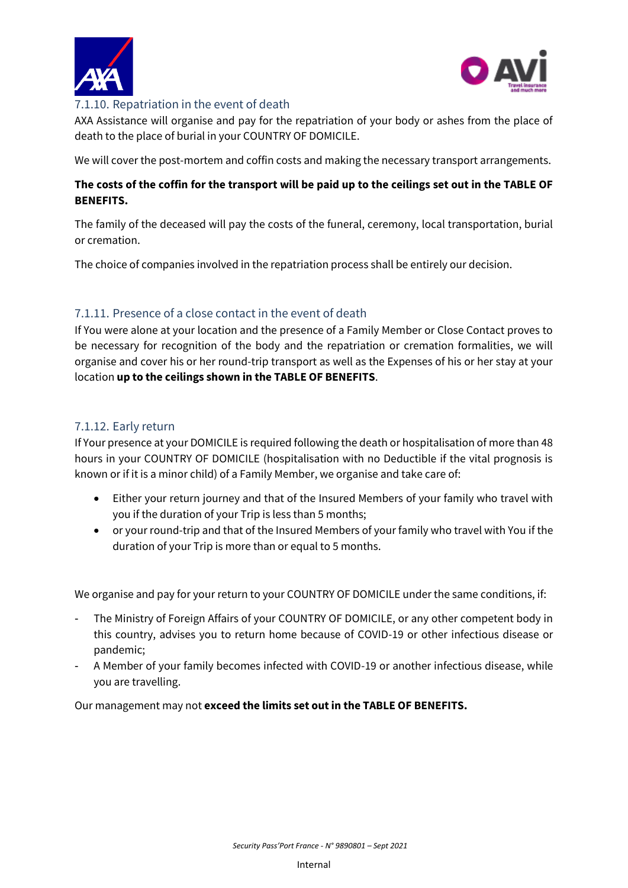### 7.1.10. Repatriation in the event of death

AXA Assistance will organise and pay for the repatriation of your body or ashes from the place of death to the place of burial in your COUNTRY OF DOMICILE.

We will cover the post-mortem and coffin costs and making the necessary transport arrangements.

**The costs of the coffin for the transport will be paid up to the ceilings set out in the TABLE OF BENEFITS.**

The family of the deceased will pay the costs of the funeral, ceremony, local transportation, burial or cremation.

The choice of companies involved in the repatriation process shall be entirely our decision.

### 7.1.11. Presence of a close contact in the event of death

If You were alone at your location and the presence of a Family Member or Close Contact proves to be necessary for recognition of the body and the repatriation or cremation formalities, we will organise and cover his or her round-trip transport as well as the Expenses of his or her stay at your location **up to the ceilings shown in the TABLE OF BENEFITS**.

### 7.1.12. Early return

If Your presence at your DOMICILE is required following the death or hospitalisation of more than 48 hours in your COUNTRY OF DOMICILE (hospitalisation with no Deductible if the vital prognosis is known or if it is a minor child) of a Family Member, we organise and take care of:

- Either your return journey and that of the Insured Members of your family who travel with you if the duration of your Trip is less than 5 months;
- or your round-trip and that of the Insured Members of your family who travel with You if the duration of your Trip is more than or equal to 5 months.

We organise and pay for your return to your COUNTRY OF DOMICILE under the same conditions, if:

- The Ministry of Foreign Affairs of your COUNTRY OF DOMICILE, or any other competent body in this country, advises you to return home because of COVID-19 or other infectious disease or pandemic;
- A Member of your family becomes infected with COVID-19 or another infectious disease, while you are travelling.

Our management may not **exceed the limits set out in the TABLE OF BENEFITS.**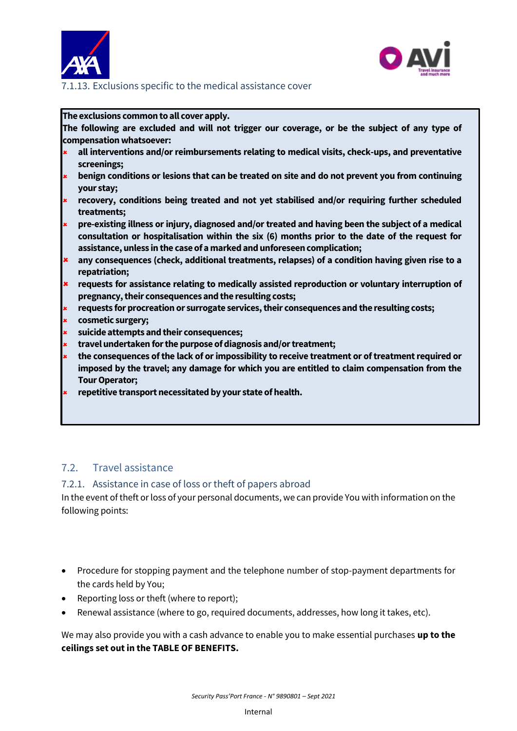#### 7.1.13. Exclusions specific to the medical assistance cover

**The exclusions common to all cover apply.**

**The following are excluded and will not trigger our coverage, or be the subject of any type of compensation whatsoever:**

- **all interventions and/or reimbursements relating to medical visits, check-ups, and preventative screenings;**
- **benign conditions or lesions that can be treated on site and do not prevent you from continuing your stay;**
- **recovery, conditions being treated and not yet stabilised and/or requiring further scheduled treatments;**
- **pre-existing illness or injury, diagnosed and/or treated and having been the subject of a medical consultation or hospitalisation within the six (6) months prior to the date of the request for assistance, unless in the case of a marked and unforeseen complication;**
- **any consequences (check, additional treatments, relapses) of a condition having given rise to a repatriation;**
- **requests for assistance relating to medically assisted reproduction or voluntary interruption of pregnancy, their consequences and the resulting costs;**
- **requests for procreation or surrogate services, their consequences and the resulting costs;**
- **cosmetic surgery;**
- **suicide attempts and their consequences;**
- **travel undertaken for the purpose of diagnosis and/or treatment;**
- **the consequences of the lack of or impossibility to receive treatment or of treatment required or imposed by the travel; any damage for which you are entitled to claim compensation from the Tour Operator;**
- **repetitive transport necessitated by your state of health.**

## 7.2. Travel assistance

### 7.2.1. Assistance in case of loss or theft of papers abroad

In the event of theft or loss of your personal documents, we can provide You with information on the following points:

- Procedure for stopping payment and the telephone number of stop-payment departments for the cards held by You;
- Reporting loss or theft (where to report);
- Renewal assistance (where to go, required documents, addresses, how long it takes, etc).

We may also provide you with a cash advance to enable you to make essential purchases **up to the ceilings set out in the TABLE OF BENEFITS.**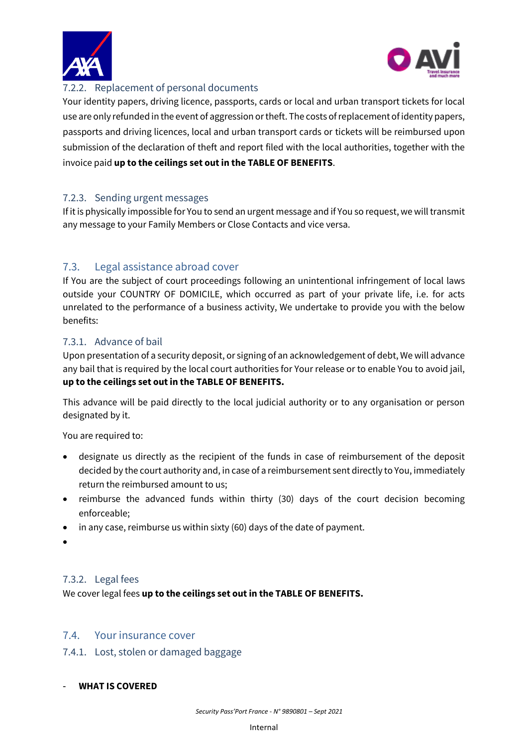### 7.2.2. Replacement of personal documents

Your identity papers, driving licence, passports, cards or local and urban transport tickets for local use are only refunded in the event of aggression or theft. The costs of replacement of identity papers, passports and driving licences, local and urban transport cards or tickets will be reimbursed upon submission of the declaration of theft and report filed with the local authorities, together with the invoice paid **up to the ceilings set out in the TABLE OF BENEFITS**.

### 7.2.3. Sending urgent messages

If it is physically impossible for You to send an urgent message and if You so request, we will transmit any message to your Family Members or Close Contacts and vice versa.

## 7.3. Legal assistance abroad cover

If You are the subject of court proceedings following an unintentional infringement of local laws outside your COUNTRY OF DOMICILE, which occurred as part of your private life, i.e. for acts unrelated to the performance of a business activity, We undertake to provide you with the below benefits:

### 7.3.1. Advance of bail

Upon presentation of a security deposit, or signing of an acknowledgement of debt, We will advance any bail that is required by the local court authorities for Your release or to enable You to avoid jail, **up to the ceilings set out in the TABLE OF BENEFITS.**

This advance will be paid directly to the local judicial authority or to any organisation or person designated by it.

You are required to:

- designate us directly as the recipient of the funds in case of reimbursement of the deposit decided by the court authority and, in case of a reimbursement sent directly to You, immediately return the reimbursed amount to us;
- reimburse the advanced funds within thirty (30) days of the court decision becoming enforceable;
- in any case, reimburse us within sixty (60) days of the date of payment.

### 7.3.2. Legal fees

We cover legal fees **up to the ceilings set out in the TABLE OF BENEFITS.**

## 7.4. Your insurance cover

### 7.4.1. Lost, stolen or damaged baggage

- **WHAT IS COVERED**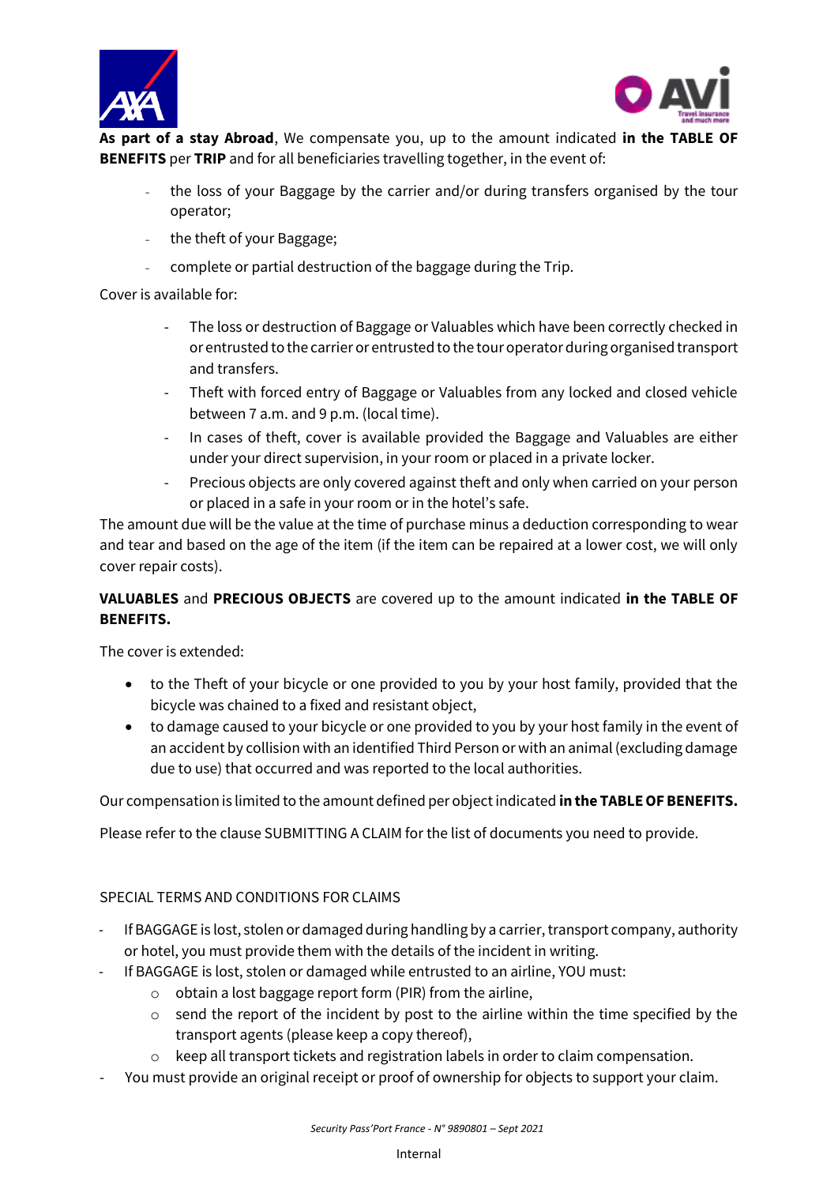**As part of a stay Abroad**, We compensate you, up to the amount indicated **in the TABLE OF BENEFITS** per **TRIP** and for all beneficiaries travelling together, in the event of:

- the loss of your Baggage by the carrier and/or during transfers organised by the tour operator;
- the theft of your Baggage;
- complete or partial destruction of the baggage during the Trip.

Cover is available for:

- The loss or destruction of Baggage or Valuables which have been correctly checked in or entrusted to the carrier or entrusted to the tour operator during organised transport and transfers.
- Theft with forced entry of Baggage or Valuables from any locked and closed vehicle between 7 a.m. and 9 p.m. (local time).
- In cases of theft, cover is available provided the Baggage and Valuables are either under your direct supervision, in your room or placed in a private locker.
- Precious objects are only covered against theft and only when carried on your person or placed in a safe in your room or in the hotel's safe.

The amount due will be the value at the time of purchase minus a deduction corresponding to wear and tear and based on the age of the item (if the item can be repaired at a lower cost, we will only cover repair costs).

**VALUABLES** and **PRECIOUS OBJECTS** are covered up to the amount indicated **in the TABLE OF BENEFITS.**

The cover is extended:

- to the Theft of your bicycle or one provided to you by your host family, provided that the bicycle was chained to a fixed and resistant object,
- to damage caused to your bicycle or one provided to you by your host family in the event of an accident by collision with an identified Third Person or with an animal (excluding damage due to use) that occurred and was reported to the local authorities.

Our compensation is limited to the amount defined per object indicated **in the TABLE OF BENEFITS.**

Please refer to the clause SUBMITTING A CLAIM for the list of documents you need to provide.

SPECIAL TERMS AND CONDITIONS FOR CLAIMS

- If BAGGAGE is lost, stolen or damaged during handling by a carrier, transport company, authority or hotel, you must provide them with the details of the incident in writing.
- If BAGGAGE is lost, stolen or damaged while entrusted to an airline, YOU must:
  - obtain a lost baggage report form (PIR) from the airline,
  - send the report of the incident by post to the airline within the time specified by the transport agents (please keep a copy thereof),
  - keep all transport tickets and registration labels in order to claim compensation.
- You must provide an original receipt or proof of ownership for objects to support your claim.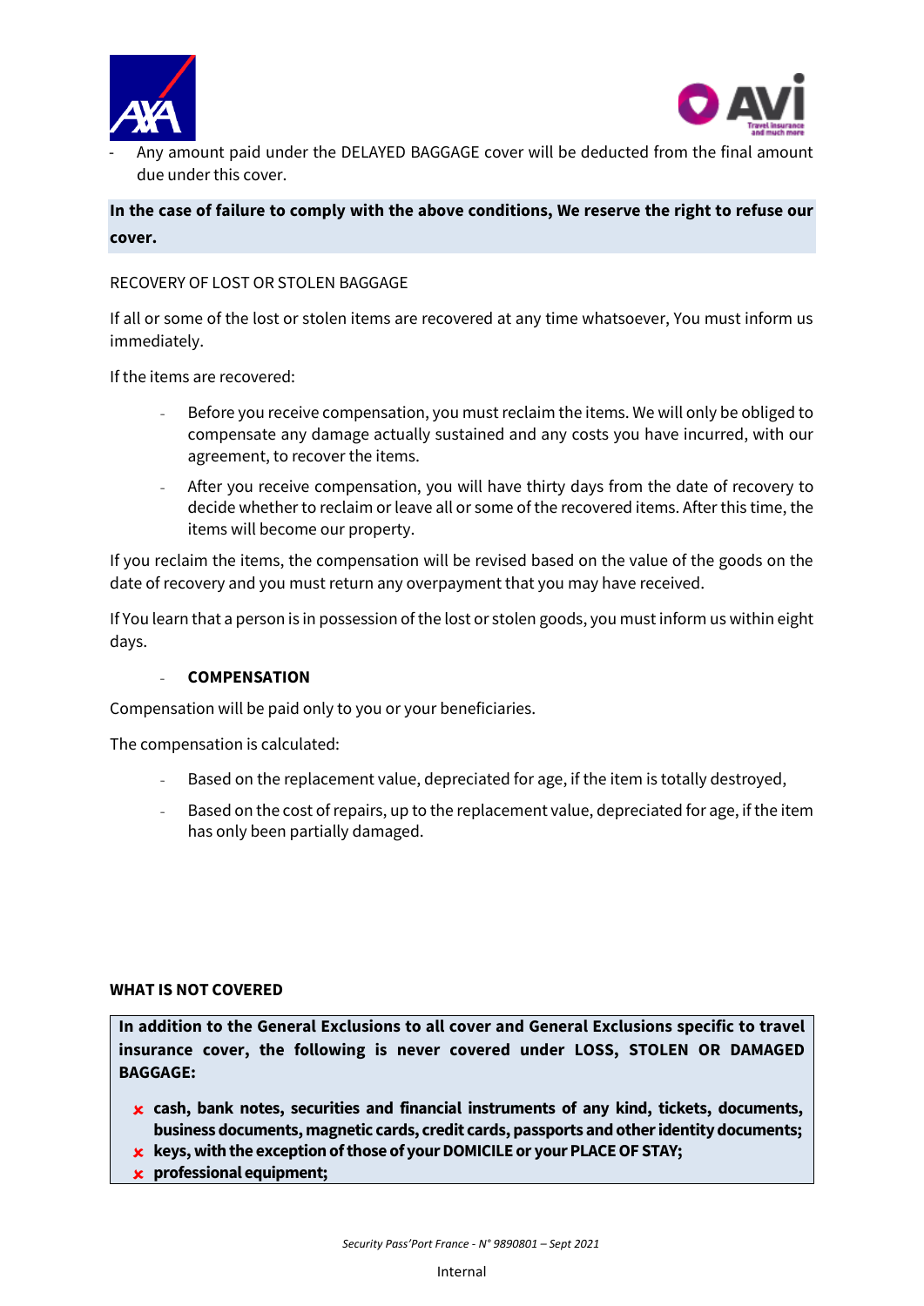- Any amount paid under the DELAYED BAGGAGE cover will be deducted from the final amount due under this cover.

**In the case of failure to comply with the above conditions, We reserve the right to refuse our cover.**

RECOVERY OF LOST OR STOLEN BAGGAGE

If all or some of the lost or stolen items are recovered at any time whatsoever, You must inform us immediately.

If the items are recovered:

- Before you receive compensation, you must reclaim the items. We will only be obliged to compensate any damage actually sustained and any costs you have incurred, with our agreement, to recover the items.
- After you receive compensation, you will have thirty days from the date of recovery to decide whether to reclaim or leave all or some of the recovered items. After this time, the items will become our property.

If you reclaim the items, the compensation will be revised based on the value of the goods on the date of recovery and you must return any overpayment that you may have received.

If You learn that a person is in possession of the lost or stolen goods, you must inform us within eight days.

- **COMPENSATION**

Compensation will be paid only to you or your beneficiaries.

The compensation is calculated:

- Based on the replacement value, depreciated for age, if the item is totally destroyed,
- Based on the cost of repairs, up to the replacement value, depreciated for age, if the item has only been partially damaged.

**WHAT IS NOT COVERED**

**In addition to the General Exclusions to all cover and General Exclusions specific to travel insurance cover, the following is never covered under LOSS, STOLEN OR DAMAGED BAGGAGE:**

- **cash, bank notes, securities and financial instruments of any kind, tickets, documents, business documents, magnetic cards, credit cards, passports and other identity documents;**
- **keys, with the exception of those of your DOMICILE or your PLACE OF STAY;**
- **professional equipment;**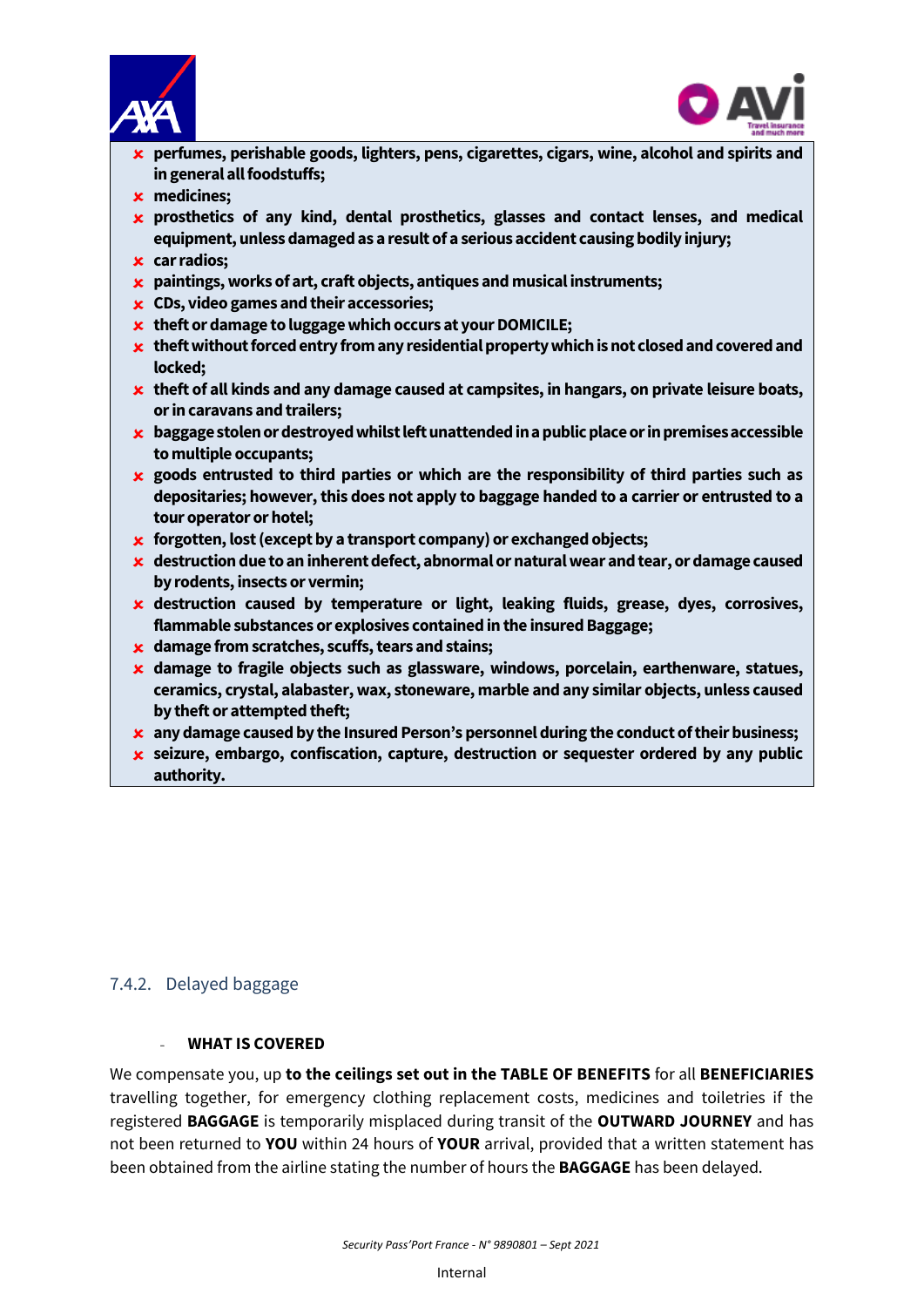- ✘ **perfumes, perishable goods, lighters, pens, cigarettes, cigars, wine, alcohol and spirits and in general all foodstuffs;**
- ✘ **medicines;**
- ✘ **prosthetics of any kind, dental prosthetics, glasses and contact lenses, and medical equipment, unless damaged as a result of a serious accident causing bodily injury;**
- ✘ **car radios;**
- ✘ **paintings, works of art, craft objects, antiques and musical instruments;**
- ✘ **CDs, video games and their accessories;**
- ✘ **theft or damage to luggage which occurs at your DOMICILE;**
- ✘ **theft without forced entry from any residential property which is not closed and covered and locked;**
- ✘ **theft of all kinds and any damage caused at campsites, in hangars, on private leisure boats, or in caravans and trailers;**
- ✘ **baggage stolen or destroyed whilst left unattended in a public place or in premises accessible to multiple occupants;**
- ✘ **goods entrusted to third parties or which are the responsibility of third parties such as depositaries; however, this does not apply to baggage handed to a carrier or entrusted to a tour operator or hotel;**
- ✘ **forgotten, lost (except by a transport company) or exchanged objects;**
- ✘ **destruction due to an inherent defect, abnormal or natural wear and tear, or damage caused by rodents, insects or vermin;**
- ✘ **destruction caused by temperature or light, leaking fluids, grease, dyes, corrosives, flammable substances or explosives contained in the insured Baggage;**
- ✘ **damage from scratches, scuffs, tears and stains;**
- ✘ **damage to fragile objects such as glassware, windows, porcelain, earthenware, statues, ceramics, crystal, alabaster, wax, stoneware, marble and any similar objects, unless caused by theft or attempted theft;**
- ✘ **any damage caused by the Insured Person's personnel during the conduct of their business;**
- ✘ **seizure, embargo, confiscation, capture, destruction or sequester ordered by any public authority.**

### 7.4.2. Delayed baggage

- **WHAT IS COVERED**

We compensate you, up **to the ceilings set out in the TABLE OF BENEFITS** for all **BENEFICIARIES** travelling together, for emergency clothing replacement costs, medicines and toiletries if the registered **BAGGAGE** is temporarily misplaced during transit of the **OUTWARD JOURNEY** and has not been returned to **YOU** within 24 hours of **YOUR** arrival, provided that a written statement has been obtained from the airline stating the number of hours the **BAGGAGE** has been delayed.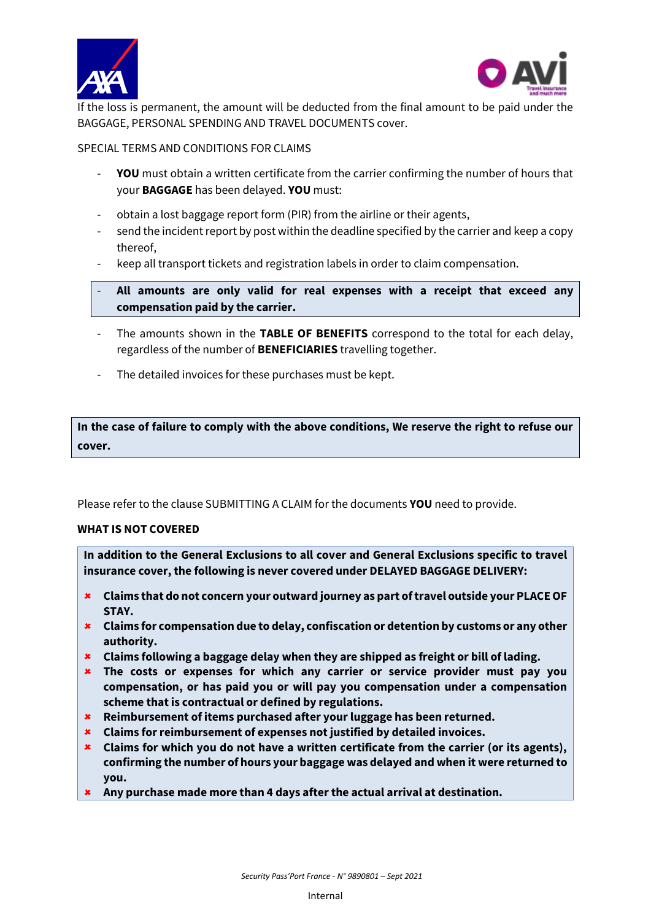If the loss is permanent, the amount will be deducted from the final amount to be paid under the BAGGAGE, PERSONAL SPENDING AND TRAVEL DOCUMENTS cover.

SPECIAL TERMS AND CONDITIONS FOR CLAIMS

- **YOU** must obtain a written certificate from the carrier confirming the number of hours that your **BAGGAGE** has been delayed. **YOU** must:
- obtain a lost baggage report form (PIR) from the airline or their agents,
- send the incident report by post within the deadline specified by the carrier and keep a copy thereof,
- keep all transport tickets and registration labels in order to claim compensation.
- **All amounts are only valid for real expenses with a receipt that exceed any compensation paid by the carrier.**
- The amounts shown in the **TABLE OF BENEFITS** correspond to the total for each delay, regardless of the number of **BENEFICIARIES** travelling together.
- The detailed invoices for these purchases must be kept.

**In the case of failure to comply with the above conditions, We reserve the right to refuse our cover.**

Please refer to the clause SUBMITTING A CLAIM for the documents **YOU** need to provide.

**WHAT IS NOT COVERED**

**In addition to the General Exclusions to all cover and General Exclusions specific to travel insurance cover, the following is never covered under DELAYED BAGGAGE DELIVERY:**

- **Claims that do not concern your outward journey as part of travel outside your PLACE OF STAY.**
- **Claims for compensation due to delay, confiscation or detention by customs or any other authority.**
- **Claims following a baggage delay when they are shipped as freight or bill of lading.**
- **The costs or expenses for which any carrier or service provider must pay you compensation, or has paid you or will pay you compensation under a compensation scheme that is contractual or defined by regulations.**
- **Reimbursement of items purchased after your luggage has been returned.**
- **Claims for reimbursement of expenses not justified by detailed invoices.**
- **Claims for which you do not have a written certificate from the carrier (or its agents), confirming the number of hours your baggage was delayed and when it were returned to you.**
- **Any purchase made more than 4 days after the actual arrival at destination.**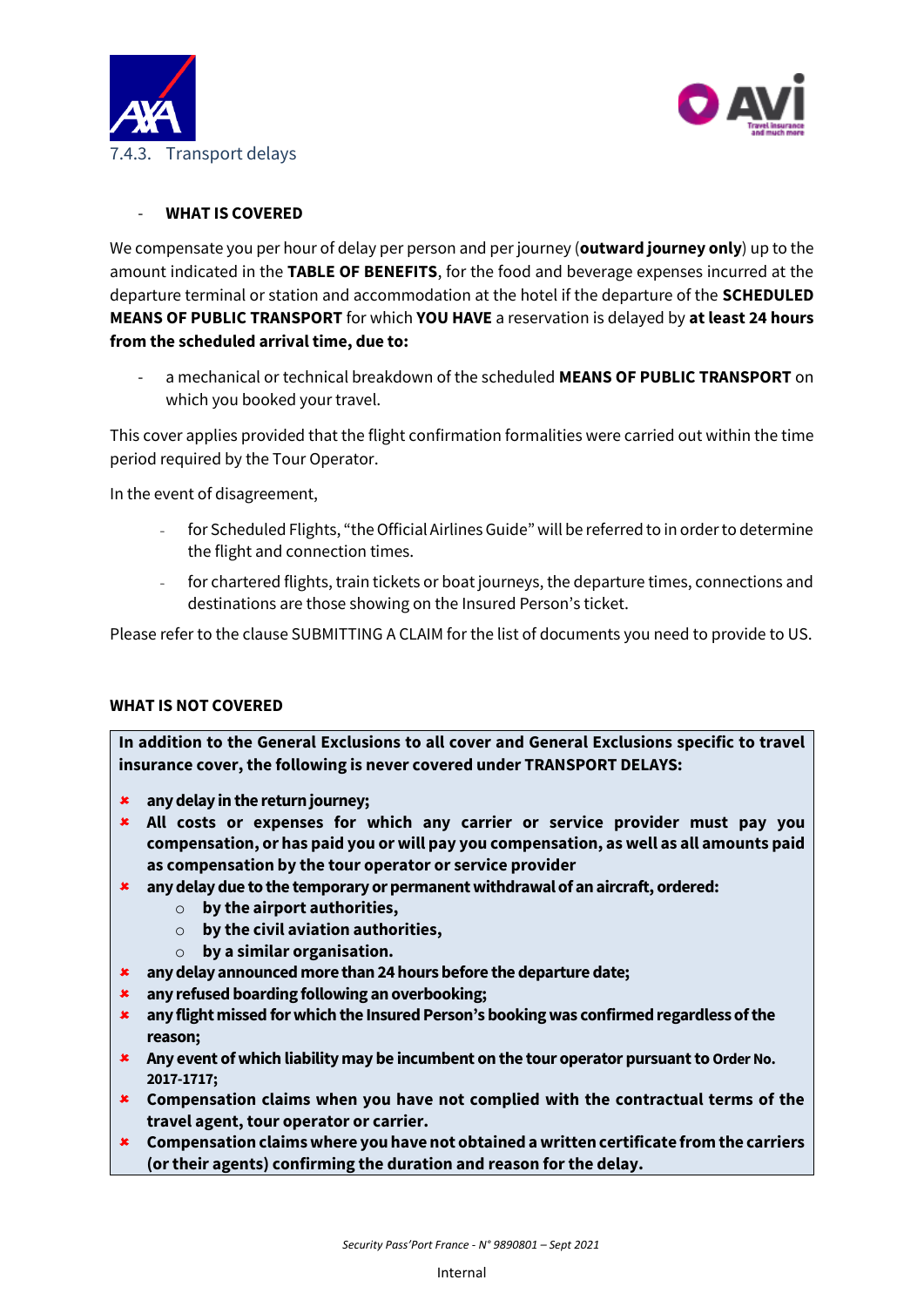### 7.4.3. Transport delays

- **WHAT IS COVERED**

We compensate you per hour of delay per person and per journey (**outward journey only**) up to the amount indicated in the **TABLE OF BENEFITS**, for the food and beverage expenses incurred at the departure terminal or station and accommodation at the hotel if the departure of the **SCHEDULED MEANS OF PUBLIC TRANSPORT** for which **YOU HAVE** a reservation is delayed by **at least 24 hours from the scheduled arrival time, due to:**

- a mechanical or technical breakdown of the scheduled **MEANS OF PUBLIC TRANSPORT** on which you booked your travel.

This cover applies provided that the flight confirmation formalities were carried out within the time period required by the Tour Operator.

In the event of disagreement,

- for Scheduled Flights, "the Official Airlines Guide" will be referred to in order to determine the flight and connection times.
- for chartered flights, train tickets or boat journeys, the departure times, connections and destinations are those showing on the Insured Person's ticket.

Please refer to the clause SUBMITTING A CLAIM for the list of documents you need to provide to US.

**WHAT IS NOT COVERED**

**In addition to the General Exclusions to all cover and General Exclusions specific to travel insurance cover, the following is never covered under TRANSPORT DELAYS:**

- **any delay in the return journey;**
- **All costs or expenses for which any carrier or service provider must pay you compensation, or has paid you or will pay you compensation, as well as all amounts paid as compensation by the tour operator or service provider**
- **any delay due to the temporary or permanent withdrawal of an aircraft, ordered:**
  - **by the airport authorities,**
  - **by the civil aviation authorities,**
  - **by a similar organisation.**
- **any delay announced more than 24 hours before the departure date;**
- **any refused boarding following an overbooking;**
- **any flight missed for which the Insured Person's booking was confirmed regardless of the reason;**
- **Any event of which liability may be incumbent on the tour operator pursuant to Order No. 2017-1717;**
- **Compensation claims when you have not complied with the contractual terms of the travel agent, tour operator or carrier.**
- **Compensation claims where you have not obtained a written certificate from the carriers (or their agents) confirming the duration and reason for the delay.**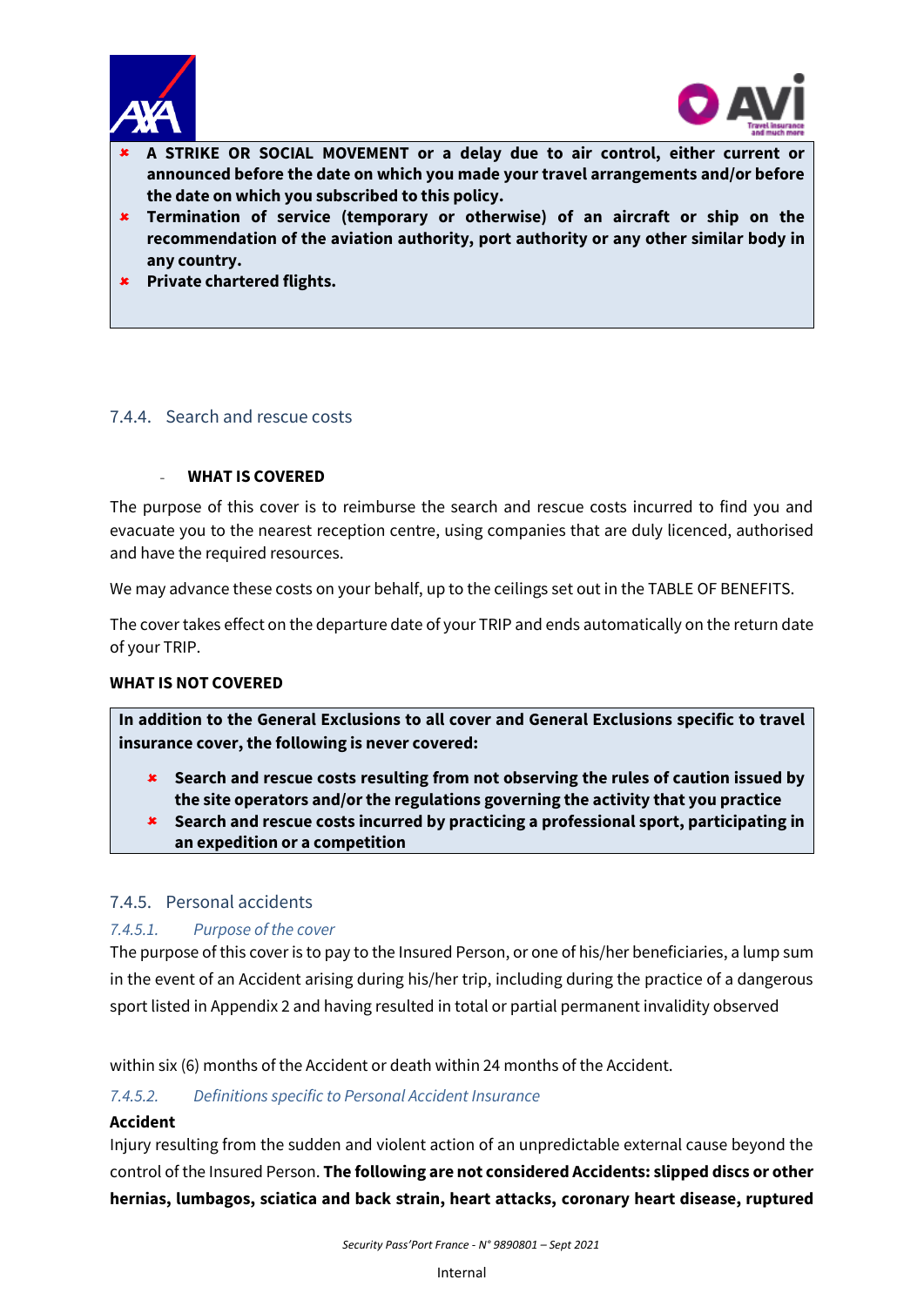- **A STRIKE OR SOCIAL MOVEMENT or a delay due to air control, either current or announced before the date on which you made your travel arrangements and/or before the date on which you subscribed to this policy.**
- **Termination of service (temporary or otherwise) of an aircraft or ship on the recommendation of the aviation authority, port authority or any other similar body in any country.**
- **Private chartered flights.**

### 7.4.4. Search and rescue costs

- **WHAT IS COVERED**

The purpose of this cover is to reimburse the search and rescue costs incurred to find you and evacuate you to the nearest reception centre, using companies that are duly licenced, authorised and have the required resources.

We may advance these costs on your behalf, up to the ceilings set out in the TABLE OF BENEFITS.

The cover takes effect on the departure date of your TRIP and ends automatically on the return date of your TRIP.

**WHAT IS NOT COVERED**

**In addition to the General Exclusions to all cover and General Exclusions specific to travel insurance cover, the following is never covered:**

- **Search and rescue costs resulting from not observing the rules of caution issued by the site operators and/or the regulations governing the activity that you practice**
- **Search and rescue costs incurred by practicing a professional sport, participating in an expedition or a competition**

### 7.4.5. Personal accidents

#### *7.4.5.1. Purpose of the cover*

The purpose of this cover is to pay to the Insured Person, or one of his/her beneficiaries, a lump sum in the event of an Accident arising during his/her trip, including during the practice of a dangerous sport listed in Appendix 2 and having resulted in total or partial permanent invalidity observed

within six (6) months of the Accident or death within 24 months of the Accident.

#### *7.4.5.2. Definitions specific to Personal Accident Insurance*

**Accident**

Injury resulting from the sudden and violent action of an unpredictable external cause beyond the control of the Insured Person. **The following are not considered Accidents: slipped discs or other hernias, lumbagos, sciatica and back strain, heart attacks, coronary heart disease, ruptured**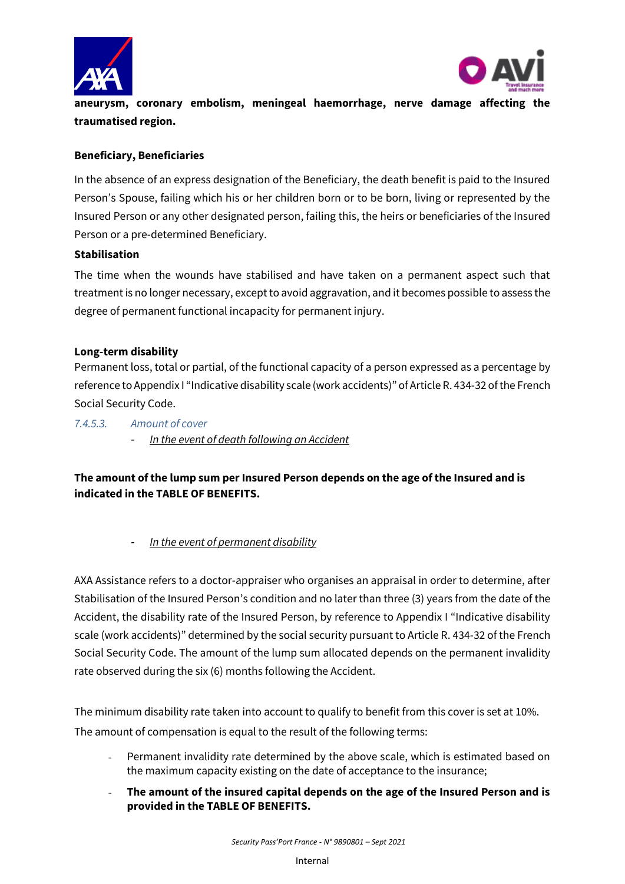**aneurysm, coronary embolism, meningeal haemorrhage, nerve damage affecting the traumatised region.**

**Beneficiary, Beneficiaries**

In the absence of an express designation of the Beneficiary, the death benefit is paid to the Insured Person's Spouse, failing which his or her children born or to be born, living or represented by the Insured Person or any other designated person, failing this, the heirs or beneficiaries of the Insured Person or a pre-determined Beneficiary.

**Stabilisation**

The time when the wounds have stabilised and have taken on a permanent aspect such that treatment is no longer necessary, except to avoid aggravation, and it becomes possible to assess the degree of permanent functional incapacity for permanent injury.

**Long-term disability**

Permanent loss, total or partial, of the functional capacity of a person expressed as a percentage by reference to Appendix I "Indicative disability scale (work accidents)" of Article R. 434-32 of the French Social Security Code.

*7.4.5.3. Amount of cover*

- *In the event of death following an Accident*

**The amount of the lump sum per Insured Person depends on the age of the Insured and is indicated in the TABLE OF BENEFITS.**

- *In the event of permanent disability*

AXA Assistance refers to a doctor-appraiser who organises an appraisal in order to determine, after Stabilisation of the Insured Person's condition and no later than three (3) years from the date of the Accident, the disability rate of the Insured Person, by reference to Appendix I "Indicative disability scale (work accidents)" determined by the social security pursuant to Article R. 434-32 of the French Social Security Code. The amount of the lump sum allocated depends on the permanent invalidity rate observed during the six (6) months following the Accident.

The minimum disability rate taken into account to qualify to benefit from this cover is set at 10%.
The amount of compensation is equal to the result of the following terms:

- Permanent invalidity rate determined by the above scale, which is estimated based on the maximum capacity existing on the date of acceptance to the insurance;
- **The amount of the insured capital depends on the age of the Insured Person and is provided in the TABLE OF BENEFITS.**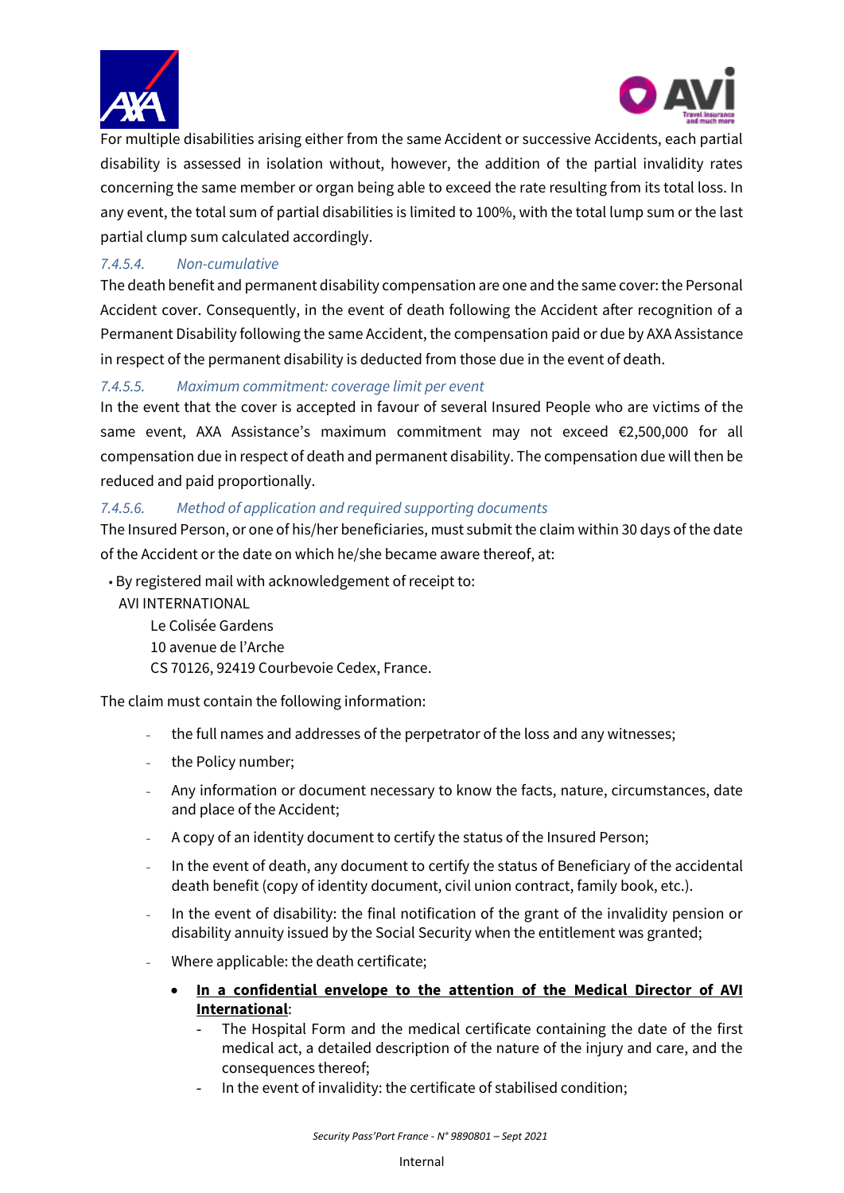For multiple disabilities arising either from the same Accident or successive Accidents, each partial disability is assessed in isolation without, however, the addition of the partial invalidity rates concerning the same member or organ being able to exceed the rate resulting from its total loss. In any event, the total sum of partial disabilities is limited to 100%, with the total lump sum or the last partial clump sum calculated accordingly.

#### *7.4.5.4. Non-cumulative*

The death benefit and permanent disability compensation are one and the same cover: the Personal Accident cover. Consequently, in the event of death following the Accident after recognition of a Permanent Disability following the same Accident, the compensation paid or due by AXA Assistance in respect of the permanent disability is deducted from those due in the event of death.

#### *7.4.5.5. Maximum commitment: coverage limit per event*

In the event that the cover is accepted in favour of several Insured People who are victims of the same event, AXA Assistance's maximum commitment may not exceed €2,500,000 for all compensation due in respect of death and permanent disability. The compensation due will then be reduced and paid proportionally.

#### *7.4.5.6. Method of application and required supporting documents*

The Insured Person, or one of his/her beneficiaries, must submit the claim within 30 days of the date of the Accident or the date on which he/she became aware thereof, at:

- By registered mail with acknowledgement of receipt to:
  AVI INTERNATIONAL
  Le Colisée Gardens
  10 avenue de l'Arche
  CS 70126, 92419 Courbevoie Cedex, France.

The claim must contain the following information:

- the full names and addresses of the perpetrator of the loss and any witnesses;
- the Policy number;
- Any information or document necessary to know the facts, nature, circumstances, date and place of the Accident;
- A copy of an identity document to certify the status of the Insured Person;
- In the event of death, any document to certify the status of Beneficiary of the accidental death benefit (copy of identity document, civil union contract, family book, etc.).
- In the event of disability: the final notification of the grant of the invalidity pension or disability annuity issued by the Social Security when the entitlement was granted;
- Where applicable: the death certificate;
  - **In a confidential envelope to the attention of the Medical Director of AVI International**:
    - The Hospital Form and the medical certificate containing the date of the first medical act, a detailed description of the nature of the injury and care, and the consequences thereof;
    - In the event of invalidity: the certificate of stabilised condition;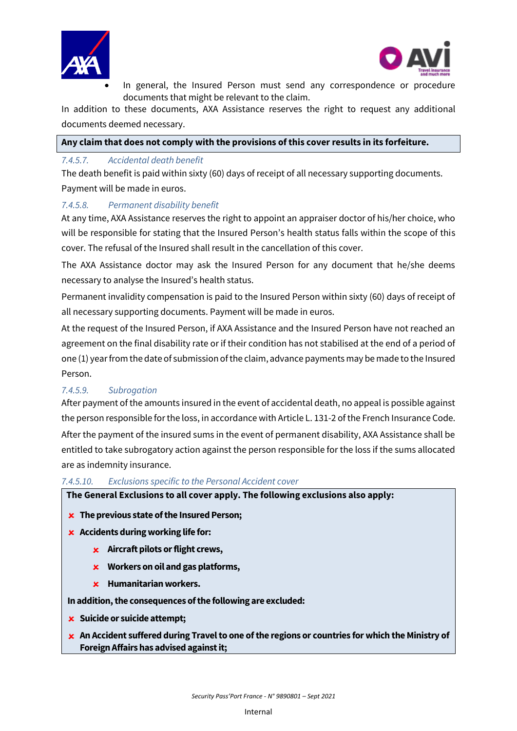- In general, the Insured Person must send any correspondence or procedure documents that might be relevant to the claim.

In addition to these documents, AXA Assistance reserves the right to request any additional documents deemed necessary.

**Any claim that does not comply with the provisions of this cover results in its forfeiture.**

#### *7.4.5.7. Accidental death benefit*

The death benefit is paid within sixty (60) days of receipt of all necessary supporting documents. Payment will be made in euros.

#### *7.4.5.8. Permanent disability benefit*

At any time, AXA Assistance reserves the right to appoint an appraiser doctor of his/her choice, who will be responsible for stating that the Insured Person's health status falls within the scope of this cover. The refusal of the Insured shall result in the cancellation of this cover.

The AXA Assistance doctor may ask the Insured Person for any document that he/she deems necessary to analyse the Insured's health status.

Permanent invalidity compensation is paid to the Insured Person within sixty (60) days of receipt of all necessary supporting documents. Payment will be made in euros.

At the request of the Insured Person, if AXA Assistance and the Insured Person have not reached an agreement on the final disability rate or if their condition has not stabilised at the end of a period of one (1) year from the date of submission of the claim, advance payments may be made to the Insured Person.

#### *7.4.5.9. Subrogation*

After payment of the amounts insured in the event of accidental death, no appeal is possible against the person responsible for the loss, in accordance with Article L. 131-2 of the French Insurance Code.

After the payment of the insured sums in the event of permanent disability, AXA Assistance shall be entitled to take subrogatory action against the person responsible for the loss if the sums allocated are as indemnity insurance.

#### *7.4.5.10. Exclusions specific to the Personal Accident cover*

**The General Exclusions to all cover apply. The following exclusions also apply:**

- ✘ **The previous state of the Insured Person;**
- ✘ **Accidents during working life for:**
  - ✘ **Aircraft pilots or flight crews,**
  - ✘ **Workers on oil and gas platforms,**
  - ✘ **Humanitarian workers.**

**In addition, the consequences of the following are excluded:**

- ✘ **Suicide or suicide attempt;**
- ✘ **An Accident suffered during Travel to one of the regions or countries for which the Ministry of Foreign Affairs has advised against it;**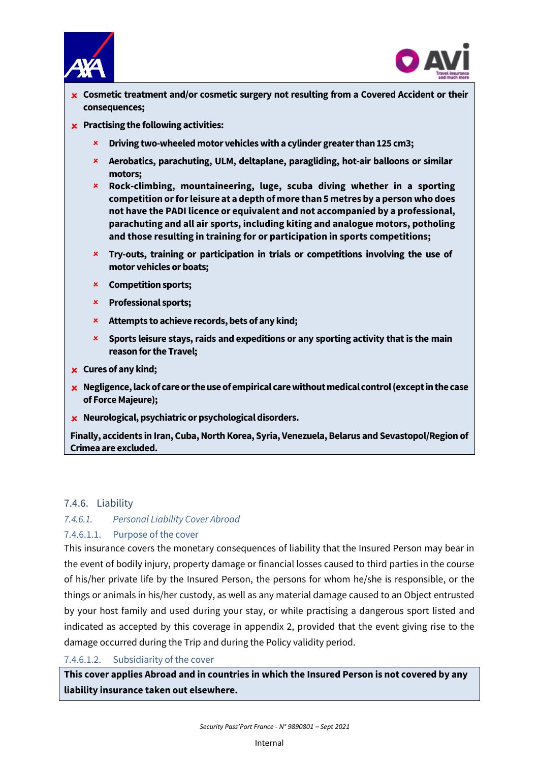- **Cosmetic treatment and/or cosmetic surgery not resulting from a Covered Accident or their consequences;**
- **Practising the following activities:**
  - **Driving two-wheeled motor vehicles with a cylinder greater than 125 cm3;**
  - **Aerobatics, parachuting, ULM, deltaplane, paragliding, hot-air balloons or similar motors;**
  - **Rock-climbing, mountaineering, luge, scuba diving whether in a sporting competition or for leisure at a depth of more than 5 metres by a person who does not have the PADI licence or equivalent and not accompanied by a professional, parachuting and all air sports, including kiting and analogue motors, potholing and those resulting in training for or participation in sports competitions;**
  - **Try-outs, training or participation in trials or competitions involving the use of motor vehicles or boats;**
  - **Competition sports;**
  - **Professional sports;**
  - **Attempts to achieve records, bets of any kind;**
  - **Sports leisure stays, raids and expeditions or any sporting activity that is the main reason for the Travel;**
- **Cures of any kind;**
- **Negligence, lack of care or the use of empirical care without medical control (except in the case of Force Majeure);**
- **Neurological, psychiatric or psychological disorders.**

**Finally, accidents in Iran, Cuba, North Korea, Syria, Venezuela, Belarus and Sevastopol/Region of Crimea are excluded.**

### 7.4.6. Liability

#### *7.4.6.1. Personal Liability Cover Abroad*

##### 7.4.6.1.1. Purpose of the cover

This insurance covers the monetary consequences of liability that the Insured Person may bear in the event of bodily injury, property damage or financial losses caused to third parties in the course of his/her private life by the Insured Person, the persons for whom he/she is responsible, or the things or animals in his/her custody, as well as any material damage caused to an Object entrusted by your host family and used during your stay, or while practising a dangerous sport listed and indicated as accepted by this coverage in appendix 2, provided that the event giving rise to the damage occurred during the Trip and during the Policy validity period.

##### 7.4.6.1.2. Subsidiarity of the cover

**This cover applies Abroad and in countries in which the Insured Person is not covered by any liability insurance taken out elsewhere.**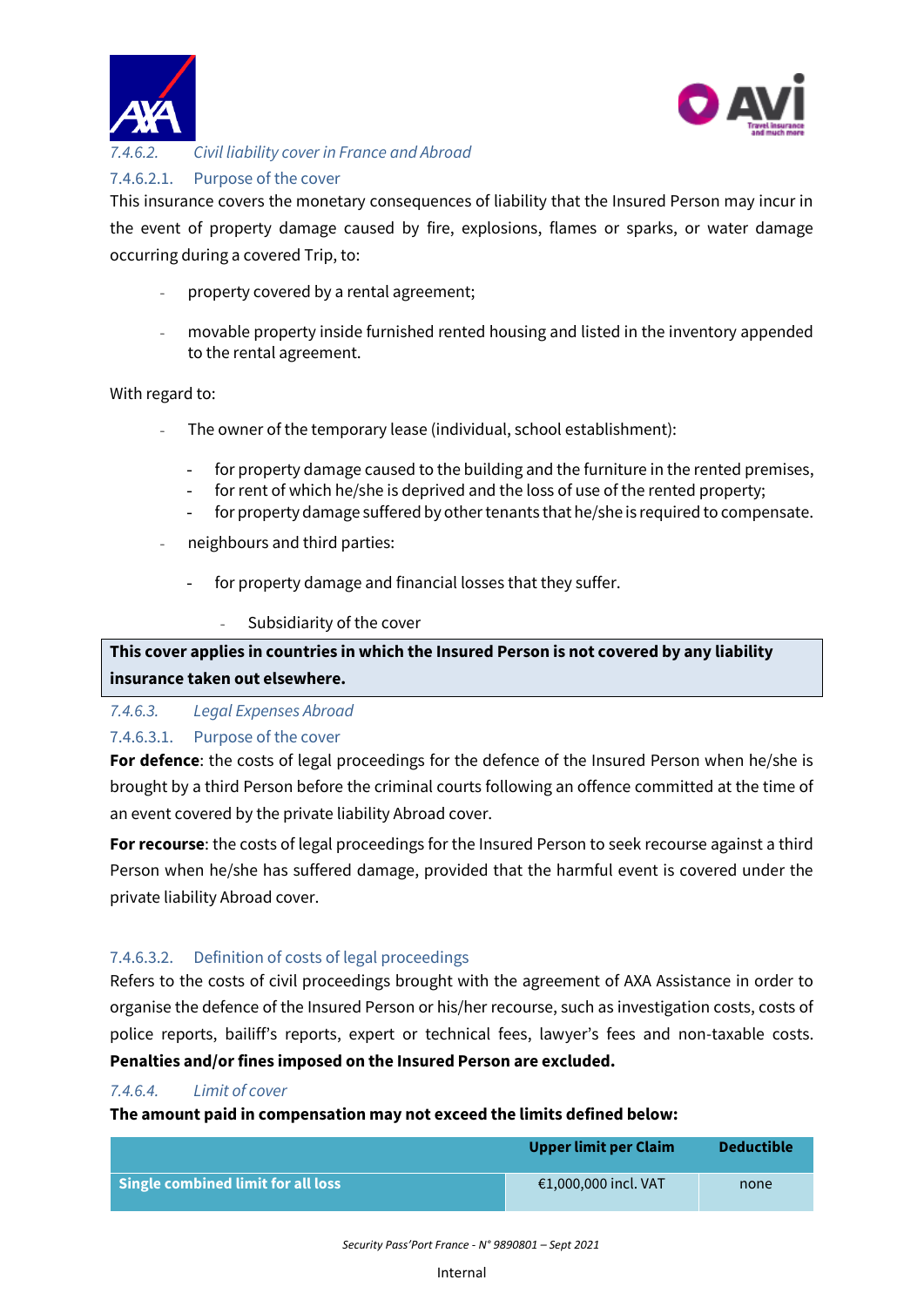#### *7.4.6.2. Civil liability cover in France and Abroad*

##### 7.4.6.2.1. Purpose of the cover

This insurance covers the monetary consequences of liability that the Insured Person may incur in the event of property damage caused by fire, explosions, flames or sparks, or water damage occurring during a covered Trip, to:

- property covered by a rental agreement;
- movable property inside furnished rented housing and listed in the inventory appended to the rental agreement.

With regard to:

- The owner of the temporary lease (individual, school establishment):
    - for property damage caused to the building and the furniture in the rented premises,
    - for rent of which he/she is deprived and the loss of use of the rented property;
    - for property damage suffered by other tenants that he/she is required to compensate.
- neighbours and third parties:
    - for property damage and financial losses that they suffer.
        - Subsidiarity of the cover

**This cover applies in countries in which the Insured Person is not covered by any liability insurance taken out elsewhere.**

#### *7.4.6.3. Legal Expenses Abroad*

##### 7.4.6.3.1. Purpose of the cover

**For defence**: the costs of legal proceedings for the defence of the Insured Person when he/she is brought by a third Person before the criminal courts following an offence committed at the time of an event covered by the private liability Abroad cover.

**For recourse**: the costs of legal proceedings for the Insured Person to seek recourse against a third Person when he/she has suffered damage, provided that the harmful event is covered under the private liability Abroad cover.

##### 7.4.6.3.2. Definition of costs of legal proceedings

Refers to the costs of civil proceedings brought with the agreement of AXA Assistance in order to organise the defence of the Insured Person or his/her recourse, such as investigation costs, costs of police reports, bailiff's reports, expert or technical fees, lawyer's fees and non-taxable costs. **Penalties and/or fines imposed on the Insured Person are excluded.**

#### *7.4.6.4. Limit of cover*

**The amount paid in compensation may not exceed the limits defined below:**

| | Upper limit per Claim | Deductible |
|---|---|---|
| Single combined limit for all loss | €1,000,000 incl. VAT | none |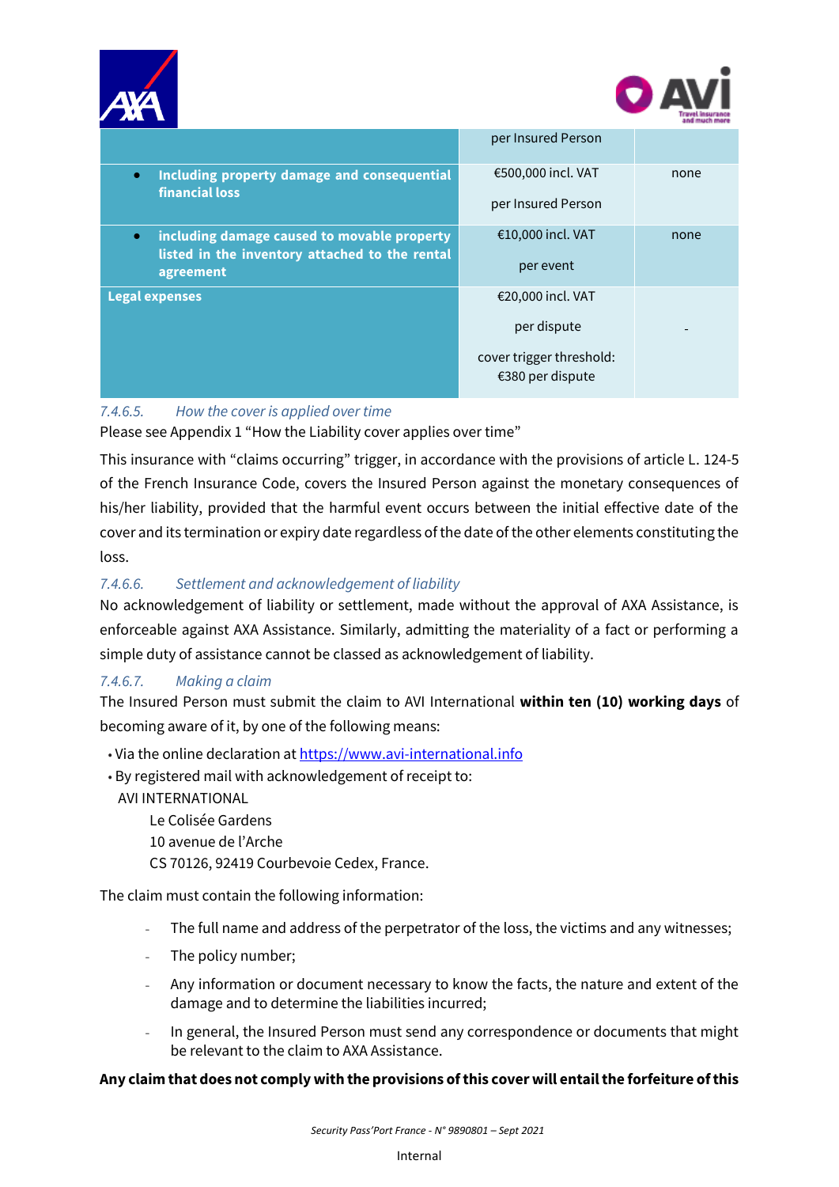| | | |
|---|---|---|
| | per Insured Person | |
| • **Including property damage and consequential financial loss** | €500,000 incl. VAT<br><br>per Insured Person | none |
| • **including damage caused to movable property listed in the inventory attached to the rental agreement** | €10,000 incl. VAT<br><br>per event | none |
| **Legal expenses** | €20,000 incl. VAT<br><br>per dispute<br><br>cover trigger threshold: €380 per dispute | - |

#### *7.4.6.5. How the cover is applied over time*

Please see Appendix 1 "How the Liability cover applies over time"

This insurance with "claims occurring" trigger, in accordance with the provisions of article L. 124-5 of the French Insurance Code, covers the Insured Person against the monetary consequences of his/her liability, provided that the harmful event occurs between the initial effective date of the cover and its termination or expiry date regardless of the date of the other elements constituting the loss.

#### *7.4.6.6. Settlement and acknowledgement of liability*

No acknowledgement of liability or settlement, made without the approval of AXA Assistance, is enforceable against AXA Assistance. Similarly, admitting the materiality of a fact or performing a simple duty of assistance cannot be classed as acknowledgement of liability.

#### *7.4.6.7. Making a claim*

The Insured Person must submit the claim to AVI International **within ten (10) working days** of becoming aware of it, by one of the following means:

- Via the online declaration at https://www.avi-international.info
- By registered mail with acknowledgement of receipt to:
  AVI INTERNATIONAL
  Le Colisée Gardens
  10 avenue de l'Arche
  CS 70126, 92419 Courbevoie Cedex, France.

The claim must contain the following information:

- The full name and address of the perpetrator of the loss, the victims and any witnesses;
- The policy number;
- Any information or document necessary to know the facts, the nature and extent of the damage and to determine the liabilities incurred;
- In general, the Insured Person must send any correspondence or documents that might be relevant to the claim to AXA Assistance.

**Any claim that does not comply with the provisions of this cover will entail the forfeiture of this**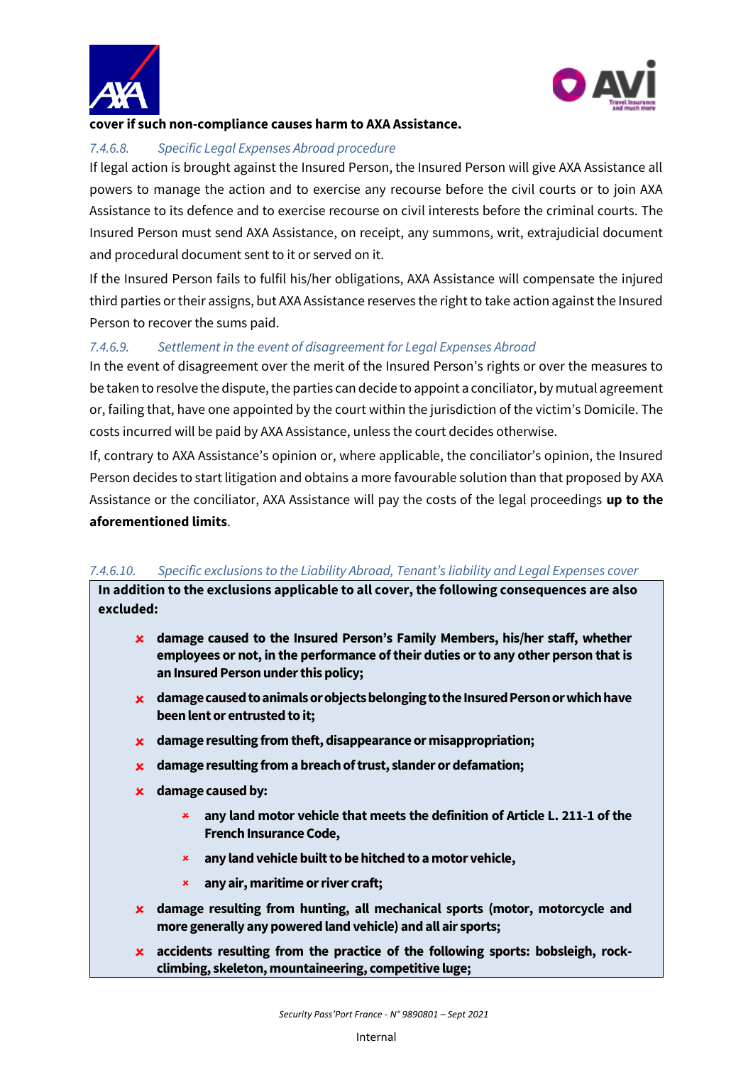**cover if such non-compliance causes harm to AXA Assistance.**

#### *7.4.6.8. Specific Legal Expenses Abroad procedure*

If legal action is brought against the Insured Person, the Insured Person will give AXA Assistance all powers to manage the action and to exercise any recourse before the civil courts or to join AXA Assistance to its defence and to exercise recourse on civil interests before the criminal courts. The Insured Person must send AXA Assistance, on receipt, any summons, writ, extrajudicial document and procedural document sent to it or served on it.

If the Insured Person fails to fulfil his/her obligations, AXA Assistance will compensate the injured third parties or their assigns, but AXA Assistance reserves the right to take action against the Insured Person to recover the sums paid.

#### *7.4.6.9. Settlement in the event of disagreement for Legal Expenses Abroad*

In the event of disagreement over the merit of the Insured Person's rights or over the measures to be taken to resolve the dispute, the parties can decide to appoint a conciliator, by mutual agreement or, failing that, have one appointed by the court within the jurisdiction of the victim's Domicile. The costs incurred will be paid by AXA Assistance, unless the court decides otherwise.

If, contrary to AXA Assistance's opinion or, where applicable, the conciliator's opinion, the Insured Person decides to start litigation and obtains a more favourable solution than that proposed by AXA Assistance or the conciliator, AXA Assistance will pay the costs of the legal proceedings **up to the aforementioned limits**.

#### *7.4.6.10. Specific exclusions to the Liability Abroad, Tenant's liability and Legal Expenses cover*

**In addition to the exclusions applicable to all cover, the following consequences are also excluded:**

- ✘ **damage caused to the Insured Person's Family Members, his/her staff, whether employees or not, in the performance of their duties or to any other person that is an Insured Person under this policy;**
- ✘ **damage caused to animals or objects belonging to the Insured Person or which have been lent or entrusted to it;**
- ✘ **damage resulting from theft, disappearance or misappropriation;**
- ✘ **damage resulting from a breach of trust, slander or defamation;**
- ✘ **damage caused by:**
  - ✘ **any land motor vehicle that meets the definition of Article L. 211-1 of the French Insurance Code,**
  - ✘ **any land vehicle built to be hitched to a motor vehicle,**
  - ✘ **any air, maritime or river craft;**
- ✘ **damage resulting from hunting, all mechanical sports (motor, motorcycle and more generally any powered land vehicle) and all air sports;**
- ✘ **accidents resulting from the practice of the following sports: bobsleigh, rock-climbing, skeleton, mountaineering, competitive luge;**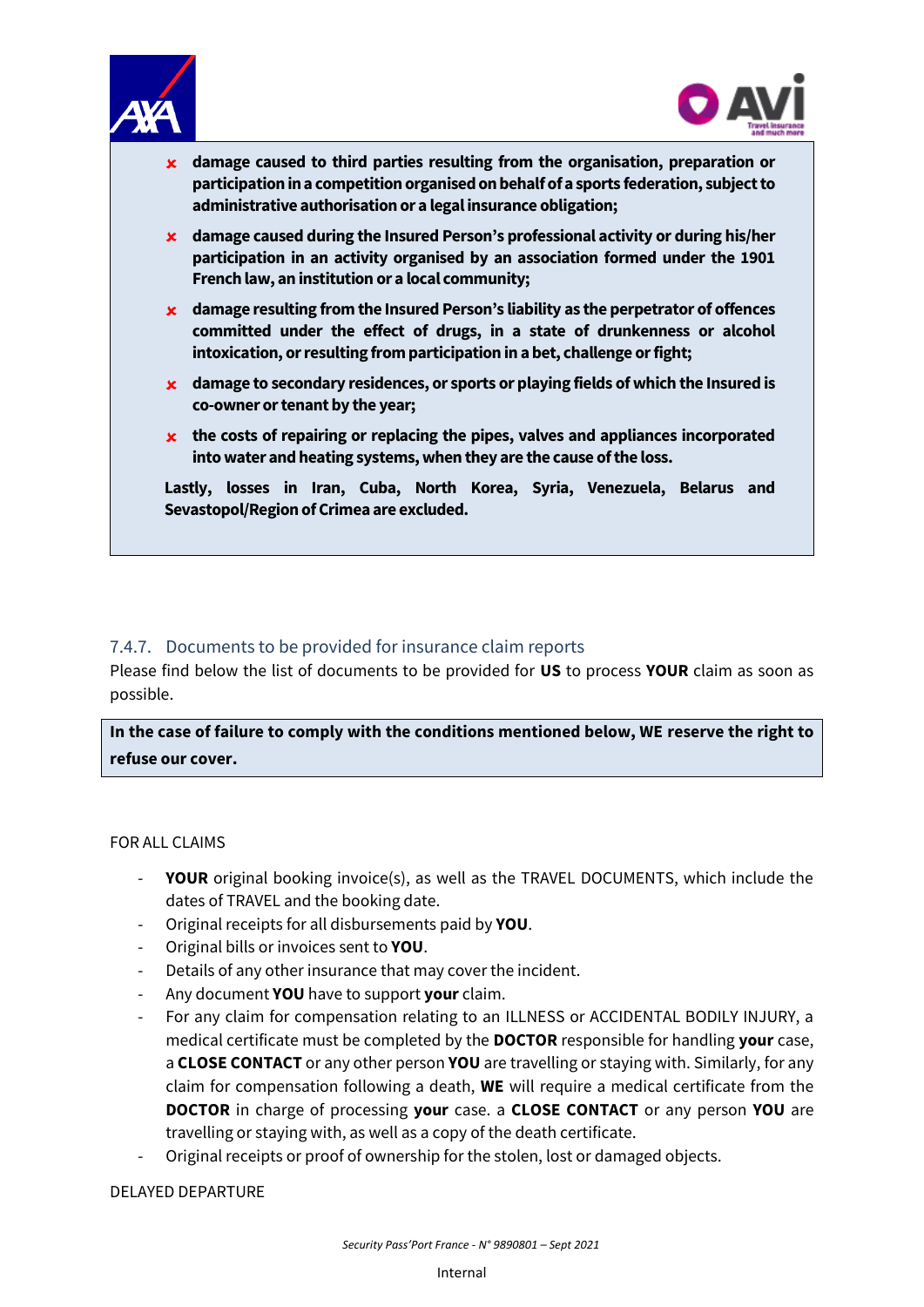- **damage caused to third parties resulting from the organisation, preparation or participation in a competition organised on behalf of a sports federation, subject to administrative authorisation or a legal insurance obligation;**
- **damage caused during the Insured Person's professional activity or during his/her participation in an activity organised by an association formed under the 1901 French law, an institution or a local community;**
- **damage resulting from the Insured Person's liability as the perpetrator of offences committed under the effect of drugs, in a state of drunkenness or alcohol intoxication, or resulting from participation in a bet, challenge or fight;**
- **damage to secondary residences, or sports or playing fields of which the Insured is co-owner or tenant by the year;**
- **the costs of repairing or replacing the pipes, valves and appliances incorporated into water and heating systems, when they are the cause of the loss.**

**Lastly, losses in Iran, Cuba, North Korea, Syria, Venezuela, Belarus and Sevastopol/Region of Crimea are excluded.**

### 7.4.7. Documents to be provided for insurance claim reports

Please find below the list of documents to be provided for **US** to process **YOUR** claim as soon as possible.

**In the case of failure to comply with the conditions mentioned below, WE reserve the right to refuse our cover.**

FOR ALL CLAIMS

- **YOUR** original booking invoice(s), as well as the TRAVEL DOCUMENTS, which include the dates of TRAVEL and the booking date.
- Original receipts for all disbursements paid by **YOU**.
- Original bills or invoices sent to **YOU**.
- Details of any other insurance that may cover the incident.
- Any document **YOU** have to support **your** claim.
- For any claim for compensation relating to an ILLNESS or ACCIDENTAL BODILY INJURY, a medical certificate must be completed by the **DOCTOR** responsible for handling **your** case, a **CLOSE CONTACT** or any other person **YOU** are travelling or staying with. Similarly, for any claim for compensation following a death, **WE** will require a medical certificate from the **DOCTOR** in charge of processing **your** case. a **CLOSE CONTACT** or any person **YOU** are travelling or staying with, as well as a copy of the death certificate.
- Original receipts or proof of ownership for the stolen, lost or damaged objects.

DELAYED DEPARTURE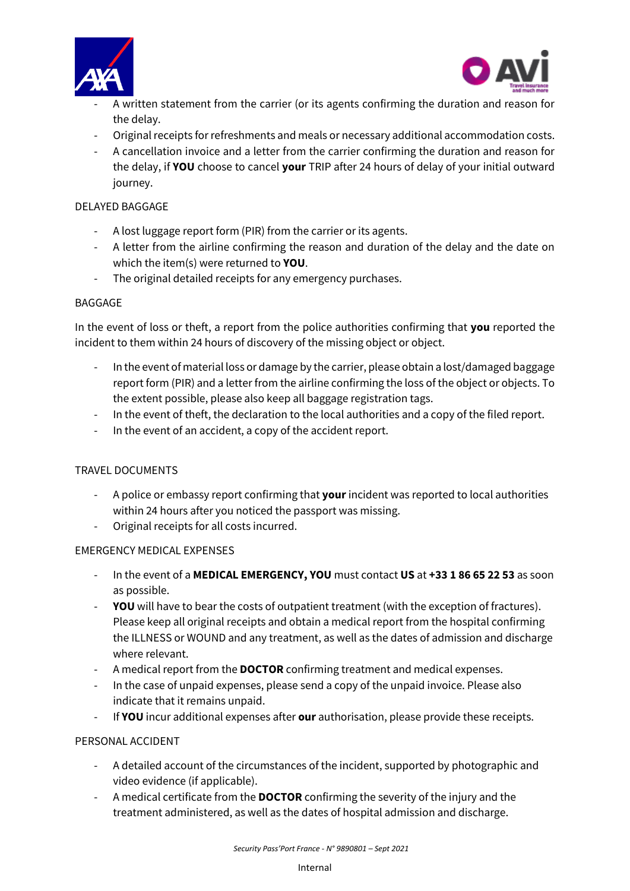- A written statement from the carrier (or its agents confirming the duration and reason for the delay.
- Original receipts for refreshments and meals or necessary additional accommodation costs.
- A cancellation invoice and a letter from the carrier confirming the duration and reason for the delay, if **YOU** choose to cancel **your** TRIP after 24 hours of delay of your initial outward journey.

DELAYED BAGGAGE

- A lost luggage report form (PIR) from the carrier or its agents.
- A letter from the airline confirming the reason and duration of the delay and the date on which the item(s) were returned to **YOU**.
- The original detailed receipts for any emergency purchases.

BAGGAGE

In the event of loss or theft, a report from the police authorities confirming that **you** reported the incident to them within 24 hours of discovery of the missing object or object.

- In the event of material loss or damage by the carrier, please obtain a lost/damaged baggage report form (PIR) and a letter from the airline confirming the loss of the object or objects. To the extent possible, please also keep all baggage registration tags.
- In the event of theft, the declaration to the local authorities and a copy of the filed report.
- In the event of an accident, a copy of the accident report.

TRAVEL DOCUMENTS

- A police or embassy report confirming that **your** incident was reported to local authorities within 24 hours after you noticed the passport was missing.
- Original receipts for all costs incurred.

EMERGENCY MEDICAL EXPENSES

- In the event of a **MEDICAL EMERGENCY, YOU** must contact **US** at **+33 1 86 65 22 53** as soon as possible.
- **YOU** will have to bear the costs of outpatient treatment (with the exception of fractures). Please keep all original receipts and obtain a medical report from the hospital confirming the ILLNESS or WOUND and any treatment, as well as the dates of admission and discharge where relevant.
- A medical report from the **DOCTOR** confirming treatment and medical expenses.
- In the case of unpaid expenses, please send a copy of the unpaid invoice. Please also indicate that it remains unpaid.
- If **YOU** incur additional expenses after **our** authorisation, please provide these receipts.

PERSONAL ACCIDENT

- A detailed account of the circumstances of the incident, supported by photographic and video evidence (if applicable).
- A medical certificate from the **DOCTOR** confirming the severity of the injury and the treatment administered, as well as the dates of hospital admission and discharge.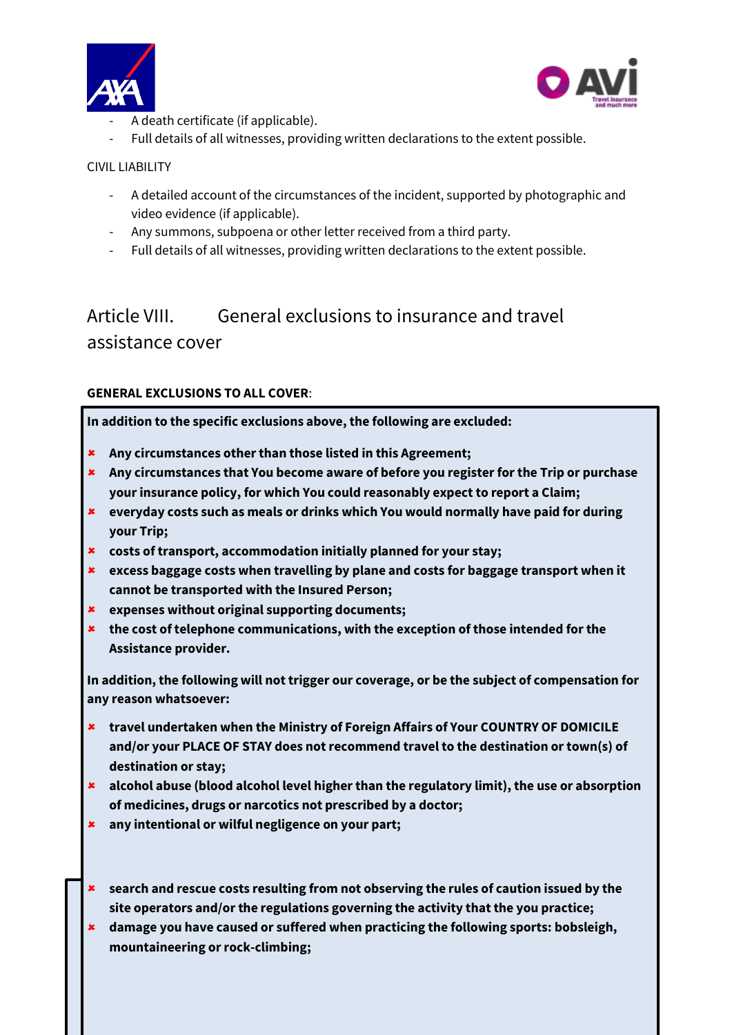- A death certificate (if applicable).
- Full details of all witnesses, providing written declarations to the extent possible.

CIVIL LIABILITY

- A detailed account of the circumstances of the incident, supported by photographic and video evidence (if applicable).
- Any summons, subpoena or other letter received from a third party.
- Full details of all witnesses, providing written declarations to the extent possible.

## Article VIII. General exclusions to insurance and travel assistance cover

**GENERAL EXCLUSIONS TO ALL COVER**:

**In addition to the specific exclusions above, the following are excluded:**

- **Any circumstances other than those listed in this Agreement;**
- **Any circumstances that You become aware of before you register for the Trip or purchase your insurance policy, for which You could reasonably expect to report a Claim;**
- **everyday costs such as meals or drinks which You would normally have paid for during your Trip;**
- **costs of transport, accommodation initially planned for your stay;**
- **excess baggage costs when travelling by plane and costs for baggage transport when it cannot be transported with the Insured Person;**
- **expenses without original supporting documents;**
- **the cost of telephone communications, with the exception of those intended for the Assistance provider.**

**In addition, the following will not trigger our coverage, or be the subject of compensation for any reason whatsoever:**

- **travel undertaken when the Ministry of Foreign Affairs of Your COUNTRY OF DOMICILE and/or your PLACE OF STAY does not recommend travel to the destination or town(s) of destination or stay;**
- **alcohol abuse (blood alcohol level higher than the regulatory limit), the use or absorption of medicines, drugs or narcotics not prescribed by a doctor;**
- **any intentional or wilful negligence on your part;**
- **search and rescue costs resulting from not observing the rules of caution issued by the site operators and/or the regulations governing the activity that the you practice;**
- **damage you have caused or suffered when practicing the following sports: bobsleigh, mountaineering or rock-climbing;**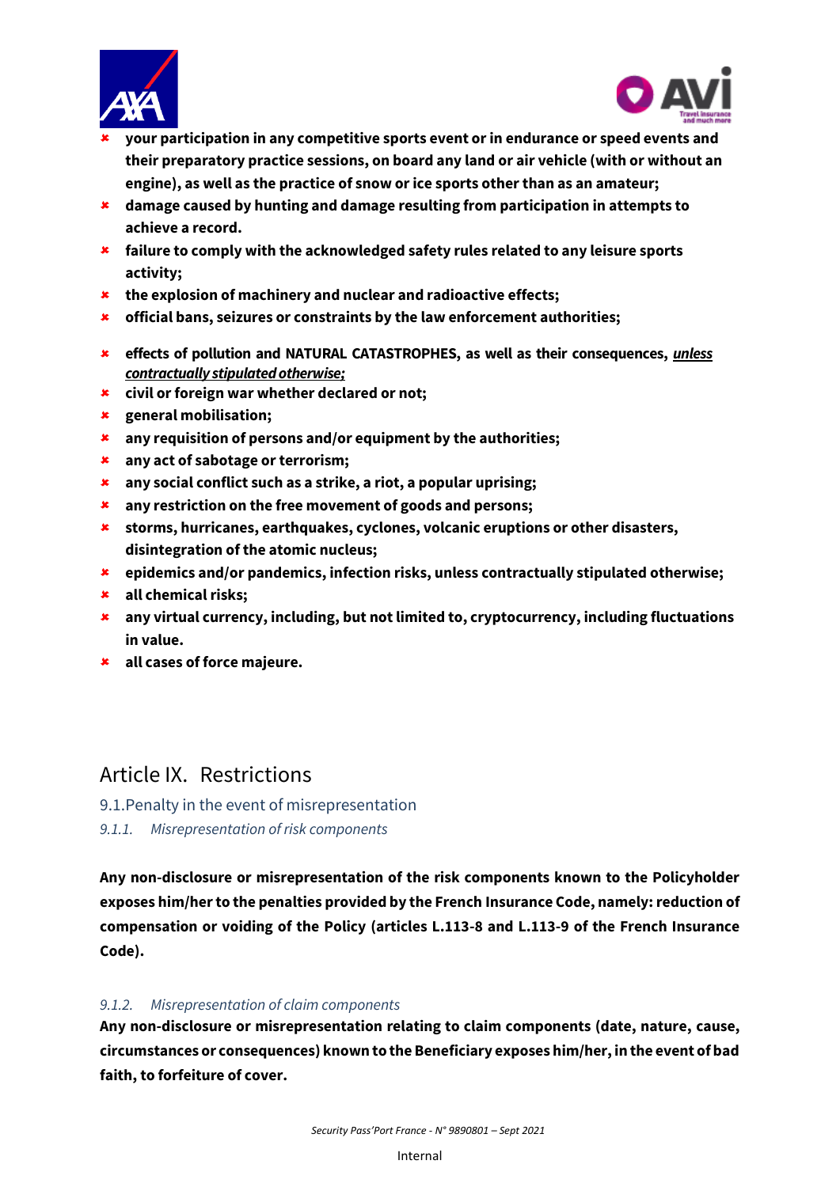- **your participation in any competitive sports event or in endurance or speed events and their preparatory practice sessions, on board any land or air vehicle (with or without an engine), as well as the practice of snow or ice sports other than as an amateur;**
- **damage caused by hunting and damage resulting from participation in attempts to achieve a record.**
- **failure to comply with the acknowledged safety rules related to any leisure sports activity;**
- **the explosion of machinery and nuclear and radioactive effects;**
- **official bans, seizures or constraints by the law enforcement authorities;**
- **effects of pollution and NATURAL CATASTROPHES, as well as their consequences, *unless contractually stipulated otherwise;***
- **civil or foreign war whether declared or not;**
- **general mobilisation;**
- **any requisition of persons and/or equipment by the authorities;**
- **any act of sabotage or terrorism;**
- **any social conflict such as a strike, a riot, a popular uprising;**
- **any restriction on the free movement of goods and persons;**
- **storms, hurricanes, earthquakes, cyclones, volcanic eruptions or other disasters, disintegration of the atomic nucleus;**
- **epidemics and/or pandemics, infection risks, unless contractually stipulated otherwise;**
- **all chemical risks;**
- **any virtual currency, including, but not limited to, cryptocurrency, including fluctuations in value.**
- **all cases of force majeure.**

# Article IX. Restrictions

## 9.1. Penalty in the event of misrepresentation

### *9.1.1. Misrepresentation of risk components*

**Any non-disclosure or misrepresentation of the risk components known to the Policyholder exposes him/her to the penalties provided by the French Insurance Code, namely: reduction of compensation or voiding of the Policy (articles L.113-8 and L.113-9 of the French Insurance Code).**

### *9.1.2. Misrepresentation of claim components*

**Any non-disclosure or misrepresentation relating to claim components (date, nature, cause, circumstances or consequences) known to the Beneficiary exposes him/her, in the event of bad faith, to forfeiture of cover.**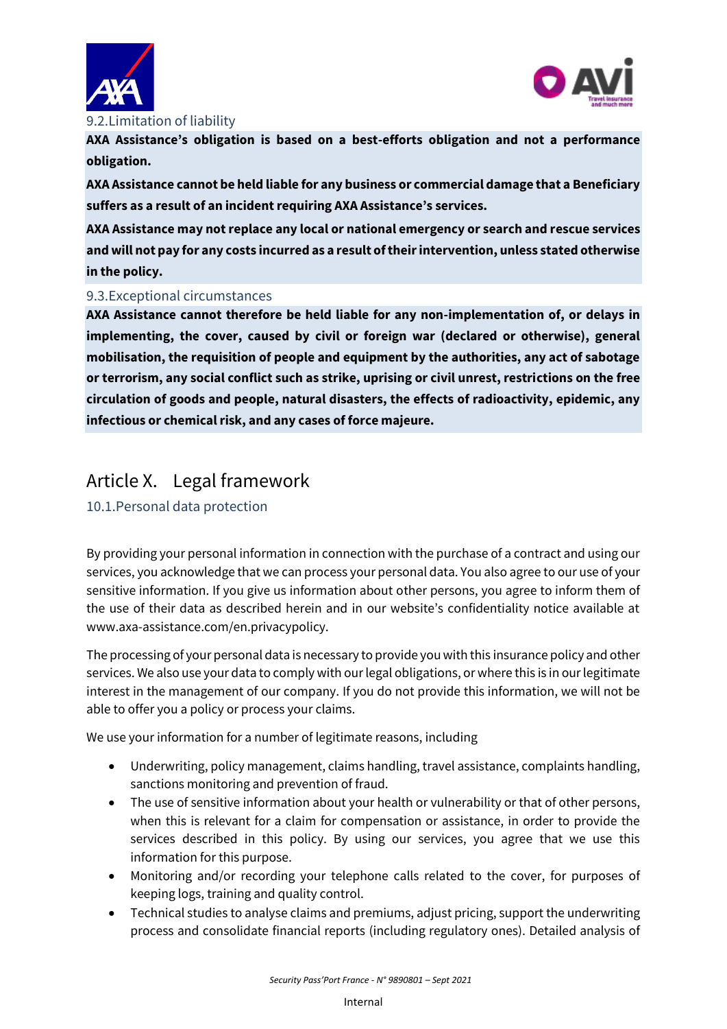### 9.2.Limitation of liability

**AXA Assistance's obligation is based on a best-efforts obligation and not a performance obligation.**

**AXA Assistance cannot be held liable for any business or commercial damage that a Beneficiary suffers as a result of an incident requiring AXA Assistance's services.**

**AXA Assistance may not replace any local or national emergency or search and rescue services and will not pay for any costs incurred as a result of their intervention, unless stated otherwise in the policy.**

### 9.3.Exceptional circumstances

**AXA Assistance cannot therefore be held liable for any non-implementation of, or delays in implementing, the cover, caused by civil or foreign war (declared or otherwise), general mobilisation, the requisition of people and equipment by the authorities, any act of sabotage or terrorism, any social conflict such as strike, uprising or civil unrest, restrictions on the free circulation of goods and people, natural disasters, the effects of radioactivity, epidemic, any infectious or chemical risk, and any cases of force majeure.**

## Article X. Legal framework

### 10.1.Personal data protection

By providing your personal information in connection with the purchase of a contract and using our services, you acknowledge that we can process your personal data. You also agree to our use of your sensitive information. If you give us information about other persons, you agree to inform them of the use of their data as described herein and in our website's confidentiality notice available at www.axa-assistance.com/en.privacypolicy.

The processing of your personal data is necessary to provide you with this insurance policy and other services. We also use your data to comply with our legal obligations, or where this is in our legitimate interest in the management of our company. If you do not provide this information, we will not be able to offer you a policy or process your claims.

We use your information for a number of legitimate reasons, including

- Underwriting, policy management, claims handling, travel assistance, complaints handling, sanctions monitoring and prevention of fraud.
- The use of sensitive information about your health or vulnerability or that of other persons, when this is relevant for a claim for compensation or assistance, in order to provide the services described in this policy. By using our services, you agree that we use this information for this purpose.
- Monitoring and/or recording your telephone calls related to the cover, for purposes of keeping logs, training and quality control.
- Technical studies to analyse claims and premiums, adjust pricing, support the underwriting process and consolidate financial reports (including regulatory ones). Detailed analysis of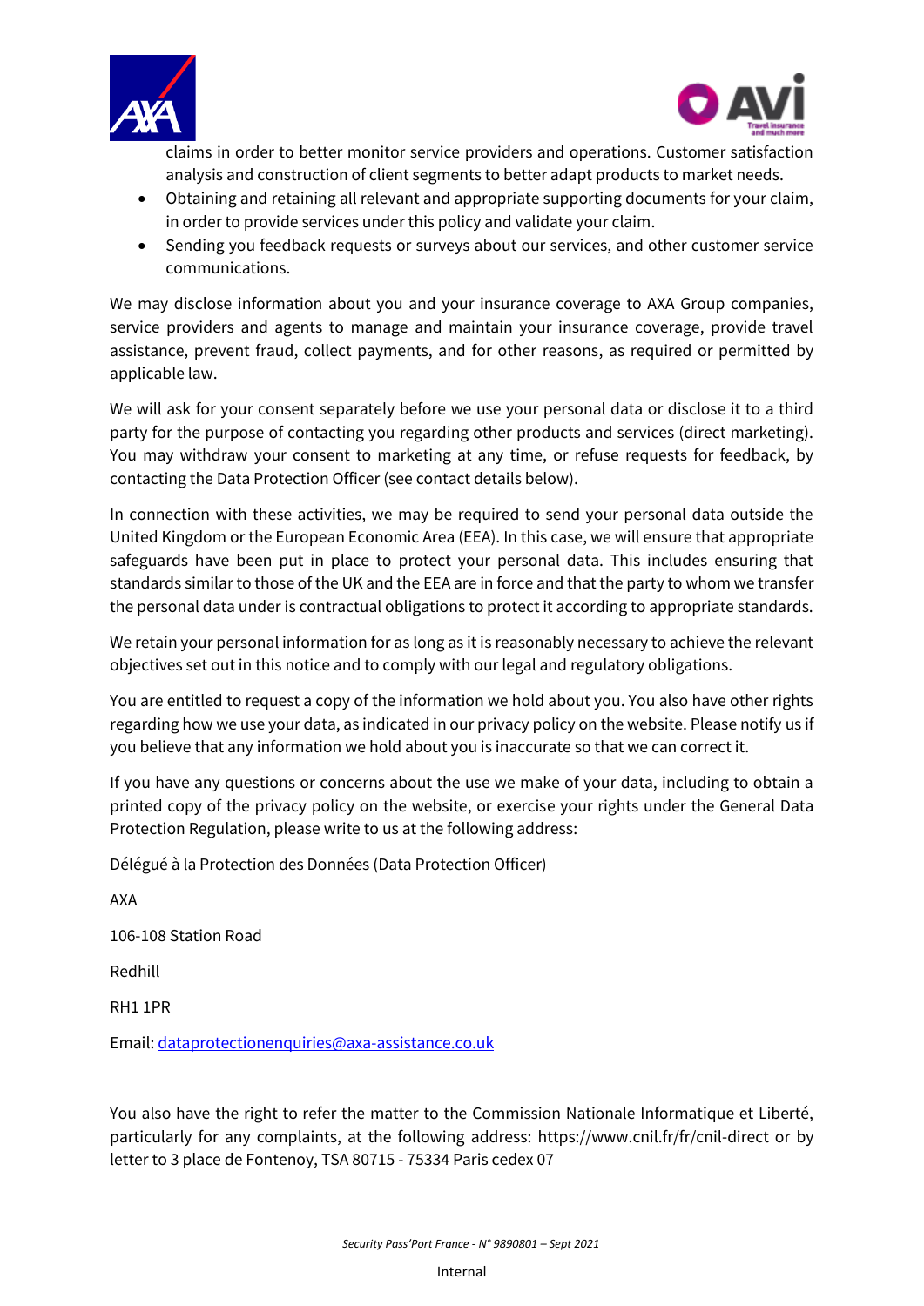claims in order to better monitor service providers and operations. Customer satisfaction analysis and construction of client segments to better adapt products to market needs.

- Obtaining and retaining all relevant and appropriate supporting documents for your claim, in order to provide services under this policy and validate your claim.
- Sending you feedback requests or surveys about our services, and other customer service communications.

We may disclose information about you and your insurance coverage to AXA Group companies, service providers and agents to manage and maintain your insurance coverage, provide travel assistance, prevent fraud, collect payments, and for other reasons, as required or permitted by applicable law.

We will ask for your consent separately before we use your personal data or disclose it to a third party for the purpose of contacting you regarding other products and services (direct marketing). You may withdraw your consent to marketing at any time, or refuse requests for feedback, by contacting the Data Protection Officer (see contact details below).

In connection with these activities, we may be required to send your personal data outside the United Kingdom or the European Economic Area (EEA). In this case, we will ensure that appropriate safeguards have been put in place to protect your personal data. This includes ensuring that standards similar to those of the UK and the EEA are in force and that the party to whom we transfer the personal data under is contractual obligations to protect it according to appropriate standards.

We retain your personal information for as long as it is reasonably necessary to achieve the relevant objectives set out in this notice and to comply with our legal and regulatory obligations.

You are entitled to request a copy of the information we hold about you. You also have other rights regarding how we use your data, as indicated in our privacy policy on the website. Please notify us if you believe that any information we hold about you is inaccurate so that we can correct it.

If you have any questions or concerns about the use we make of your data, including to obtain a printed copy of the privacy policy on the website, or exercise your rights under the General Data Protection Regulation, please write to us at the following address:

Délégué à la Protection des Données (Data Protection Officer)

AXA

106-108 Station Road

Redhill

RH1 1PR

Email: dataprotectionenquiries@axa-assistance.co.uk

You also have the right to refer the matter to the Commission Nationale Informatique et Liberté, particularly for any complaints, at the following address: https://www.cnil.fr/fr/cnil-direct or by letter to 3 place de Fontenoy, TSA 80715 - 75334 Paris cedex 07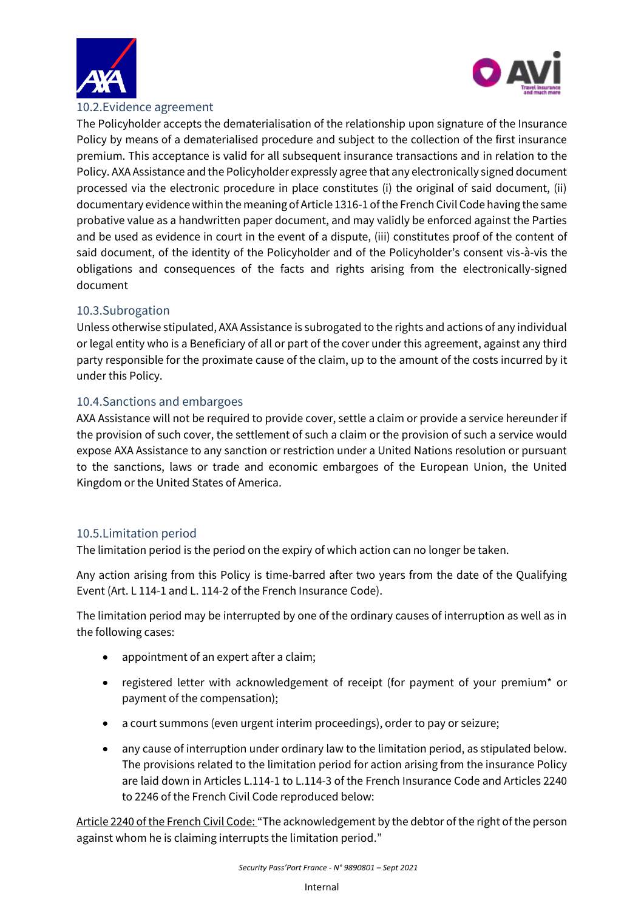### 10.2.Evidence agreement

The Policyholder accepts the dematerialisation of the relationship upon signature of the Insurance Policy by means of a dematerialised procedure and subject to the collection of the first insurance premium. This acceptance is valid for all subsequent insurance transactions and in relation to the Policy. AXA Assistance and the Policyholder expressly agree that any electronically signed document processed via the electronic procedure in place constitutes (i) the original of said document, (ii) documentary evidence within the meaning of Article 1316-1 of the French Civil Code having the same probative value as a handwritten paper document, and may validly be enforced against the Parties and be used as evidence in court in the event of a dispute, (iii) constitutes proof of the content of said document, of the identity of the Policyholder and of the Policyholder's consent vis-à-vis the obligations and consequences of the facts and rights arising from the electronically-signed document

### 10.3.Subrogation

Unless otherwise stipulated, AXA Assistance is subrogated to the rights and actions of any individual or legal entity who is a Beneficiary of all or part of the cover under this agreement, against any third party responsible for the proximate cause of the claim, up to the amount of the costs incurred by it under this Policy.

### 10.4.Sanctions and embargoes

AXA Assistance will not be required to provide cover, settle a claim or provide a service hereunder if the provision of such cover, the settlement of such a claim or the provision of such a service would expose AXA Assistance to any sanction or restriction under a United Nations resolution or pursuant to the sanctions, laws or trade and economic embargoes of the European Union, the United Kingdom or the United States of America.

### 10.5.Limitation period

The limitation period is the period on the expiry of which action can no longer be taken.

Any action arising from this Policy is time-barred after two years from the date of the Qualifying Event (Art. L 114-1 and L. 114-2 of the French Insurance Code).

The limitation period may be interrupted by one of the ordinary causes of interruption as well as in the following cases:

- appointment of an expert after a claim;
- registered letter with acknowledgement of receipt (for payment of your premium* or payment of the compensation);
- a court summons (even urgent interim proceedings), order to pay or seizure;
- any cause of interruption under ordinary law to the limitation period, as stipulated below. The provisions related to the limitation period for action arising from the insurance Policy are laid down in Articles L.114-1 to L.114-3 of the French Insurance Code and Articles 2240 to 2246 of the French Civil Code reproduced below:

Article 2240 of the French Civil Code: "The acknowledgement by the debtor of the right of the person against whom he is claiming interrupts the limitation period."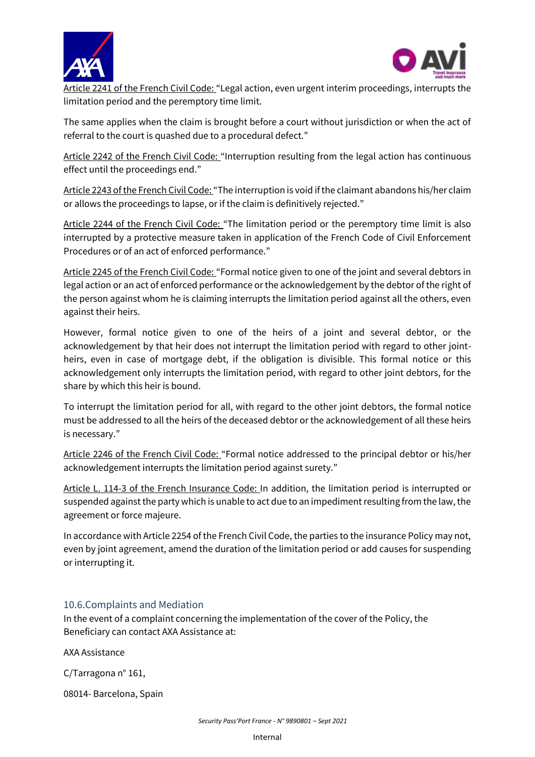Article 2241 of the French Civil Code: "Legal action, even urgent interim proceedings, interrupts the limitation period and the peremptory time limit.

The same applies when the claim is brought before a court without jurisdiction or when the act of referral to the court is quashed due to a procedural defect."

Article 2242 of the French Civil Code: "Interruption resulting from the legal action has continuous effect until the proceedings end."

Article 2243 of the French Civil Code: "The interruption is void if the claimant abandons his/her claim or allows the proceedings to lapse, or if the claim is definitively rejected."

Article 2244 of the French Civil Code: "The limitation period or the peremptory time limit is also interrupted by a protective measure taken in application of the French Code of Civil Enforcement Procedures or of an act of enforced performance."

Article 2245 of the French Civil Code: "Formal notice given to one of the joint and several debtors in legal action or an act of enforced performance or the acknowledgement by the debtor of the right of the person against whom he is claiming interrupts the limitation period against all the others, even against their heirs.

However, formal notice given to one of the heirs of a joint and several debtor, or the acknowledgement by that heir does not interrupt the limitation period with regard to other joint-heirs, even in case of mortgage debt, if the obligation is divisible. This formal notice or this acknowledgement only interrupts the limitation period, with regard to other joint debtors, for the share by which this heir is bound.

To interrupt the limitation period for all, with regard to the other joint debtors, the formal notice must be addressed to all the heirs of the deceased debtor or the acknowledgement of all these heirs is necessary."

Article 2246 of the French Civil Code: "Formal notice addressed to the principal debtor or his/her acknowledgement interrupts the limitation period against surety."

Article L. 114-3 of the French Insurance Code: In addition, the limitation period is interrupted or suspended against the party which is unable to act due to an impediment resulting from the law, the agreement or force majeure.

In accordance with Article 2254 of the French Civil Code, the parties to the insurance Policy may not, even by joint agreement, amend the duration of the limitation period or add causes for suspending or interrupting it.

## 10.6. Complaints and Mediation

In the event of a complaint concerning the implementation of the cover of the Policy, the Beneficiary can contact AXA Assistance at:

AXA Assistance

C/Tarragona n° 161,

08014- Barcelona, Spain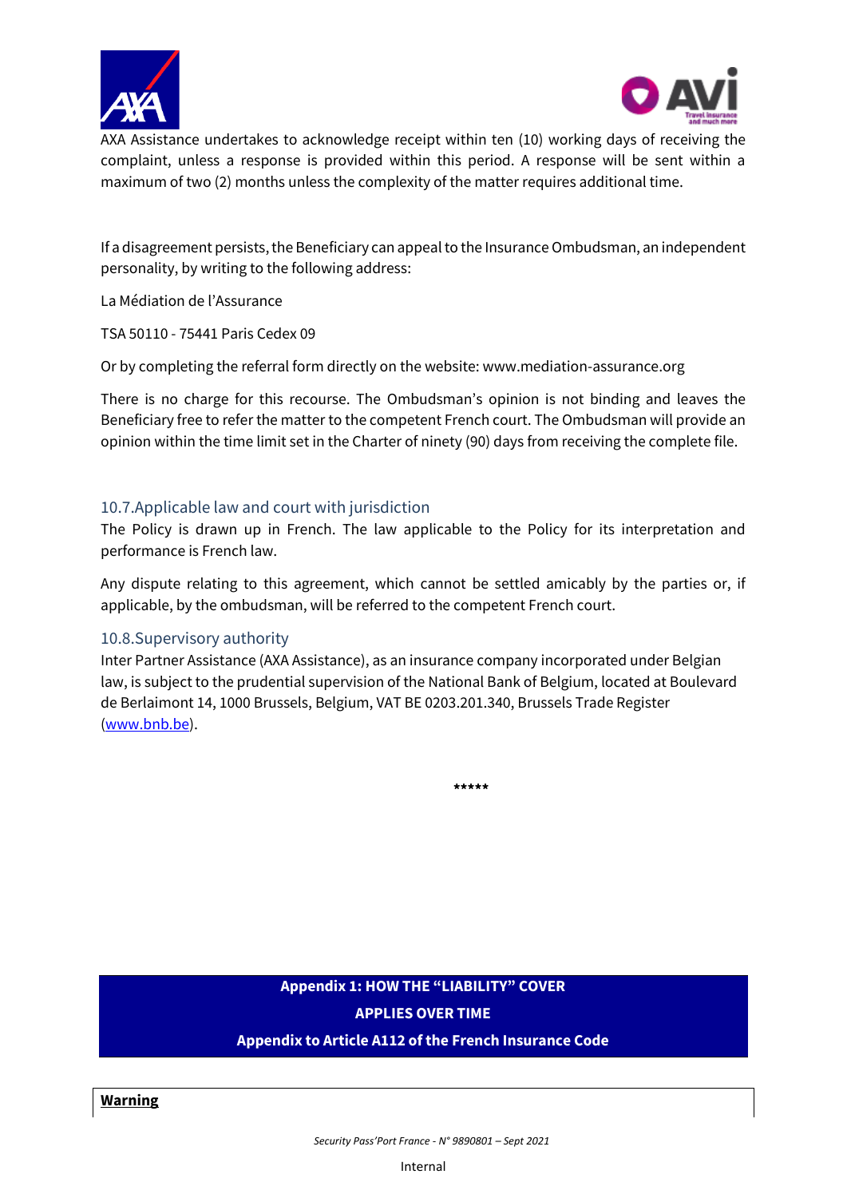AXA Assistance undertakes to acknowledge receipt within ten (10) working days of receiving the complaint, unless a response is provided within this period. A response will be sent within a maximum of two (2) months unless the complexity of the matter requires additional time.

If a disagreement persists, the Beneficiary can appeal to the Insurance Ombudsman, an independent personality, by writing to the following address:

La Médiation de l'Assurance

TSA 50110 - 75441 Paris Cedex 09

Or by completing the referral form directly on the website: www.mediation-assurance.org

There is no charge for this recourse. The Ombudsman's opinion is not binding and leaves the Beneficiary free to refer the matter to the competent French court. The Ombudsman will provide an opinion within the time limit set in the Charter of ninety (90) days from receiving the complete file.

### 10.7.Applicable law and court with jurisdiction

The Policy is drawn up in French. The law applicable to the Policy for its interpretation and performance is French law.

Any dispute relating to this agreement, which cannot be settled amicably by the parties or, if applicable, by the ombudsman, will be referred to the competent French court.

### 10.8.Supervisory authority

Inter Partner Assistance (AXA Assistance), as an insurance company incorporated under Belgian law, is subject to the prudential supervision of the National Bank of Belgium, located at Boulevard de Berlaimont 14, 1000 Brussels, Belgium, VAT BE 0203.201.340, Brussels Trade Register (www.bnb.be).

*****

## Appendix 1: HOW THE "LIABILITY" COVER APPLIES OVER TIME

## Appendix to Article A112 of the French Insurance Code

**Warning**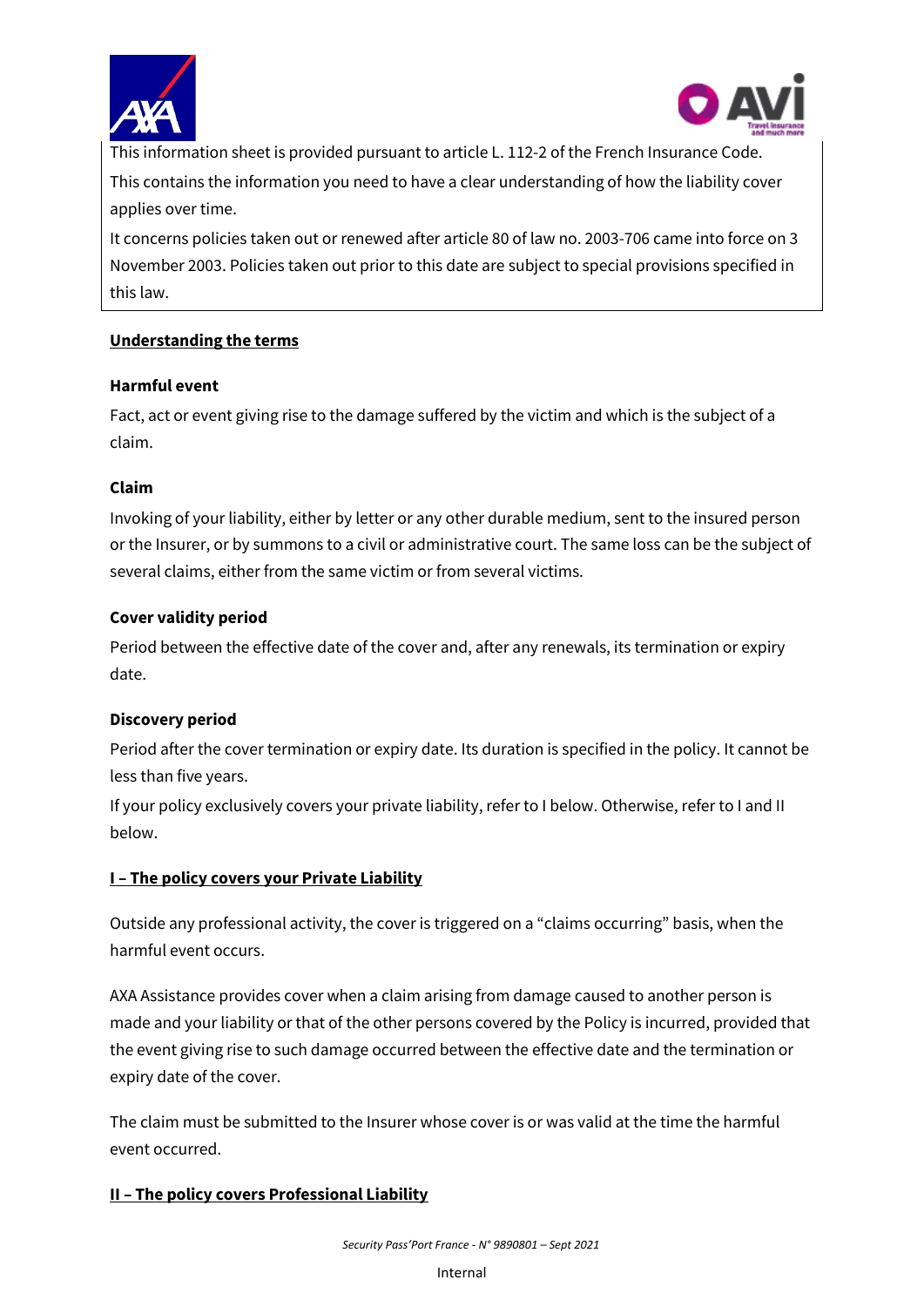This information sheet is provided pursuant to article L. 112-2 of the French Insurance Code.

This contains the information you need to have a clear understanding of how the liability cover applies over time.

It concerns policies taken out or renewed after article 80 of law no. 2003-706 came into force on 3 November 2003. Policies taken out prior to this date are subject to special provisions specified in this law.

**<u>Understanding the terms</u>**

**Harmful event**

Fact, act or event giving rise to the damage suffered by the victim and which is the subject of a claim.

**Claim**

Invoking of your liability, either by letter or any other durable medium, sent to the insured person or the Insurer, or by summons to a civil or administrative court. The same loss can be the subject of several claims, either from the same victim or from several victims.

**Cover validity period**

Period between the effective date of the cover and, after any renewals, its termination or expiry date.

**Discovery period**

Period after the cover termination or expiry date. Its duration is specified in the policy. It cannot be less than five years.

If your policy exclusively covers your private liability, refer to I below. Otherwise, refer to I and II below.

**<u>I – The policy covers your Private Liability</u>**

Outside any professional activity, the cover is triggered on a "claims occurring" basis, when the harmful event occurs.

AXA Assistance provides cover when a claim arising from damage caused to another person is made and your liability or that of the other persons covered by the Policy is incurred, provided that the event giving rise to such damage occurred between the effective date and the termination or expiry date of the cover.

The claim must be submitted to the Insurer whose cover is or was valid at the time the harmful event occurred.

**<u>II – The policy covers Professional Liability</u>**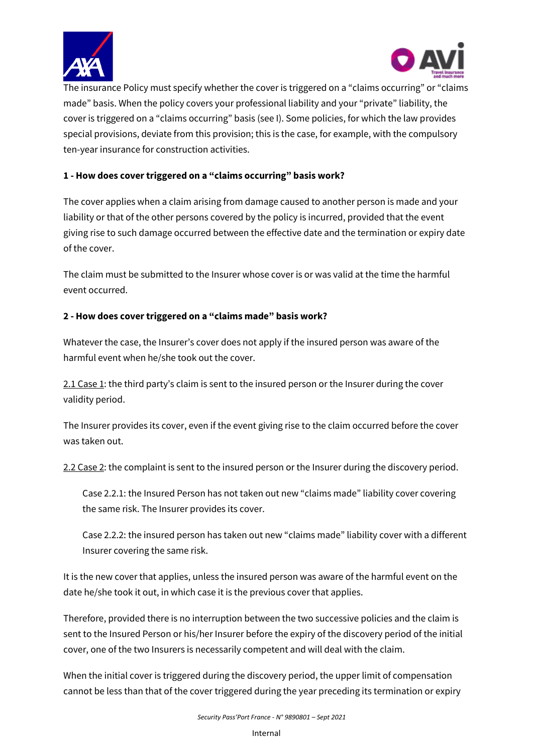The insurance Policy must specify whether the cover is triggered on a “claims occurring” or “claims made” basis. When the policy covers your professional liability and your “private” liability, the cover is triggered on a “claims occurring” basis (see I). Some policies, for which the law provides special provisions, deviate from this provision; this is the case, for example, with the compulsory ten-year insurance for construction activities.

**1 - How does cover triggered on a “claims occurring” basis work?**

The cover applies when a claim arising from damage caused to another person is made and your liability or that of the other persons covered by the policy is incurred, provided that the event giving rise to such damage occurred between the effective date and the termination or expiry date of the cover.

The claim must be submitted to the Insurer whose cover is or was valid at the time the harmful event occurred.

**2 - How does cover triggered on a “claims made” basis work?**

Whatever the case, the Insurer’s cover does not apply if the insured person was aware of the harmful event when he/she took out the cover.

2.1 Case 1: the third party’s claim is sent to the insured person or the Insurer during the cover validity period.

The Insurer provides its cover, even if the event giving rise to the claim occurred before the cover was taken out.

2.2 Case 2: the complaint is sent to the insured person or the Insurer during the discovery period.

> Case 2.2.1: the Insured Person has not taken out new “claims made” liability cover covering the same risk. The Insurer provides its cover.
>
> Case 2.2.2: the insured person has taken out new “claims made” liability cover with a different Insurer covering the same risk.

It is the new cover that applies, unless the insured person was aware of the harmful event on the date he/she took it out, in which case it is the previous cover that applies.

Therefore, provided there is no interruption between the two successive policies and the claim is sent to the Insured Person or his/her Insurer before the expiry of the discovery period of the initial cover, one of the two Insurers is necessarily competent and will deal with the claim.

When the initial cover is triggered during the discovery period, the upper limit of compensation cannot be less than that of the cover triggered during the year preceding its termination or expiry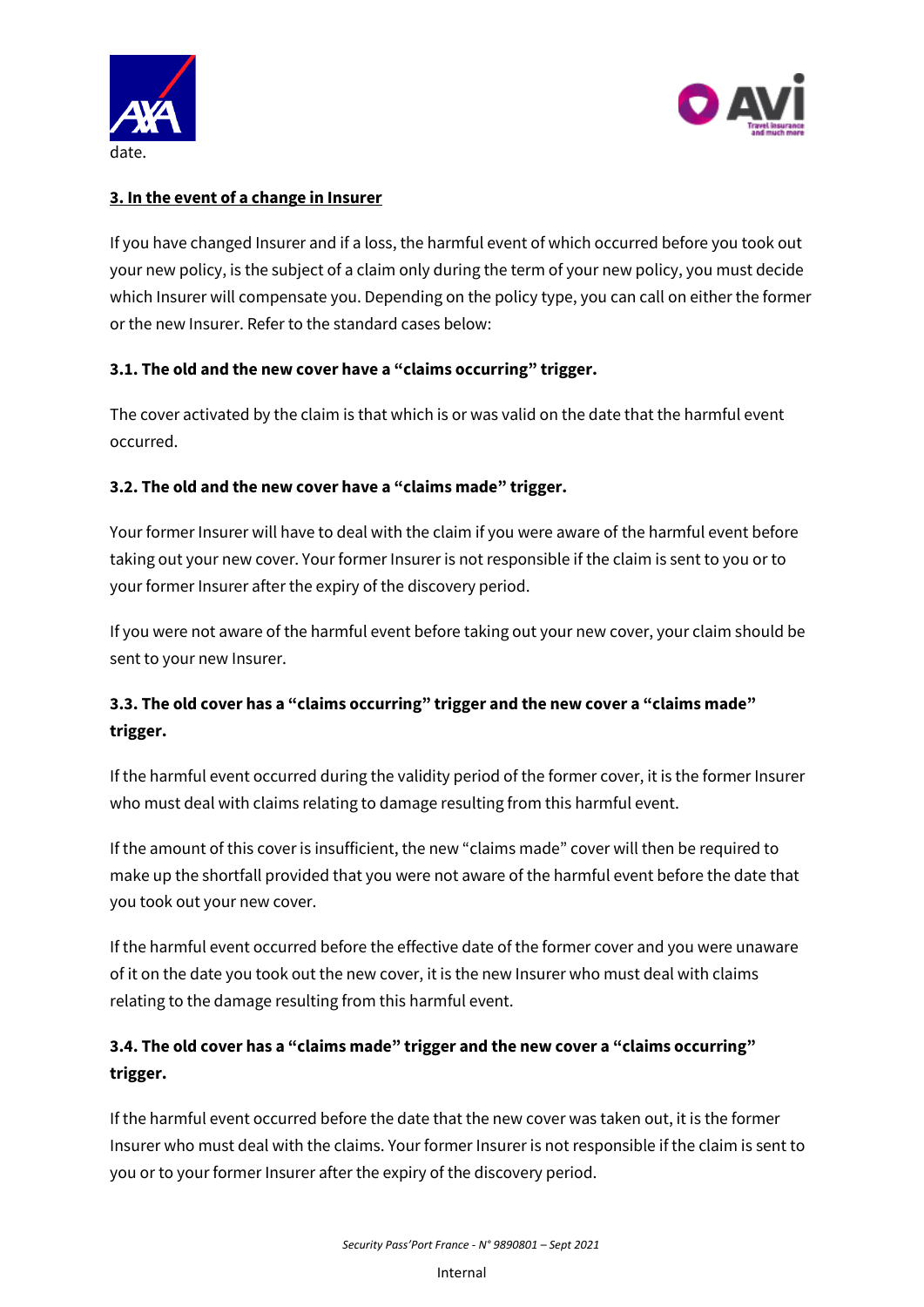date.

## 3. In the event of a change in Insurer

If you have changed Insurer and if a loss, the harmful event of which occurred before you took out your new policy, is the subject of a claim only during the term of your new policy, you must decide which Insurer will compensate you. Depending on the policy type, you can call on either the former or the new Insurer. Refer to the standard cases below:

### 3.1. The old and the new cover have a "claims occurring" trigger.

The cover activated by the claim is that which is or was valid on the date that the harmful event occurred.

### 3.2. The old and the new cover have a "claims made" trigger.

Your former Insurer will have to deal with the claim if you were aware of the harmful event before taking out your new cover. Your former Insurer is not responsible if the claim is sent to you or to your former Insurer after the expiry of the discovery period.

If you were not aware of the harmful event before taking out your new cover, your claim should be sent to your new Insurer.

### 3.3. The old cover has a "claims occurring" trigger and the new cover a "claims made" trigger.

If the harmful event occurred during the validity period of the former cover, it is the former Insurer who must deal with claims relating to damage resulting from this harmful event.

If the amount of this cover is insufficient, the new "claims made" cover will then be required to make up the shortfall provided that you were not aware of the harmful event before the date that you took out your new cover.

If the harmful event occurred before the effective date of the former cover and you were unaware of it on the date you took out the new cover, it is the new Insurer who must deal with claims relating to the damage resulting from this harmful event.

### 3.4. The old cover has a "claims made" trigger and the new cover a "claims occurring" trigger.

If the harmful event occurred before the date that the new cover was taken out, it is the former Insurer who must deal with the claims. Your former Insurer is not responsible if the claim is sent to you or to your former Insurer after the expiry of the discovery period.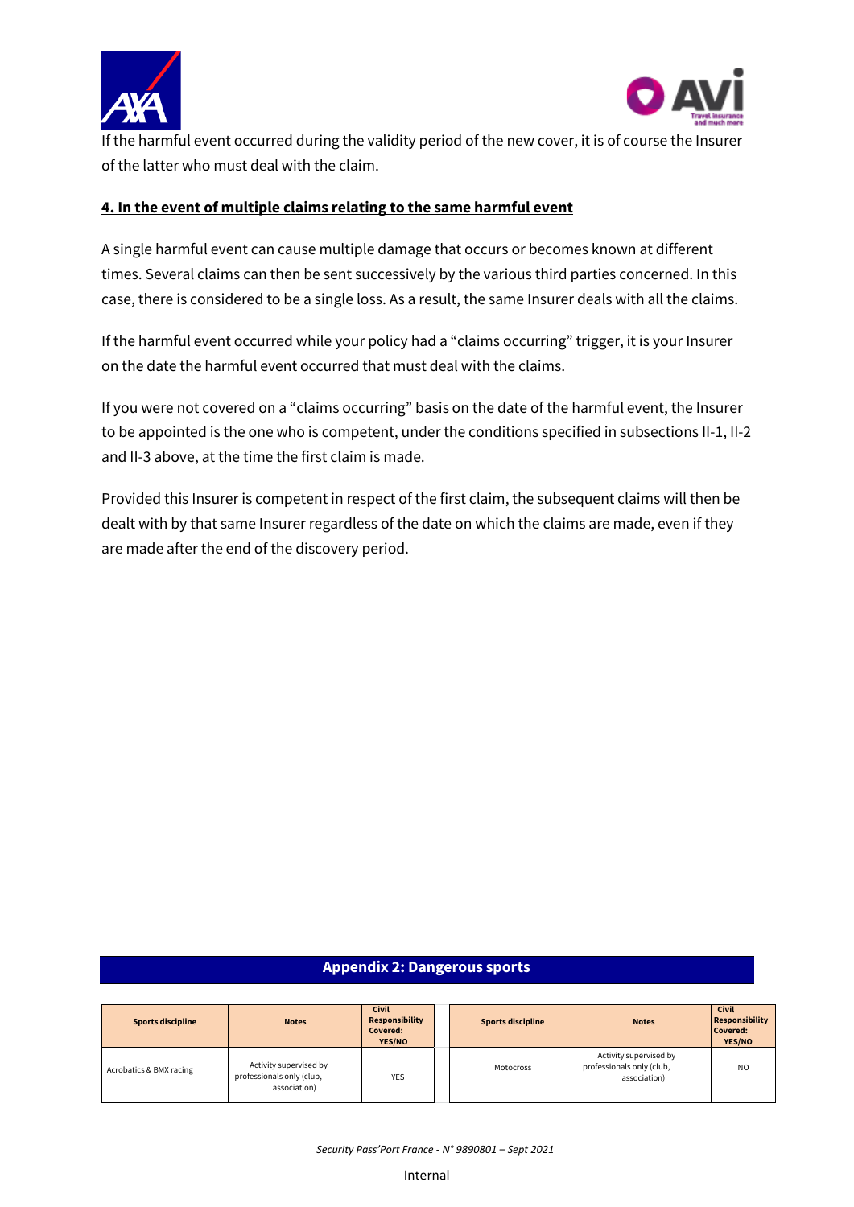If the harmful event occurred during the validity period of the new cover, it is of course the Insurer of the latter who must deal with the claim.

**4. In the event of multiple claims relating to the same harmful event**

A single harmful event can cause multiple damage that occurs or becomes known at different times. Several claims can then be sent successively by the various third parties concerned. In this case, there is considered to be a single loss. As a result, the same Insurer deals with all the claims.

If the harmful event occurred while your policy had a "claims occurring" trigger, it is your Insurer on the date the harmful event occurred that must deal with the claims.

If you were not covered on a "claims occurring" basis on the date of the harmful event, the Insurer to be appointed is the one who is competent, under the conditions specified in subsections II-1, II-2 and II-3 above, at the time the first claim is made.

Provided this Insurer is competent in respect of the first claim, the subsequent claims will then be dealt with by that same Insurer regardless of the date on which the claims are made, even if they are made after the end of the discovery period.

## Appendix 2: Dangerous sports

| Sports discipline | Notes | Civil Responsibility Covered: YES/NO |
|---|---|---|
| Acrobatics & BMX racing | Activity supervised by professionals only (club, association) | YES |
| Motocross | Activity supervised by professionals only (club, association) | NO |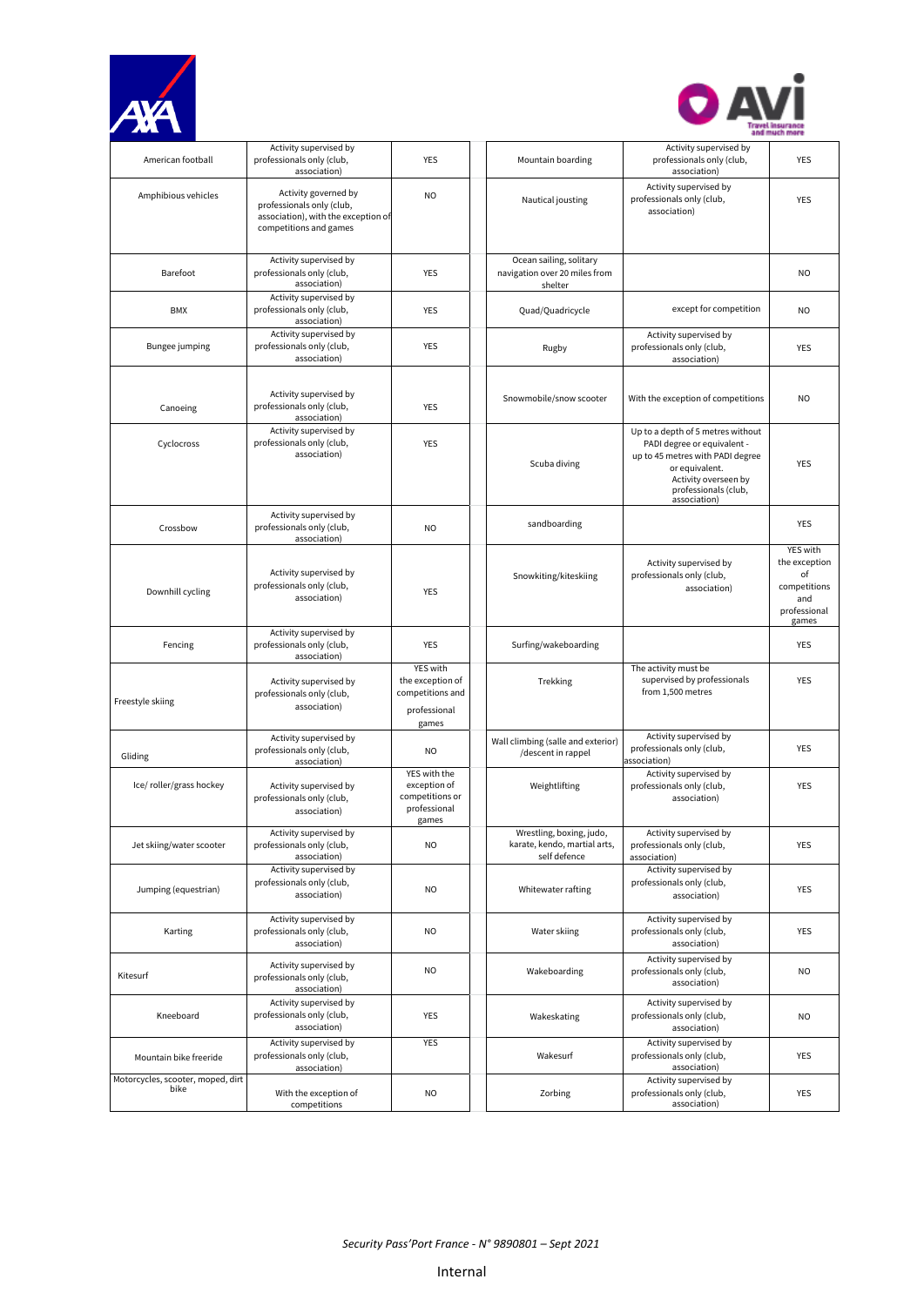| | | | | | |
|---|---|---|---|---|---|
| American football | Activity supervised by professionals only (club, association) | YES | Mountain boarding | Activity supervised by professionals only (club, association) | YES |
| Amphibious vehicles | Activity governed by professionals only (club, association), with the exception of competitions and games | NO | Nautical jousting | Activity supervised by professionals only (club, association) | YES |
| Barefoot | Activity supervised by professionals only (club, association) | YES | Ocean sailing, solitary navigation over 20 miles from shelter | | NO |
| BMX | Activity supervised by professionals only (club, association) | YES | Quad/Quadricycle | except for competition | NO |
| Bungee jumping | Activity supervised by professionals only (club, association) | YES | Rugby | Activity supervised by professionals only (club, association) | YES |
| Canoeing | Activity supervised by professionals only (club, association) | YES | Snowmobile/snow scooter | With the exception of competitions | NO |
| Cyclocross | Activity supervised by professionals only (club, association) | YES | Scuba diving | Up to a depth of 5 metres without PADI degree or equivalent - up to 45 metres with PADI degree or equivalent. Activity overseen by professionals (club, association) | YES |
| Crossbow | Activity supervised by professionals only (club, association) | NO | sandboarding | | YES |
| Downhill cycling | Activity supervised by professionals only (club, association) | YES | Snowkiting/kiteskiing | Activity supervised by professionals only (club, association) | YES with the exception of competitions and professional games |
| Fencing | Activity supervised by professionals only (club, association) | YES | Surfing/wakeboarding | | YES |
| Freestyle skiing | Activity supervised by professionals only (club, association) | YES with the exception of competitions and professional games | Trekking | The activity must be supervised by professionals from 1,500 metres | YES |
| Gliding | Activity supervised by professionals only (club, association) | NO | Wall climbing (salle and exterior) /descent in rappel | Activity supervised by professionals only (club, association) | YES |
| Ice/ roller/grass hockey | Activity supervised by professionals only (club, association) | YES with the exception of competitions or professional games | Weightlifting | Activity supervised by professionals only (club, association) | YES |
| Jet skiing/water scooter | Activity supervised by professionals only (club, association) | NO | Wrestling, boxing, judo, karate, kendo, martial arts, self defence | Activity supervised by professionals only (club, association) | YES |
| Jumping (equestrian) | Activity supervised by professionals only (club, association) | NO | Whitewater rafting | Activity supervised by professionals only (club, association) | YES |
| Karting | Activity supervised by professionals only (club, association) | NO | Water skiing | Activity supervised by professionals only (club, association) | YES |
| Kitesurf | Activity supervised by professionals only (club, association) | NO | Wakeboarding | Activity supervised by professionals only (club, association) | NO |
| Kneeboard | Activity supervised by professionals only (club, association) | YES | Wakeskating | Activity supervised by professionals only (club, association) | NO |
| Mountain bike freeride | Activity supervised by professionals only (club, association) | YES | Wakesurf | Activity supervised by professionals only (club, association) | YES |
| Motorcycles, scooter, moped, dirt bike | With the exception of competitions | NO | Zorbing | Activity supervised by professionals only (club, association) | YES |

*Security Pass'Port France - N° 9890801 – Sept 2021*

Internal